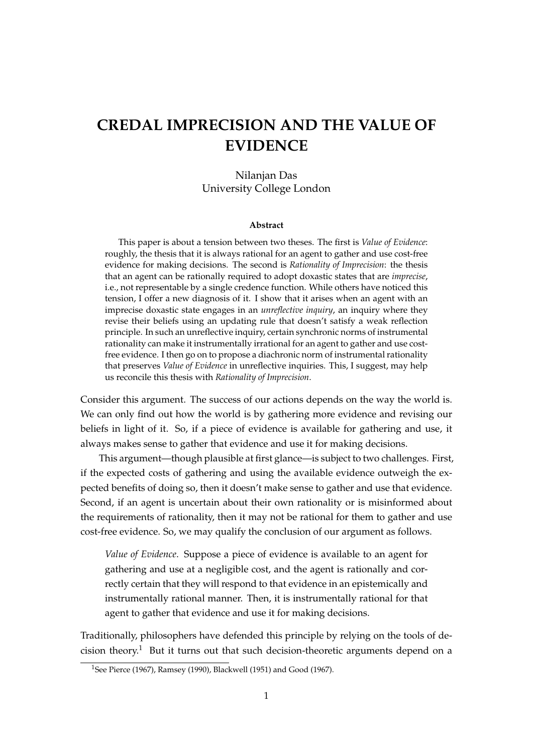# CREDAL IMPRECISION AND THE VALUE OF EVIDENCE

Nilanjan Das
University College London

**Abstract**

This paper is about a tension between two theses. The first is *Value of Evidence*: roughly, the thesis that it is always rational for an agent to gather and use cost-free evidence for making decisions. The second is *Rationality of Imprecision*: the thesis that an agent can be rationally required to adopt doxastic states that are *imprecise*, i.e., not representable by a single credence function. While others have noticed this tension, I offer a new diagnosis of it. I show that it arises when an agent with an imprecise doxastic state engages in an *unreflective inquiry*, an inquiry where they revise their beliefs using an updating rule that doesn't satisfy a weak reflection principle. In such an unreflective inquiry, certain synchronic norms of instrumental rationality can make it instrumentally irrational for an agent to gather and use cost-free evidence. I then go on to propose a diachronic norm of instrumental rationality that preserves *Value of Evidence* in unreflective inquiries. This, I suggest, may help us reconcile this thesis with *Rationality of Imprecision*.

Consider this argument. The success of our actions depends on the way the world is. We can only find out how the world is by gathering more evidence and revising our beliefs in light of it. So, if a piece of evidence is available for gathering and use, it always makes sense to gather that evidence and use it for making decisions.

This argument—though plausible at first glance—is subject to two challenges. First, if the expected costs of gathering and using the available evidence outweigh the expected benefits of doing so, then it doesn't make sense to gather and use that evidence. Second, if an agent is uncertain about their own rationality or is misinformed about the requirements of rationality, then it may not be rational for them to gather and use cost-free evidence. So, we may qualify the conclusion of our argument as follows.

> *Value of Evidence*. Suppose a piece of evidence is available to an agent for gathering and use at a negligible cost, and the agent is rationally and correctly certain that they will respond to that evidence in an epistemically and instrumentally rational manner. Then, it is instrumentally rational for that agent to gather that evidence and use it for making decisions.

Traditionally, philosophers have defended this principle by relying on the tools of decision theory.[1] But it turns out that such decision-theoretic arguments depend on a

[1] See Pierce (1967), Ramsey (1990), Blackwell (1951) and Good (1967).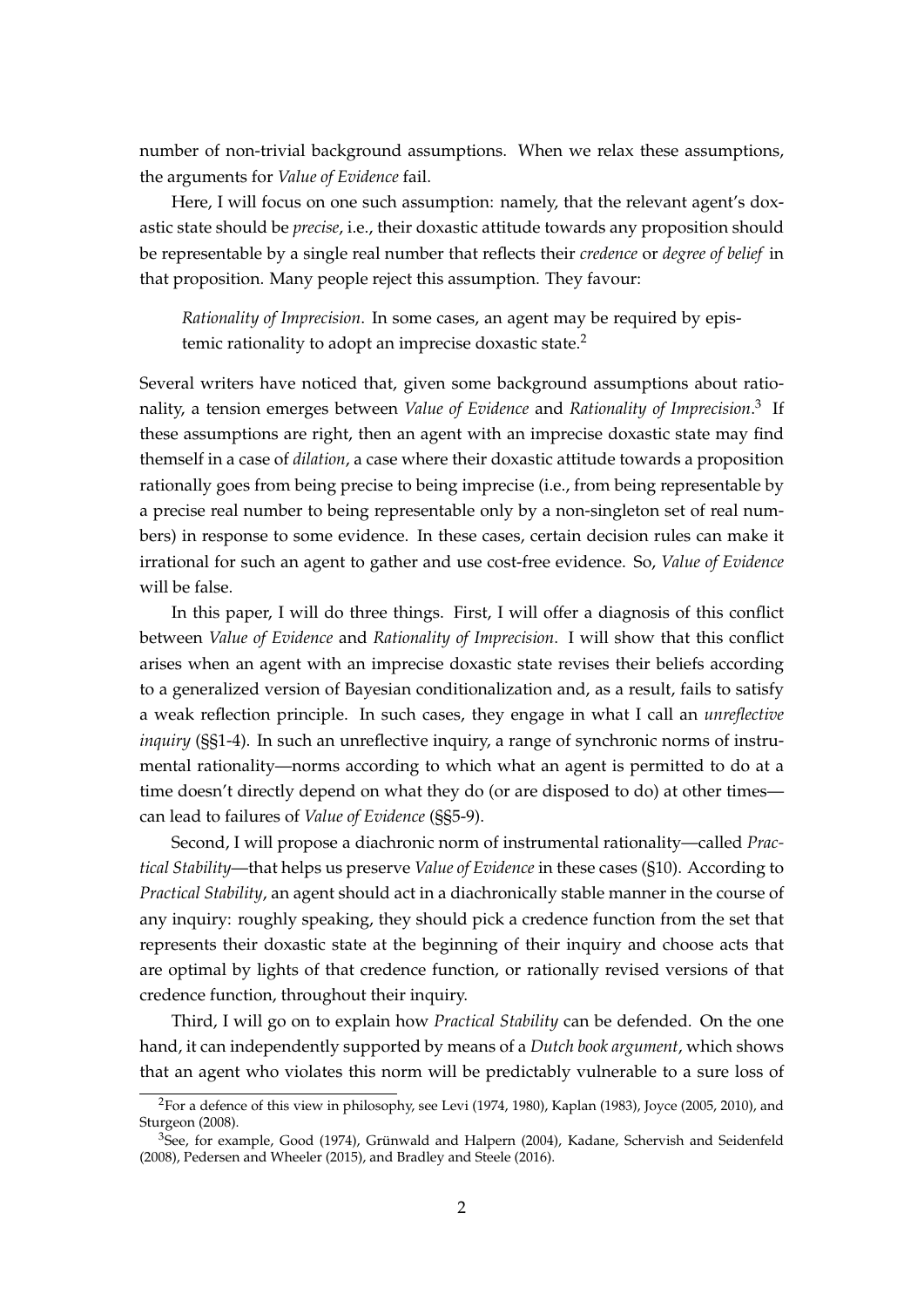number of non-trivial background assumptions. When we relax these assumptions, the arguments for *Value of Evidence* fail.

Here, I will focus on one such assumption: namely, that the relevant agent's doxastic state should be *precise*, i.e., their doxastic attitude towards any proposition should be representable by a single real number that reflects their *credence* or *degree of belief* in that proposition. Many people reject this assumption. They favour:

> *Rationality of Imprecision*. In some cases, an agent may be required by epistemic rationality to adopt an imprecise doxastic state.[2]

Several writers have noticed that, given some background assumptions about rationality, a tension emerges between *Value of Evidence* and *Rationality of Imprecision*.[3] If these assumptions are right, then an agent with an imprecise doxastic state may find themself in a case of *dilation*, a case where their doxastic attitude towards a proposition rationally goes from being precise to being imprecise (i.e., from being representable by a precise real number to being representable only by a non-singleton set of real numbers) in response to some evidence. In these cases, certain decision rules can make it irrational for such an agent to gather and use cost-free evidence. So, *Value of Evidence* will be false.

In this paper, I will do three things. First, I will offer a diagnosis of this conflict between *Value of Evidence* and *Rationality of Imprecision*. I will show that this conflict arises when an agent with an imprecise doxastic state revises their beliefs according to a generalized version of Bayesian conditionalization and, as a result, fails to satisfy a weak reflection principle. In such cases, they engage in what I call an *unreflective inquiry* (§§1-4). In such an unreflective inquiry, a range of synchronic norms of instrumental rationality—norms according to which what an agent is permitted to do at a time doesn't directly depend on what they do (or are disposed to do) at other times—can lead to failures of *Value of Evidence* (§§5-9).

Second, I will propose a diachronic norm of instrumental rationality—called *Practical Stability*—that helps us preserve *Value of Evidence* in these cases (§10). According to *Practical Stability*, an agent should act in a diachronically stable manner in the course of any inquiry: roughly speaking, they should pick a credence function from the set that represents their doxastic state at the beginning of their inquiry and choose acts that are optimal by lights of that credence function, or rationally revised versions of that credence function, throughout their inquiry.

Third, I will go on to explain how *Practical Stability* can be defended. On the one hand, it can independently supported by means of a *Dutch book argument*, which shows that an agent who violates this norm will be predictably vulnerable to a sure loss of

---

[2] For a defence of this view in philosophy, see Levi (1974, 1980), Kaplan (1983), Joyce (2005, 2010), and Sturgeon (2008).

[3] See, for example, Good (1974), Grünwald and Halpern (2004), Kadane, Schervish and Seidenfeld (2008), Pedersen and Wheeler (2015), and Bradley and Steele (2016).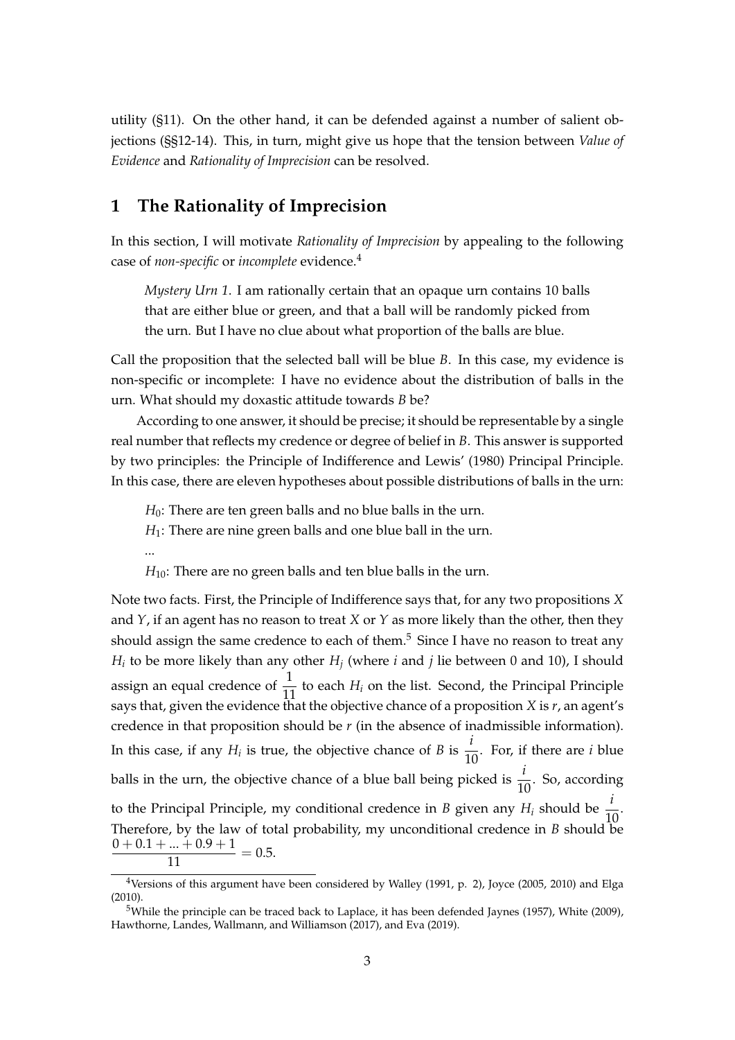utility (§11). On the other hand, it can be defended against a number of salient objections (§§12-14). This, in turn, might give us hope that the tension between *Value of Evidence* and *Rationality of Imprecision* can be resolved.

## 1 The Rationality of Imprecision

In this section, I will motivate *Rationality of Imprecision* by appealing to the following case of *non-specific* or *incomplete* evidence.[4]

> *Mystery Urn 1.* I am rationally certain that an opaque urn contains 10 balls that are either blue or green, and that a ball will be randomly picked from the urn. But I have no clue about what proportion of the balls are blue.

Call the proposition that the selected ball will be blue $B$. In this case, my evidence is non-specific or incomplete: I have no evidence about the distribution of balls in the urn. What should my doxastic attitude towards $B$ be?

According to one answer, it should be precise; it should be representable by a single real number that reflects my credence or degree of belief in $B$. This answer is supported by two principles: the Principle of Indifference and Lewis' (1980) Principal Principle. In this case, there are eleven hypotheses about possible distributions of balls in the urn:

> $H_0$: There are ten green balls and no blue balls in the urn.
> $H_1$: There are nine green balls and one blue ball in the urn.
> ...
> $H_{10}$: There are no green balls and ten blue balls in the urn.

Note two facts. First, the Principle of Indifference says that, for any two propositions $X$ and $Y$, if an agent has no reason to treat $X$ or $Y$ as more likely than the other, then they should assign the same credence to each of them.[5] Since I have no reason to treat any $H_i$ to be more likely than any other $H_j$ (where $i$ and $j$ lie between 0 and 10), I should assign an equal credence of $\frac{1}{11}$ to each $H_i$ on the list. Second, the Principal Principle says that, given the evidence that the objective chance of a proposition $X$ is $r$, an agent's credence in that proposition should be $r$ (in the absence of inadmissible information). In this case, if any $H_i$ is true, the objective chance of $B$ is $\frac{i}{10}$. For, if there are $i$ blue balls in the urn, the objective chance of a blue ball being picked is $\frac{i}{10}$. So, according to the Principal Principle, my conditional credence in $B$ given any $H_i$ should be $\frac{i}{10}$. Therefore, by the law of total probability, my unconditional credence in $B$ should be $\frac{0 + 0.1 + ... + 0.9 + 1}{11} = 0.5$.

[4] Versions of this argument have been considered by Walley (1991, p. 2), Joyce (2005, 2010) and Elga (2010).

[5] While the principle can be traced back to Laplace, it has been defended Jaynes (1957), White (2009), Hawthorne, Landes, Wallmann, and Williamson (2017), and Eva (2019).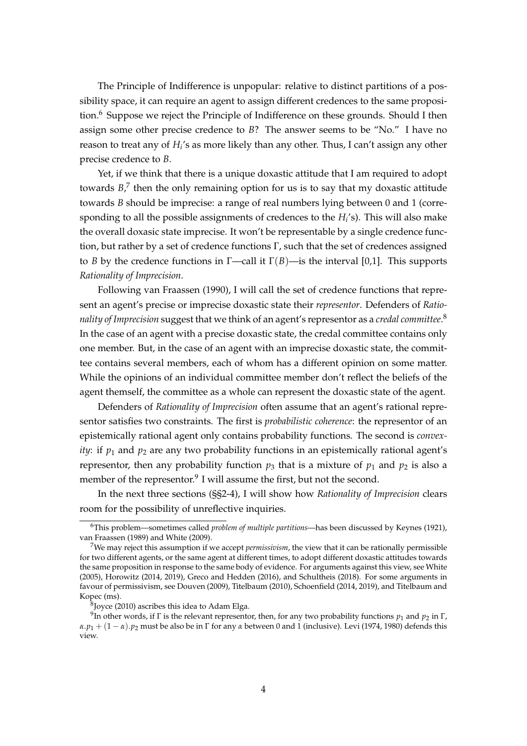The Principle of Indifference is unpopular: relative to distinct partitions of a possibility space, it can require an agent to assign different credences to the same proposition.[6] Suppose we reject the Principle of Indifference on these grounds. Should I then assign some other precise credence to $B$? The answer seems to be "No." I have no reason to treat any of $H_i$'s as more likely than any other. Thus, I can't assign any other precise credence to $B$.

Yet, if we think that there is a unique doxastic attitude that I am required to adopt towards $B$,[7] then the only remaining option for us is to say that my doxastic attitude towards $B$ should be imprecise: a range of real numbers lying between 0 and 1 (corresponding to all the possible assignments of credences to the $H_i$'s). This will also make the overall doxasic state imprecise. It won't be representable by a single credence function, but rather by a set of credence functions $\Gamma$, such that the set of credences assigned to $B$ by the credence functions in $\Gamma$—call it $\Gamma(B)$—is the interval [0,1]. This supports *Rationality of Imprecision*.

Following van Fraassen (1990), I will call the set of credence functions that represent an agent's precise or imprecise doxastic state their *representor*. Defenders of *Rationality of Imprecision* suggest that we think of an agent's representor as a *credal committee*.[8] In the case of an agent with a precise doxastic state, the credal committee contains only one member. But, in the case of an agent with an imprecise doxastic state, the committee contains several members, each of whom has a different opinion on some matter. While the opinions of an individual committee member don't reflect the beliefs of the agent themself, the committee as a whole can represent the doxastic state of the agent.

Defenders of *Rationality of Imprecision* often assume that an agent's rational representor satisfies two constraints. The first is *probabilistic coherence*: the representor of an epistemically rational agent only contains probability functions. The second is *convexity*: if $p_1$ and $p_2$ are any two probability functions in an epistemically rational agent's representor, then any probability function $p_3$ that is a mixture of $p_1$ and $p_2$ is also a member of the representor.[9] I will assume the first, but not the second.

In the next three sections (§§2-4), I will show how *Rationality of Imprecision* clears room for the possibility of unreflective inquiries.

---

[6] This problem—sometimes called *problem of multiple partitions*—has been discussed by Keynes (1921), van Fraassen (1989) and White (2009).

[7] We may reject this assumption if we accept *permissivism*, the view that it can be rationally permissible for two different agents, or the same agent at different times, to adopt different doxastic attitudes towards the same proposition in response to the same body of evidence. For arguments against this view, see White (2005), Horowitz (2014, 2019), Greco and Hedden (2016), and Schultheis (2018). For some arguments in favour of permissivism, see Douven (2009), Titelbaum (2010), Schoenfield (2014, 2019), and Titelbaum and Kopec (ms).

[8] Joyce (2010) ascribes this idea to Adam Elga.

[9] In other words, if $\Gamma$ is the relevant representor, then, for any two probability functions $p_1$ and $p_2$ in $\Gamma$, $\alpha.p_1 + (1-\alpha).p_2$ must be also be in $\Gamma$ for any $\alpha$ between 0 and 1 (inclusive). Levi (1974, 1980) defends this view.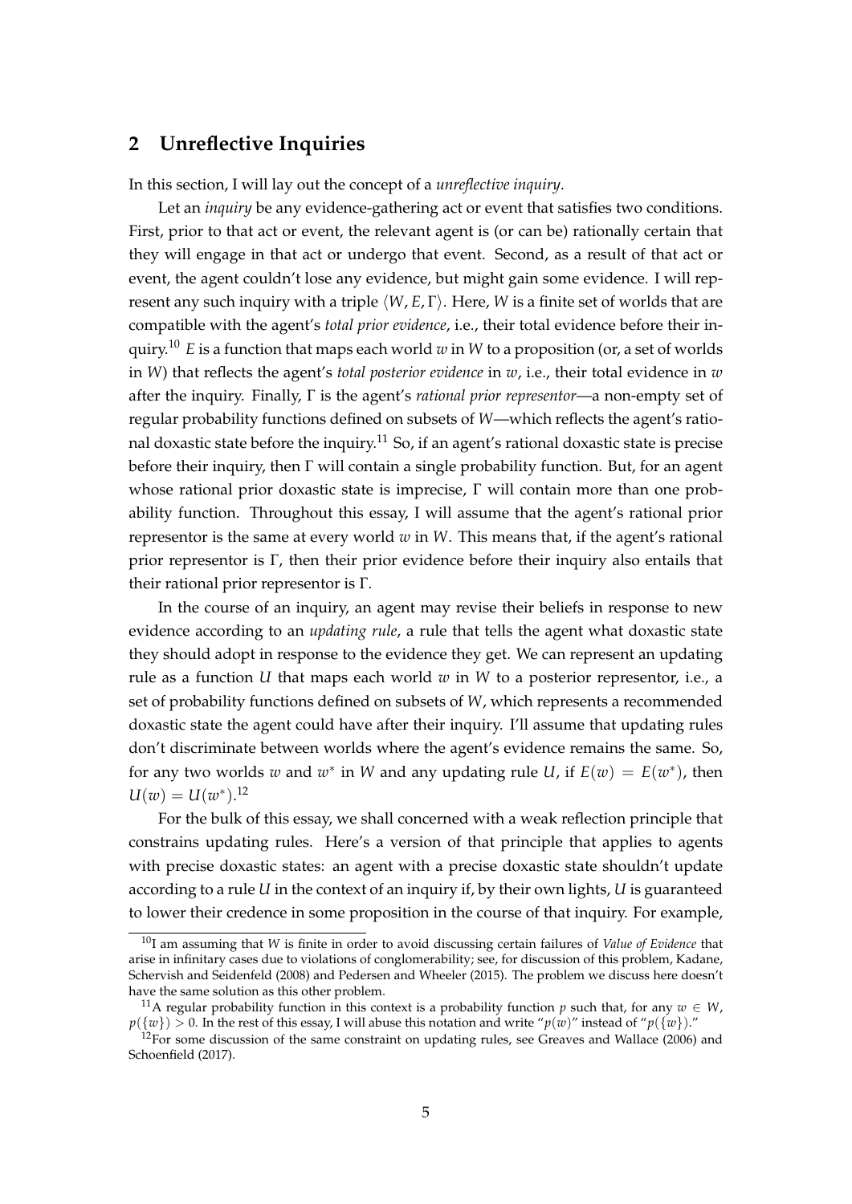## 2 Unreflective Inquiries

In this section, I will lay out the concept of a *unreflective inquiry*.

Let an *inquiry* be any evidence-gathering act or event that satisfies two conditions. First, prior to that act or event, the relevant agent is (or can be) rationally certain that they will engage in that act or undergo that event. Second, as a result of that act or event, the agent couldn't lose any evidence, but might gain some evidence. I will represent any such inquiry with a triple $\langle W, E, \Gamma \rangle$. Here, $W$ is a finite set of worlds that are compatible with the agent's *total prior evidence*, i.e., their total evidence before their inquiry.[10] $E$ is a function that maps each world $w$ in $W$ to a proposition (or, a set of worlds in $W$) that reflects the agent's *total posterior evidence* in $w$, i.e., their total evidence in $w$ after the inquiry. Finally, $\Gamma$ is the agent's *rational prior representor*—a non-empty set of regular probability functions defined on subsets of $W$—which reflects the agent's rational doxastic state before the inquiry.[11] So, if an agent's rational doxastic state is precise before their inquiry, then $\Gamma$ will contain a single probability function. But, for an agent whose rational prior doxastic state is imprecise, $\Gamma$ will contain more than one probability function. Throughout this essay, I will assume that the agent's rational prior representor is the same at every world $w$ in $W$. This means that, if the agent's rational prior representor is $\Gamma$, then their prior evidence before their inquiry also entails that their rational prior representor is $\Gamma$.

In the course of an inquiry, an agent may revise their beliefs in response to new evidence according to an *updating rule*, a rule that tells the agent what doxastic state they should adopt in response to the evidence they get. We can represent an updating rule as a function $U$ that maps each world $w$ in $W$ to a posterior representor, i.e., a set of probability functions defined on subsets of $W$, which represents a recommended doxastic state the agent could have after their inquiry. I'll assume that updating rules don't discriminate between worlds where the agent's evidence remains the same. So, for any two worlds $w$ and $w^*$ in $W$ and any updating rule $U$, if $E(w) = E(w^*)$, then $U(w) = U(w^*)$.[12]

For the bulk of this essay, we shall concerned with a weak reflection principle that constrains updating rules. Here's a version of that principle that applies to agents with precise doxastic states: an agent with a precise doxastic state shouldn't update according to a rule $U$ in the context of an inquiry if, by their own lights, $U$ is guaranteed to lower their credence in some proposition in the course of that inquiry. For example,

---

[10] I am assuming that $W$ is finite in order to avoid discussing certain failures of *Value of Evidence* that arise in infinitary cases due to violations of conglomerability; see, for discussion of this problem, Kadane, Schervish and Seidenfeld (2008) and Pedersen and Wheeler (2015). The problem we discuss here doesn't have the same solution as this other problem.

[11] A regular probability function in this context is a probability function $p$ such that, for any $w \in W$, $p(\{w\}) > 0$. In the rest of this essay, I will abuse this notation and write "$p(w)$" instead of "$p(\{w\})$."

[12] For some discussion of the same constraint on updating rules, see Greaves and Wallace (2006) and Schoenfield (2017).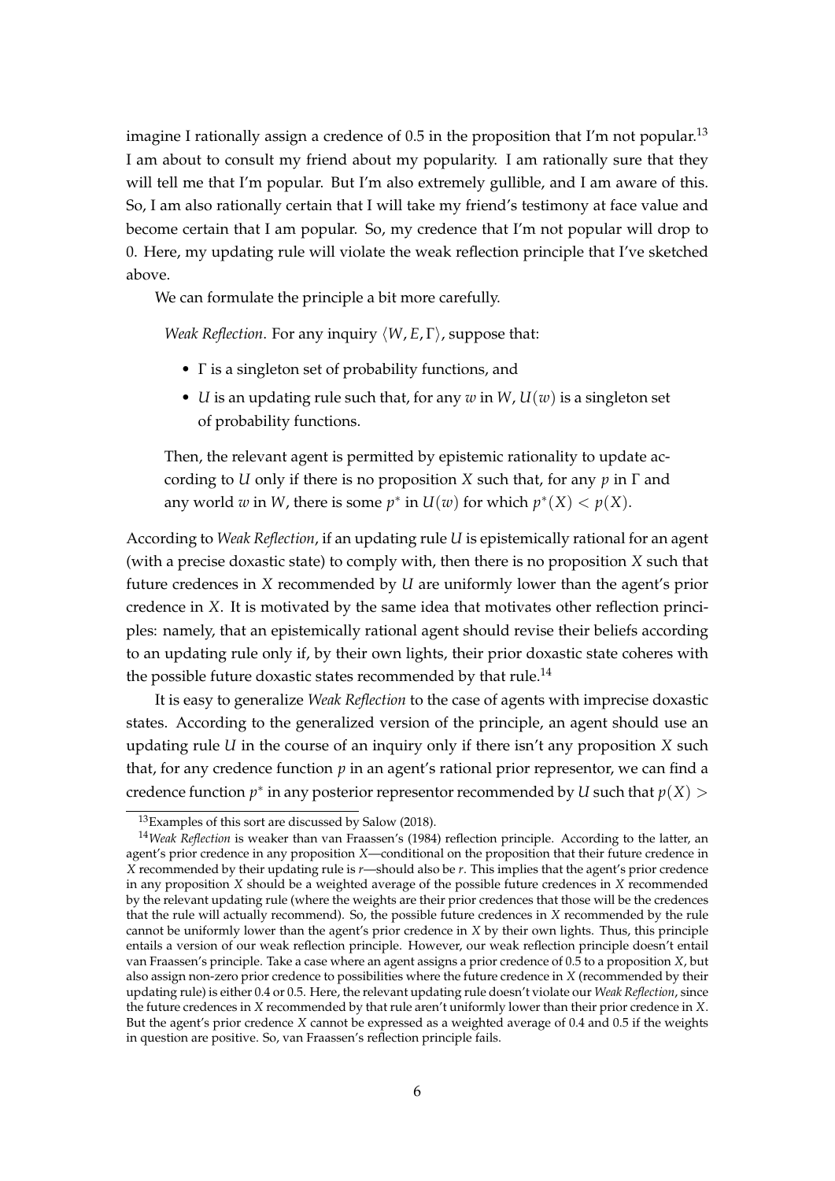imagine I rationally assign a credence of 0.5 in the proposition that I'm not popular.[13] I am about to consult my friend about my popularity. I am rationally sure that they will tell me that I'm popular. But I'm also extremely gullible, and I am aware of this. So, I am also rationally certain that I will take my friend's testimony at face value and become certain that I am popular. So, my credence that I'm not popular will drop to 0. Here, my updating rule will violate the weak reflection principle that I've sketched above.

We can formulate the principle a bit more carefully.

> *Weak Reflection*. For any inquiry $\langle W, E, \Gamma \rangle$, suppose that:
>
> - $\Gamma$ is a singleton set of probability functions, and
> - $U$ is an updating rule such that, for any $w$ in $W$, $U(w)$ is a singleton set of probability functions.
>
> Then, the relevant agent is permitted by epistemic rationality to update according to $U$ only if there is no proposition $X$ such that, for any $p$ in $\Gamma$ and any world $w$ in $W$, there is some $p^*$ in $U(w)$ for which $p^*(X) < p(X)$.

According to *Weak Reflection*, if an updating rule $U$ is epistemically rational for an agent (with a precise doxastic state) to comply with, then there is no proposition $X$ such that future credences in $X$ recommended by $U$ are uniformly lower than the agent's prior credence in $X$. It is motivated by the same idea that motivates other reflection principles: namely, that an epistemically rational agent should revise their beliefs according to an updating rule only if, by their own lights, their prior doxastic state coheres with the possible future doxastic states recommended by that rule.[14]

It is easy to generalize *Weak Reflection* to the case of agents with imprecise doxastic states. According to the generalized version of the principle, an agent should use an updating rule $U$ in the course of an inquiry only if there isn't any proposition $X$ such that, for any credence function $p$ in an agent's rational prior representor, we can find a credence function $p^*$ in any posterior representor recommended by $U$ such that $p(X) >$

---

[13] Examples of this sort are discussed by Salow (2018).

[14] *Weak Reflection* is weaker than van Fraassen's (1984) reflection principle. According to the latter, an agent's prior credence in any proposition $X$—conditional on the proposition that their future credence in $X$ recommended by their updating rule is $r$—should also be $r$. This implies that the agent's prior credence in any proposition $X$ should be a weighted average of the possible future credences in $X$ recommended by the relevant updating rule (where the weights are their prior credences that those will be the credences that the rule will actually recommend). So, the possible future credences in $X$ recommended by the rule cannot be uniformly lower than the agent's prior credence in $X$ by their own lights. Thus, this principle entails a version of our weak reflection principle. However, our weak reflection principle doesn't entail van Fraassen's principle. Take a case where an agent assigns a prior credence of 0.5 to a proposition $X$, but also assign non-zero prior credence to possibilities where the future credence in $X$ (recommended by their updating rule) is either 0.4 or 0.5. Here, the relevant updating rule doesn't violate our *Weak Reflection*, since the future credences in $X$ recommended by that rule aren't uniformly lower than their prior credence in $X$. But the agent's prior credence $X$ cannot be expressed as a weighted average of 0.4 and 0.5 if the weights in question are positive. So, van Fraassen's reflection principle fails.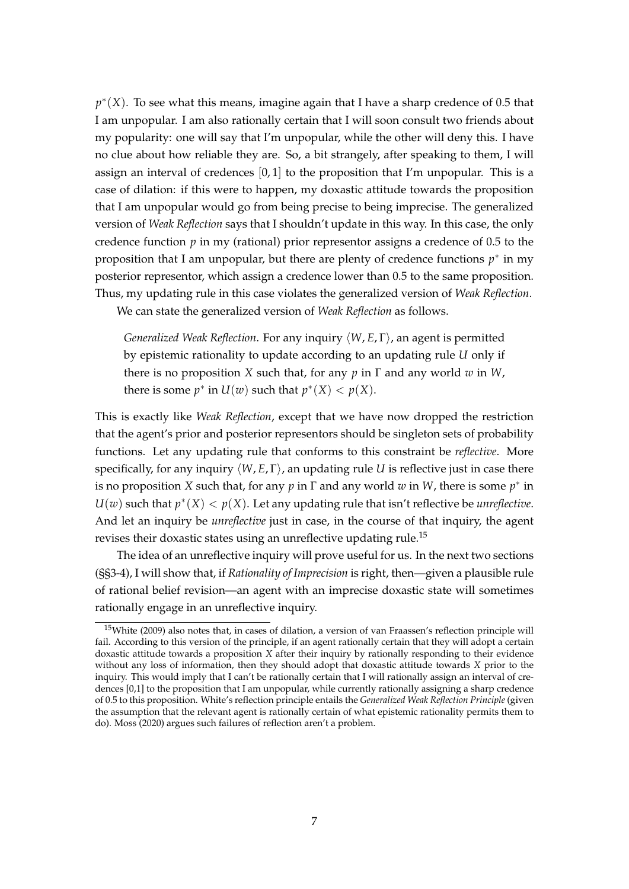$p^*(X)$. To see what this means, imagine again that I have a sharp credence of 0.5 that I am unpopular. I am also rationally certain that I will soon consult two friends about my popularity: one will say that I'm unpopular, while the other will deny this. I have no clue about how reliable they are. So, a bit strangely, after speaking to them, I will assign an interval of credences $[0, 1]$ to the proposition that I'm unpopular. This is a case of dilation: if this were to happen, my doxastic attitude towards the proposition that I am unpopular would go from being precise to being imprecise. The generalized version of *Weak Reflection* says that I shouldn't update in this way. In this case, the only credence function $p$ in my (rational) prior representor assigns a credence of 0.5 to the proposition that I am unpopular, but there are plenty of credence functions $p^*$ in my posterior representor, which assign a credence lower than 0.5 to the same proposition. Thus, my updating rule in this case violates the generalized version of *Weak Reflection*.

We can state the generalized version of *Weak Reflection* as follows.

> *Generalized Weak Reflection*. For any inquiry $\langle W, E, \Gamma \rangle$, an agent is permitted by epistemic rationality to update according to an updating rule $U$ only if there is no proposition $X$ such that, for any $p$ in $\Gamma$ and any world $w$ in $W$, there is some $p^*$ in $U(w)$ such that $p^*(X) < p(X)$.

This is exactly like *Weak Reflection*, except that we have now dropped the restriction that the agent's prior and posterior representors should be singleton sets of probability functions. Let any updating rule that conforms to this constraint be *reflective*. More specifically, for any inquiry $\langle W, E, \Gamma \rangle$, an updating rule $U$ is reflective just in case there is no proposition $X$ such that, for any $p$ in $\Gamma$ and any world $w$ in $W$, there is some $p^*$ in $U(w)$ such that $p^*(X) < p(X)$. Let any updating rule that isn't reflective be *unreflective*. And let an inquiry be *unreflective* just in case, in the course of that inquiry, the agent revises their doxastic states using an unreflective updating rule.[15]

The idea of an unreflective inquiry will prove useful for us. In the next two sections (§§3-4), I will show that, if *Rationality of Imprecision* is right, then—given a plausible rule of rational belief revision—an agent with an imprecise doxastic state will sometimes rationally engage in an unreflective inquiry.

[15] White (2009) also notes that, in cases of dilation, a version of van Fraassen's reflection principle will fail. According to this version of the principle, if an agent rationally certain that they will adopt a certain doxastic attitude towards a proposition $X$ after their inquiry by rationally responding to their evidence without any loss of information, then they should adopt that doxastic attitude towards $X$ prior to the inquiry. This would imply that I can't be rationally certain that I will rationally assign an interval of credences [0,1] to the proposition that I am unpopular, while currently rationally assigning a sharp credence of 0.5 to this proposition. White's reflection principle entails the *Generalized Weak Reflection Principle* (given the assumption that the relevant agent is rationally certain of what epistemic rationality permits them to do). Moss (2020) argues such failures of reflection aren't a problem.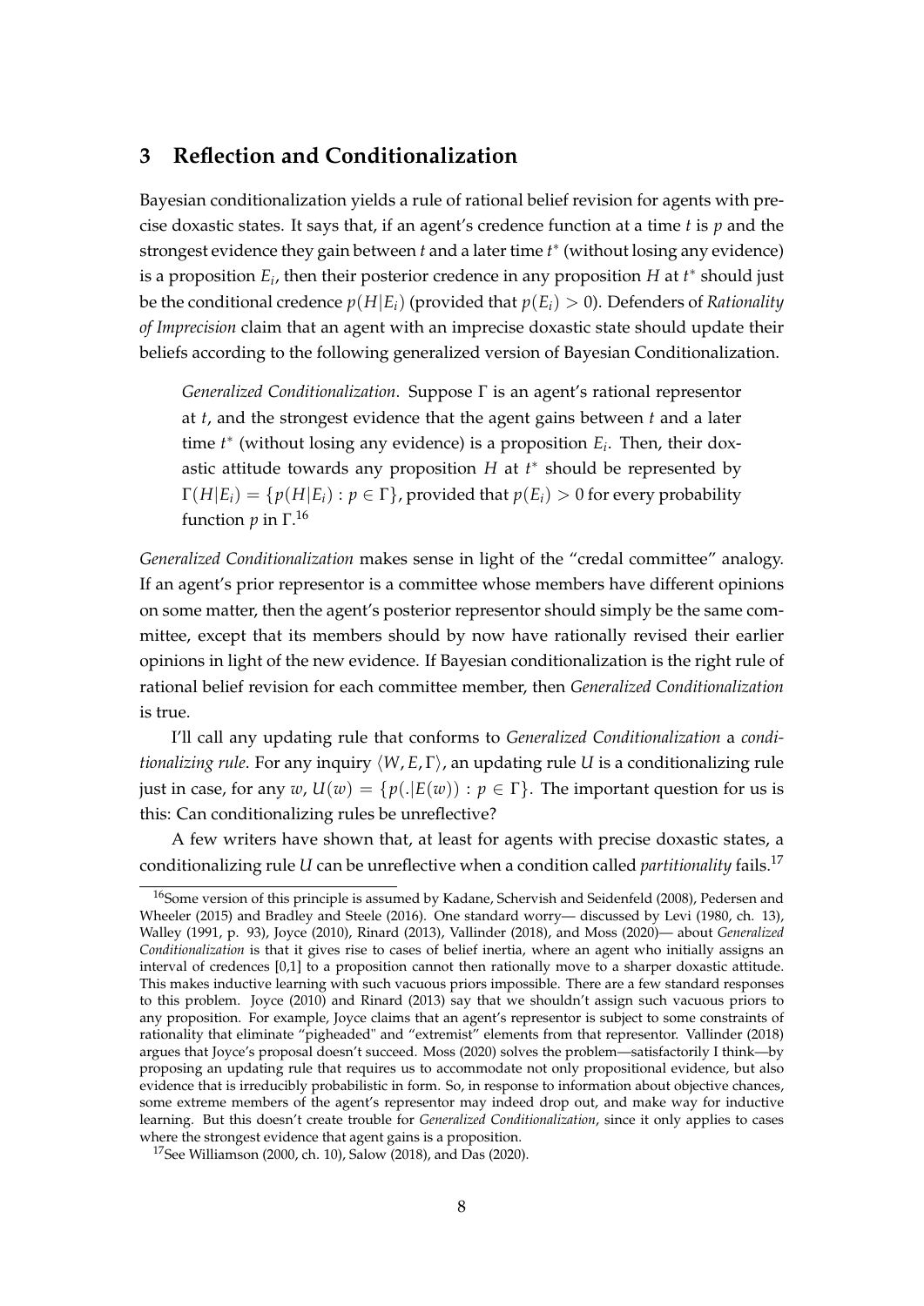## 3 Reflection and Conditionalization

Bayesian conditionalization yields a rule of rational belief revision for agents with precise doxastic states. It says that, if an agent's credence function at a time $t$ is $p$ and the strongest evidence they gain between $t$ and a later time $t^*$ (without losing any evidence) is a proposition $E_i$, then their posterior credence in any proposition $H$ at $t^*$ should just be the conditional credence $p(H|E_i)$ (provided that $p(E_i) > 0$). Defenders of *Rationality of Imprecision* claim that an agent with an imprecise doxastic state should update their beliefs according to the following generalized version of Bayesian Conditionalization.

> *Generalized Conditionalization*. Suppose $\Gamma$ is an agent's rational representor at $t$, and the strongest evidence that the agent gains between $t$ and a later time $t^*$ (without losing any evidence) is a proposition $E_i$. Then, their doxastic attitude towards any proposition $H$ at $t^*$ should be represented by $\Gamma(H|E_i) = \{p(H|E_i) : p \in \Gamma\}$, provided that $p(E_i) > 0$ for every probability function $p$ in $\Gamma$.[16]

*Generalized Conditionalization* makes sense in light of the "credal committee" analogy. If an agent's prior representor is a committee whose members have different opinions on some matter, then the agent's posterior representor should simply be the same committee, except that its members should by now have rationally revised their earlier opinions in light of the new evidence. If Bayesian conditionalization is the right rule of rational belief revision for each committee member, then *Generalized Conditionalization* is true.

I'll call any updating rule that conforms to *Generalized Conditionalization* a *conditionalizing rule*. For any inquiry $\langle W, E, \Gamma \rangle$, an updating rule $U$ is a conditionalizing rule just in case, for any $w$, $U(w) = \{p(.|E(w)) : p \in \Gamma\}$. The important question for us is this: Can conditionalizing rules be unreflective?

A few writers have shown that, at least for agents with precise doxastic states, a conditionalizing rule $U$ can be unreflective when a condition called *partitionality* fails.[17]

---

[16] Some version of this principle is assumed by Kadane, Schervish and Seidenfeld (2008), Pedersen and Wheeler (2015) and Bradley and Steele (2016). One standard worry— discussed by Levi (1980, ch. 13), Walley (1991, p. 93), Joyce (2010), Rinard (2013), Vallinder (2018), and Moss (2020)— about *Generalized Conditionalization* is that it gives rise to cases of belief inertia, where an agent who initially assigns an interval of credences [0,1] to a proposition cannot then rationally move to a sharper doxastic attitude. This makes inductive learning with such vacuous priors impossible. There are a few standard responses to this problem. Joyce (2010) and Rinard (2013) say that we shouldn't assign such vacuous priors to any proposition. For example, Joyce claims that an agent's representor is subject to some constraints of rationality that eliminate "pigheaded" and "extremist" elements from that representor. Vallinder (2018) argues that Joyce's proposal doesn't succeed. Moss (2020) solves the problem—satisfactorily I think—by proposing an updating rule that requires us to accommodate not only propositional evidence, but also evidence that is irreducibly probabilistic in form. So, in response to information about objective chances, some extreme members of the agent's representor may indeed drop out, and make way for inductive learning. But this doesn't create trouble for *Generalized Conditionalization*, since it only applies to cases where the strongest evidence that agent gains is a proposition.

[17] See Williamson (2000, ch. 10), Salow (2018), and Das (2020).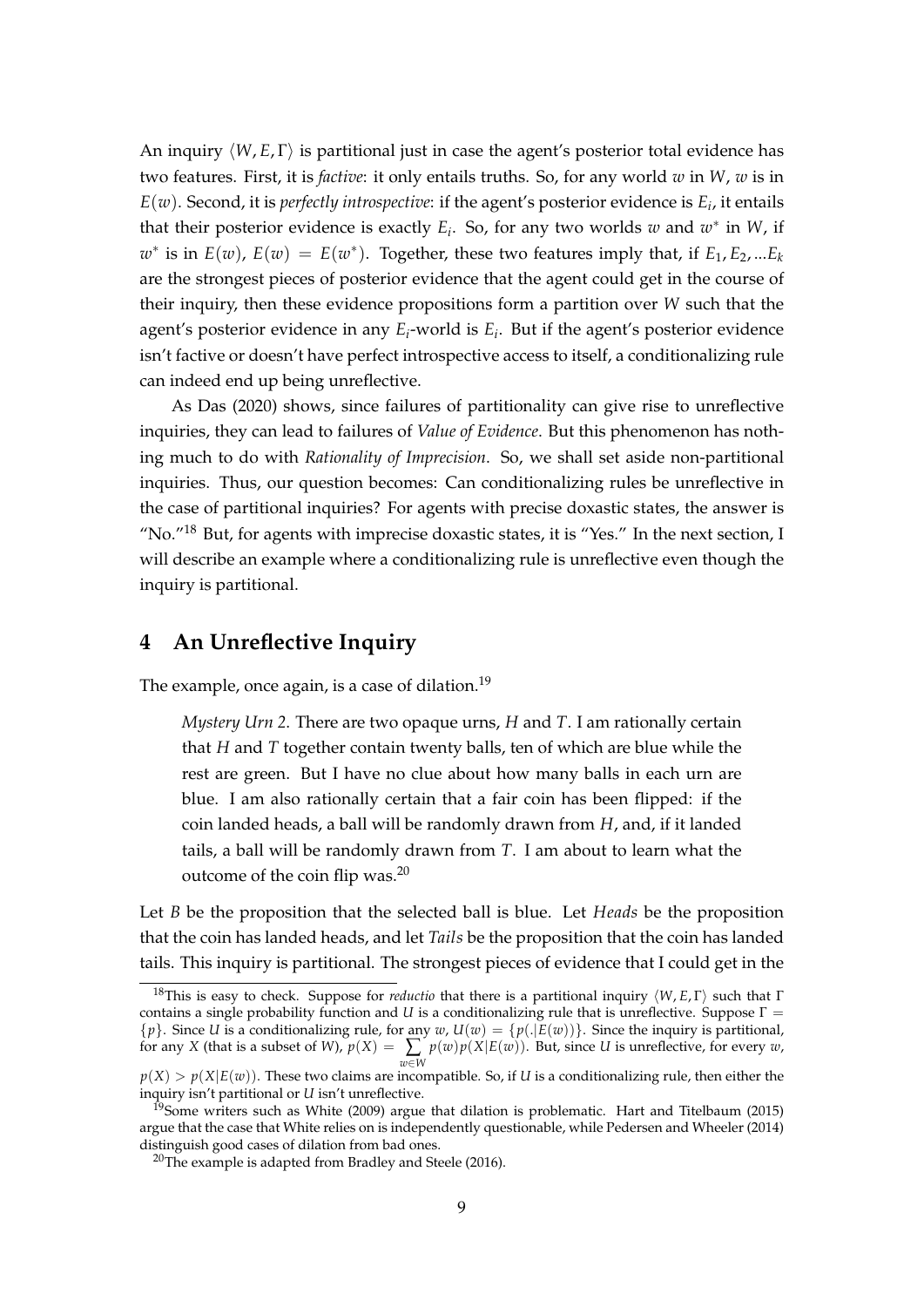An inquiry $\langle W, E, \Gamma \rangle$ is partitional just in case the agent's posterior total evidence has two features. First, it is *factive*: it only entails truths. So, for any world $w$ in $W$, $w$ is in $E(w)$. Second, it is *perfectly introspective*: if the agent's posterior evidence is $E_i$, it entails that their posterior evidence is exactly $E_i$. So, for any two worlds $w$ and $w^*$ in $W$, if $w^*$ is in $E(w)$, $E(w) = E(w^*)$. Together, these two features imply that, if $E_1, E_2, ...E_k$ are the strongest pieces of posterior evidence that the agent could get in the course of their inquiry, then these evidence propositions form a partition over $W$ such that the agent's posterior evidence in any $E_i$-world is $E_i$. But if the agent's posterior evidence isn't factive or doesn't have perfect introspective access to itself, a conditionalizing rule can indeed end up being unreflective.

As Das (2020) shows, since failures of partitionality can give rise to unreflective inquiries, they can lead to failures of *Value of Evidence*. But this phenomenon has nothing much to do with *Rationality of Imprecision*. So, we shall set aside non-partitional inquiries. Thus, our question becomes: Can conditionalizing rules be unreflective in the case of partitional inquiries? For agents with precise doxastic states, the answer is "No."[18] But, for agents with imprecise doxastic states, it is "Yes." In the next section, I will describe an example where a conditionalizing rule is unreflective even though the inquiry is partitional.

## 4 An Unreflective Inquiry

The example, once again, is a case of dilation.[19]

> *Mystery Urn 2*. There are two opaque urns, $H$ and $T$. I am rationally certain that $H$ and $T$ together contain twenty balls, ten of which are blue while the rest are green. But I have no clue about how many balls in each urn are blue. I am also rationally certain that a fair coin has been flipped: if the coin landed heads, a ball will be randomly drawn from $H$, and, if it landed tails, a ball will be randomly drawn from $T$. I am about to learn what the outcome of the coin flip was.[20]

Let $B$ be the proposition that the selected ball is blue. Let *Heads* be the proposition that the coin has landed heads, and let *Tails* be the proposition that the coin has landed tails. This inquiry is partitional. The strongest pieces of evidence that I could get in the

---

[18] This is easy to check. Suppose for *reductio* that there is a partitional inquiry $\langle W, E \rangle$ such that $\Gamma$ contains a single probability function and $U$ is a conditionalizing rule that is unreflective. Suppose $\Gamma = \{p\}$. Since $U$ is a conditionalizing rule, for any $w$, $U(w) = \{p(.|E(w))\}$. Since the inquiry is partitional, for any $X$ (that is a subset of $W$), $p(X) = \sum_{w \in W} p(w)p(X|E(w))$. But, since $U$ is unreflective, for every $w$, $p(X) > p(X|E(w))$. These two claims are incompatible. So, if $U$ is a conditionalizing rule, then either the inquiry isn't partitional or $U$ isn't unreflective.

[19] Some writers such as White (2009) argue that dilation is problematic. Hart and Titelbaum (2015) argue that the case that White relies on is independently questionable, while Pedersen and Wheeler (2014) distinguish good cases of dilation from bad ones.

[20] The example is adapted from Bradley and Steele (2016).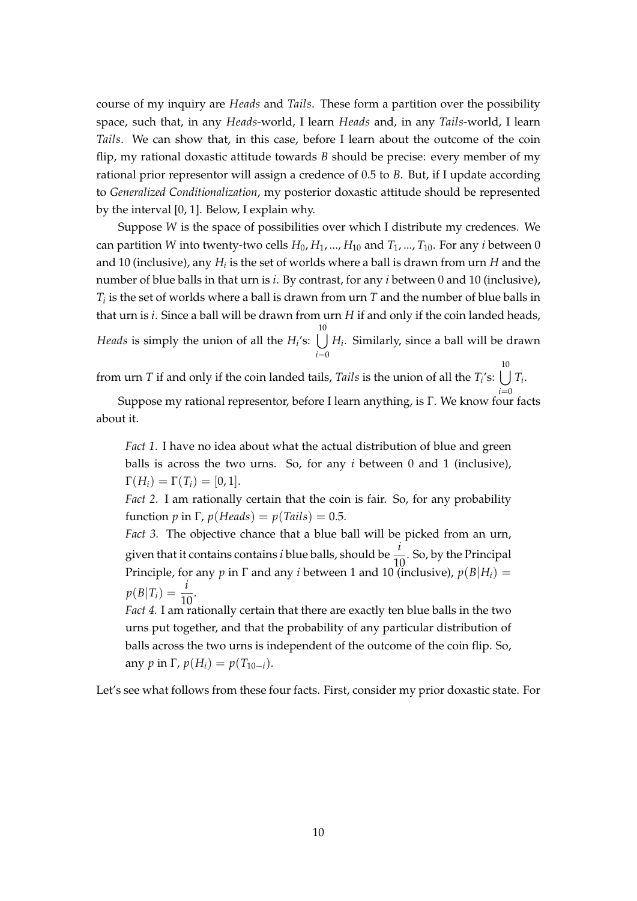course of my inquiry are *Heads* and *Tails*. These form a partition over the possibility space, such that, in any *Heads*-world, I learn *Heads* and, in any *Tails*-world, I learn *Tails*. We can show that, in this case, before I learn about the outcome of the coin flip, my rational doxastic attitude towards $B$ should be precise: every member of my rational prior representor will assign a credence of 0.5 to $B$. But, if I update according to *Generalized Conditionalization*, my posterior doxastic attitude should be represented by the interval [0, 1]. Below, I explain why.

Suppose $W$ is the space of possibilities over which I distribute my credences. We can partition $W$ into twenty-two cells $H_0, H_1, ..., H_{10}$ and $T_1, ..., T_{10}$. For any $i$ between 0 and 10 (inclusive), any $H_i$ is the set of worlds where a ball is drawn from urn $H$ and the number of blue balls in that urn is $i$. By contrast, for any $i$ between 0 and 10 (inclusive), $T_i$ is the set of worlds where a ball is drawn from urn $T$ and the number of blue balls in that urn is $i$. Since a ball will be drawn from urn $H$ if and only if the coin landed heads, *Heads* is simply the union of all the $H_i$'s: $\bigcup_{i=0}^{10} H_i$. Similarly, since a ball will be drawn from urn $T$ if and only if the coin landed tails, *Tails* is the union of all the $T_i$'s: $\bigcup_{i=0}^{10} T_i$.

Suppose my rational representor, before I learn anything, is $\Gamma$. We know four facts about it.

> *Fact 1.* I have no idea about what the actual distribution of blue and green balls is across the two urns. So, for any $i$ between 0 and 1 (inclusive), $\Gamma(H_i) = \Gamma(T_i) = [0, 1]$.
>
> *Fact 2.* I am rationally certain that the coin is fair. So, for any probability function $p$ in $\Gamma$, $p(Heads) = p(Tails) = 0.5$.
>
> *Fact 3.* The objective chance that a blue ball will be picked from an urn, given that it contains contains $i$ blue balls, should be $\frac{i}{10}$. So, by the Principal Principle, for any $p$ in $\Gamma$ and any $i$ between 1 and 10 (inclusive), $p(B|H_i) = p(B|T_i) = \frac{i}{10}$.
>
> *Fact 4.* I am rationally certain that there are exactly ten blue balls in the two urns put together, and that the probability of any particular distribution of balls across the two urns is independent of the outcome of the coin flip. So, any $p$ in $\Gamma$, $p(H_i) = p(T_{10-i})$.

Let's see what follows from these four facts. First, consider my prior doxastic state. For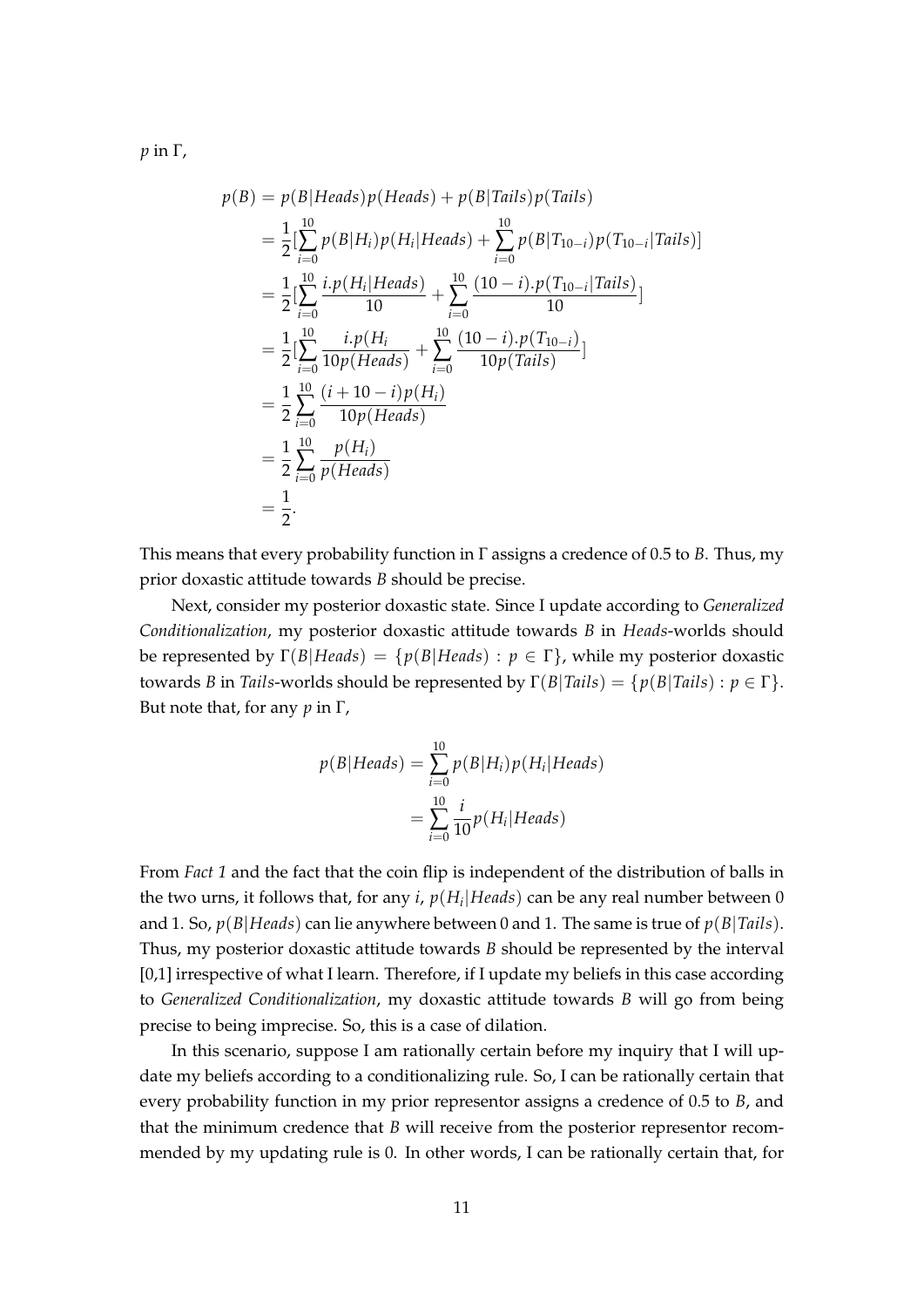$p$ in $\Gamma$,

$$
\begin{aligned}
p(B) &= p(B|Heads)p(Heads) + p(B|Tails)p(Tails) \\
&= \frac{1}{2}[\sum_{i=0}^{10} p(B|H_i)p(H_i|Heads) + \sum_{i=0}^{10} p(B|T_{10-i})p(T_{10-i}|Tails)] \\
&= \frac{1}{2}[\sum_{i=0}^{10} \frac{i.p(H_i|Heads)}{10} + \sum_{i=0}^{10} \frac{(10-i).p(T_{10-i}|Tails)}{10}] \\
&= \frac{1}{2}[\sum_{i=0}^{10} \frac{i.p(H_i}{10p(Heads)} + \sum_{i=0}^{10} \frac{(10-i).p(T_{10-i})}{10p(Tails)}] \\
&= \frac{1}{2}\sum_{i=0}^{10} \frac{(i+10-i)p(H_i)}{10p(Heads)} \\
&= \frac{1}{2}\sum_{i=0}^{10} \frac{p(H_i)}{p(Heads)} \\
&= \frac{1}{2}.
\end{aligned}
$$

This means that every probability function in $\Gamma$ assigns a credence of 0.5 to $B$. Thus, my prior doxastic attitude towards $B$ should be precise.

Next, consider my posterior doxastic state. Since I update according to *Generalized Conditionalization*, my posterior doxastic attitude towards $B$ in *Heads*-worlds should be represented by $\Gamma(B|Heads) = \{p(B|Heads) : p \in \Gamma\}$, while my posterior doxastic towards $B$ in *Tails*-worlds should be represented by $\Gamma(B|Tails) = \{p(B|Tails) : p \in \Gamma\}$. But note that, for any $p$ in $\Gamma$,

$$
\begin{aligned}
p(B|Heads) &= \sum_{i=0}^{10} p(B|H_i)p(H_i|Heads) \\
&= \sum_{i=0}^{10} \frac{i}{10} p(H_i|Heads)
\end{aligned}
$$

From *Fact 1* and the fact that the coin flip is independent of the distribution of balls in the two urns, it follows that, for any $i$, $p(H_i|Heads)$ can be any real number between 0 and 1. So, $p(B|Heads)$ can lie anywhere between 0 and 1. The same is true of $p(B|Tails)$. Thus, my posterior doxastic attitude towards $B$ should be represented by the interval [0,1] irrespective of what I learn. Therefore, if I update my beliefs in this case according to *Generalized Conditionalization*, my doxastic attitude towards $B$ will go from being precise to being imprecise. So, this is a case of dilation.

In this scenario, suppose I am rationally certain before my inquiry that I will update my beliefs according to a conditionalizing rule. So, I can be rationally certain that every probability function in my prior representor assigns a credence of 0.5 to $B$, and that the minimum credence that $B$ will receive from the posterior representor recommended by my updating rule is 0. In other words, I can be rationally certain that, for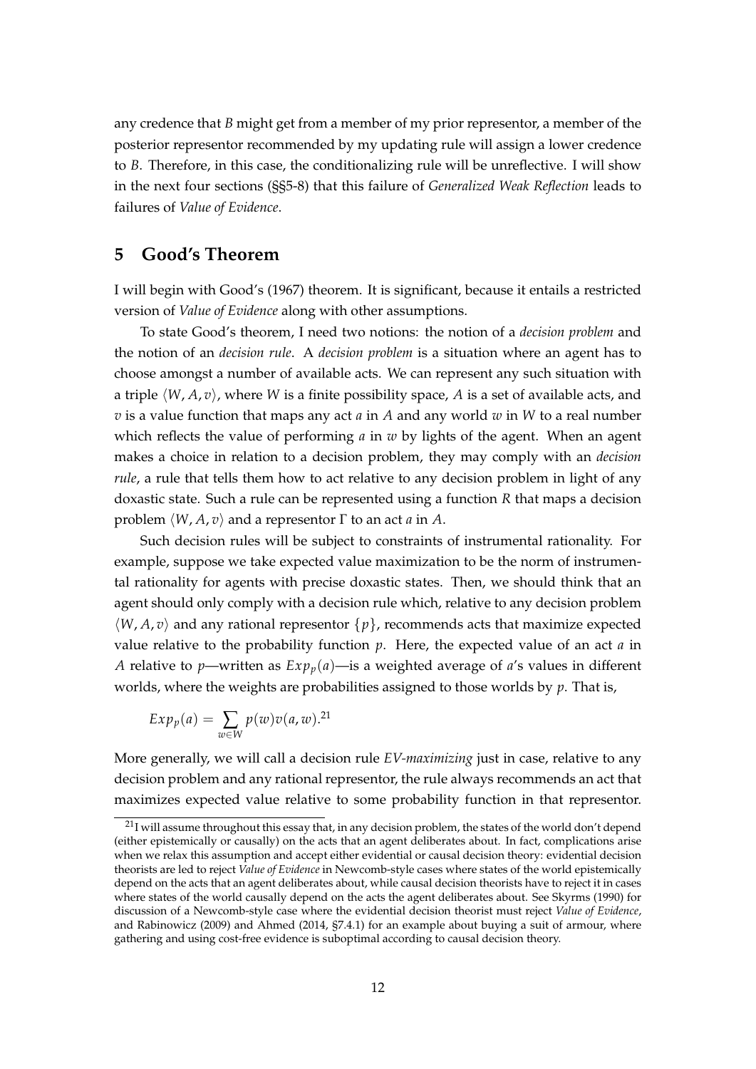any credence that $B$ might get from a member of my prior representor, a member of the posterior representor recommended by my updating rule will assign a lower credence to $B$. Therefore, in this case, the conditionalizing rule will be unreflective. I will show in the next four sections (§§5-8) that this failure of *Generalized Weak Reflection* leads to failures of *Value of Evidence*.

## 5 Good's Theorem

I will begin with Good's (1967) theorem. It is significant, because it entails a restricted version of *Value of Evidence* along with other assumptions.

To state Good's theorem, I need two notions: the notion of a *decision problem* and the notion of an *decision rule*. A *decision problem* is a situation where an agent has to choose amongst a number of available acts. We can represent any such situation with a triple $\langle W, A, v \rangle$, where $W$ is a finite possibility space, $A$ is a set of available acts, and $v$ is a value function that maps any act $a$ in $A$ and any world $w$ in $W$ to a real number which reflects the value of performing $a$ in $w$ by lights of the agent. When an agent makes a choice in relation to a decision problem, they may comply with an *decision rule*, a rule that tells them how to act relative to any decision problem in light of any doxastic state. Such a rule can be represented using a function $R$ that maps a decision problem $\langle W, A, v \rangle$ and a representor $\Gamma$ to an act $a$ in $A$.

Such decision rules will be subject to constraints of instrumental rationality. For example, suppose we take expected value maximization to be the norm of instrumental rationality for agents with precise doxastic states. Then, we should think that an agent should only comply with a decision rule which, relative to any decision problem $\langle W, A, v \rangle$ and any rational representor $\{p\}$, recommends acts that maximize expected value relative to the probability function $p$. Here, the expected value of an act $a$ in $A$ relative to $p$—written as $Exp_p(a)$—is a weighted average of $a$'s values in different worlds, where the weights are probabilities assigned to those worlds by $p$. That is,

$$Exp_p(a) = \sum_{w \in W} p(w)v(a, w).$$[21]

More generally, we will call a decision rule *EV-maximizing* just in case, relative to any decision problem and any rational representor, the rule always recommends an act that maximizes expected value relative to some probability function in that representor.

[21] I will assume throughout this essay that, in any decision problem, the states of the world don't depend (either epistemically or causally) on the acts that an agent deliberates about. In fact, complications arise when we relax this assumption and accept either evidential or causal decision theory: evidential decision theorists are led to reject *Value of Evidence* in Newcomb-style cases where states of the world epistemically depend on the acts that an agent deliberates about, while causal decision theorists have to reject it in cases where states of the world causally depend on the acts the agent deliberates about. See Skyrms (1990) for discussion of a Newcomb-style case where the evidential decision theorist must reject *Value of Evidence*, and Rabinowicz (2009) and Ahmed (2014, §7.4.1) for an example about buying a suit of armour, where gathering and using cost-free evidence is suboptimal according to causal decision theory.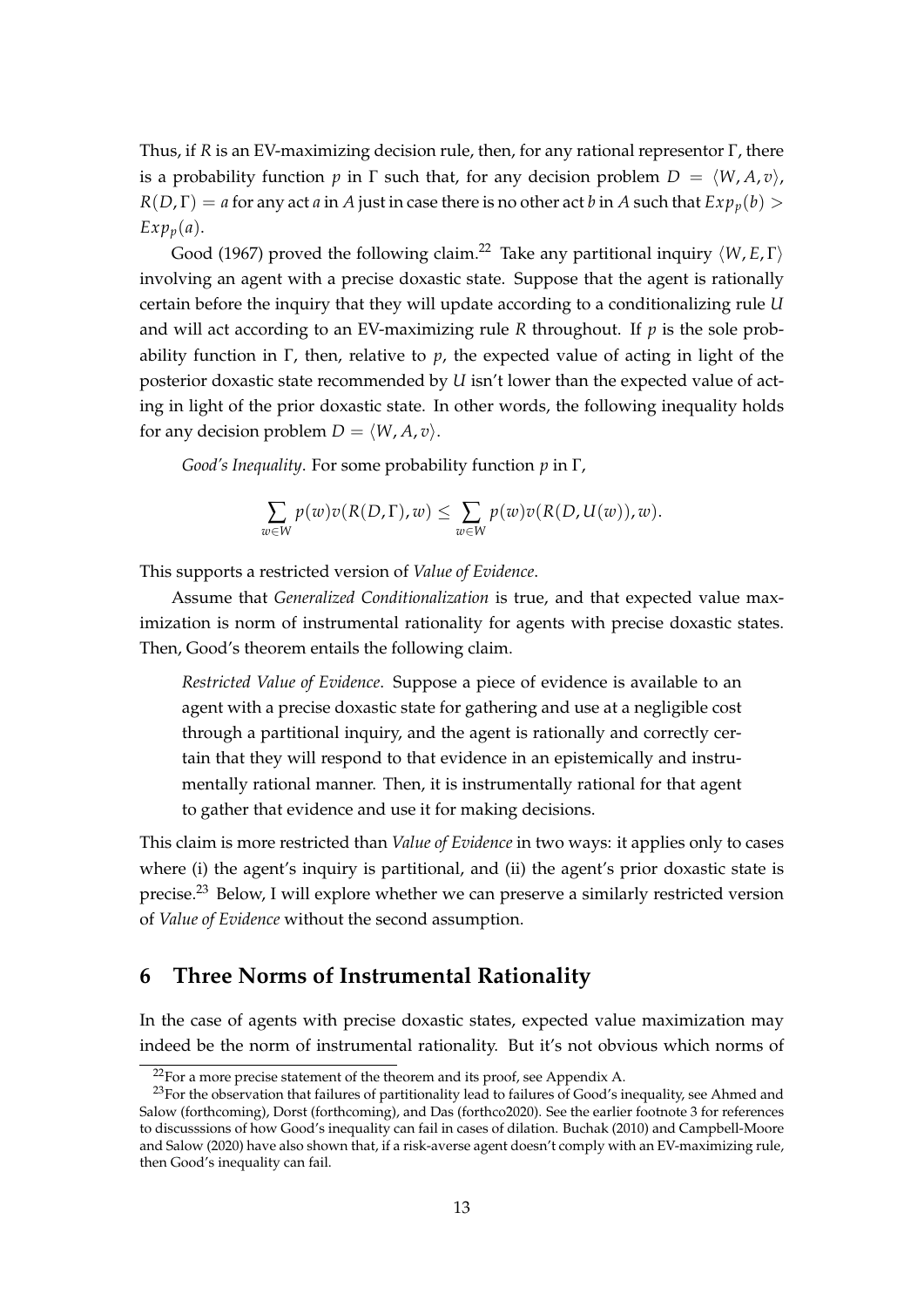Thus, if $R$ is an EV-maximizing decision rule, then, for any rational representor $\Gamma$, there is a probability function $p$ in $\Gamma$ such that, for any decision problem $D = \langle W, A, v \rangle$, $R(D, \Gamma) = a$ for any act $a$ in $A$ just in case there is no other act $b$ in $A$ such that $Exp_p(b) > Exp_p(a)$.

Good (1967) proved the following claim.[22] Take any partitional inquiry $\langle W, E, \Gamma \rangle$ involving an agent with a precise doxastic state. Suppose that the agent is rationally certain before the inquiry that they will update according to a conditionalizing rule $U$ and will act according to an EV-maximizing rule $R$ throughout. If $p$ is the sole probability function in $\Gamma$, then, relative to $p$, the expected value of acting in light of the posterior doxastic state recommended by $U$ isn't lower than the expected value of acting in light of the prior doxastic state. In other words, the following inequality holds for any decision problem $D = \langle W, A, v \rangle$.

*Good's Inequality*. For some probability function $p$ in $\Gamma$,

$$\sum_{w \in W} p(w) v(R(D, \Gamma), w) \leq \sum_{w \in W} p(w) v(R(D, U(w)), w).$$

This supports a restricted version of *Value of Evidence*.

Assume that *Generalized Conditionalization* is true, and that expected value maximization is norm of instrumental rationality for agents with precise doxastic states. Then, Good's theorem entails the following claim.

> *Restricted Value of Evidence*. Suppose a piece of evidence is available to an agent with a precise doxastic state for gathering and use at a negligible cost through a partitional inquiry, and the agent is rationally and correctly certain that they will respond to that evidence in an epistemically and instrumentally rational manner. Then, it is instrumentally rational for that agent to gather that evidence and use it for making decisions.

This claim is more restricted than *Value of Evidence* in two ways: it applies only to cases where (i) the agent's inquiry is partitional, and (ii) the agent's prior doxastic state is precise.[23] Below, I will explore whether we can preserve a similarly restricted version of *Value of Evidence* without the second assumption.

## 6 Three Norms of Instrumental Rationality

In the case of agents with precise doxastic states, expected value maximization may indeed be the norm of instrumental rationality. But it's not obvious which norms of

[22] For a more precise statement of the theorem and its proof, see Appendix A.

[23] For the observation that failures of partitionality lead to failures of Good's inequality, see Ahmed and Salow (forthcoming), Dorst (forthcoming), and Das (forthco2020). See the earlier footnote 3 for references to discusssions of how Good's inequality can fail in cases of dilation. Buchak (2010) and Campbell-Moore and Salow (2020) have also shown that, if a risk-averse agent doesn't comply with an EV-maximizing rule, then Good's inequality can fail.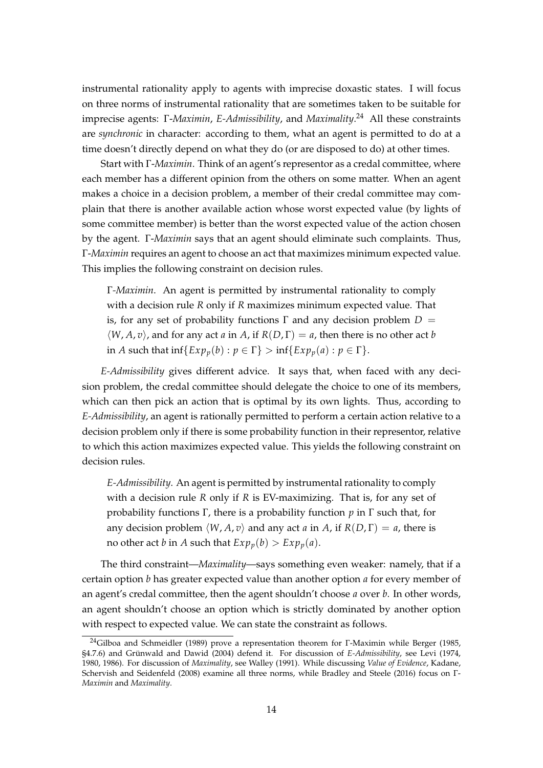instrumental rationality apply to agents with imprecise doxastic states. I will focus on three norms of instrumental rationality that are sometimes taken to be suitable for imprecise agents: Γ-*Maximin*, *E-Admissibility*, and *Maximality*.[24] All these constraints are *synchronic* in character: according to them, what an agent is permitted to do at a time doesn't directly depend on what they do (or are disposed to do) at other times.

Start with Γ-*Maximin*. Think of an agent's representor as a credal committee, where each member has a different opinion from the others on some matter. When an agent makes a choice in a decision problem, a member of their credal committee may complain that there is another available action whose worst expected value (by lights of some committee member) is better than the worst expected value of the action chosen by the agent. Γ-*Maximin* says that an agent should eliminate such complaints. Thus, Γ-*Maximin* requires an agent to choose an act that maximizes minimum expected value. This implies the following constraint on decision rules.

> Γ-*Maximin*. An agent is permitted by instrumental rationality to comply with a decision rule $R$ only if $R$ maximizes minimum expected value. That is, for any set of probability functions $\Gamma$ and any decision problem $D = \langle W, A, v \rangle$, and for any act $a$ in $A$, if $R(D, \Gamma) = a$, then there is no other act $b$ in $A$ such that $\inf\{Exp_p(b) : p \in \Gamma\} > \inf\{Exp_p(a) : p \in \Gamma\}$.

*E-Admissibility* gives different advice. It says that, when faced with any decision problem, the credal committee should delegate the choice to one of its members, which can then pick an action that is optimal by its own lights. Thus, according to *E-Admissibility*, an agent is rationally permitted to perform a certain action relative to a decision problem only if there is some probability function in their representor, relative to which this action maximizes expected value. This yields the following constraint on decision rules.

> *E-Admissibility*. An agent is permitted by instrumental rationality to comply with a decision rule $R$ only if $R$ is EV-maximizing. That is, for any set of probability functions $\Gamma$, there is a probability function $p$ in $\Gamma$ such that, for any decision problem $\langle W, A, v \rangle$ and any act $a$ in $A$, if $R(D, \Gamma) = a$, there is no other act $b$ in $A$ such that $Exp_p(b) > Exp_p(a)$.

The third constraint—*Maximality*—says something even weaker: namely, that if a certain option $b$ has greater expected value than another option $a$ for every member of an agent's credal committee, then the agent shouldn't choose $a$ over $b$. In other words, an agent shouldn't choose an option which is strictly dominated by another option with respect to expected value. We can state the constraint as follows.

[24] Gilboa and Schmeidler (1989) prove a representation theorem for Γ-Maximin while Berger (1985, §4.7.6) and Grünwald and Dawid (2004) defend it. For discussion of *E-Admissibility*, see Levi (1974, 1980, 1986). For discussion of *Maximality*, see Walley (1991). While discussing *Value of Evidence*, Kadane, Schervish and Seidenfeld (2008) examine all three norms, while Bradley and Steele (2016) focus on Γ-*Maximin* and *Maximality*.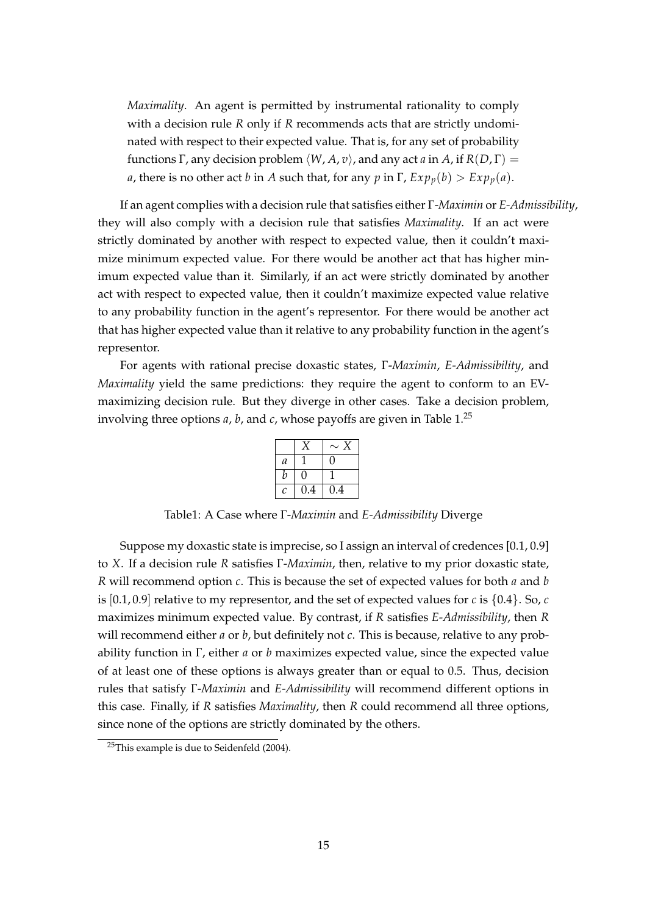*Maximality*. An agent is permitted by instrumental rationality to comply with a decision rule $R$ only if $R$ recommends acts that are strictly undominated with respect to their expected value. That is, for any set of probability functions $\Gamma$, any decision problem $\langle W, A, v\rangle$, and any act $a$ in $A$, if $R(D, \Gamma) = a$, there is no other act $b$ in $A$ such that, for any $p$ in $\Gamma$, $Exp_p(b) > Exp_p(a)$.

If an agent complies with a decision rule that satisfies either $\Gamma$-*Maximin* or *E-Admissibility*, they will also comply with a decision rule that satisfies *Maximality*. If an act were strictly dominated by another with respect to expected value, then it couldn't maximize minimum expected value. For there would be another act that has higher minimum expected value than it. Similarly, if an act were strictly dominated by another act with respect to expected value, then it couldn't maximize expected value relative to any probability function in the agent's representor. For there would be another act that has higher expected value than it relative to any probability function in the agent's representor.

For agents with rational precise doxastic states, $\Gamma$-*Maximin*, *E-Admissibility*, and *Maximality* yield the same predictions: they require the agent to conform to an EV-maximizing decision rule. But they diverge in other cases. Take a decision problem, involving three options $a$, $b$, and $c$, whose payoffs are given in Table 1.[25]

| | $X$ | $\sim X$ |
|---|---|---|
| $a$ | 1 | 0 |
| $b$ | 0 | 1 |
| $c$ | 0.4 | 0.4 |

Table1: A Case where $\Gamma$-*Maximin* and *E-Admissibility* Diverge

Suppose my doxastic state is imprecise, so I assign an interval of credences [0.1, 0.9] to $X$. If a decision rule $R$ satisfies $\Gamma$-*Maximin*, then, relative to my prior doxastic state, $R$ will recommend option $c$. This is because the set of expected values for both $a$ and $b$ is $[0.1, 0.9]$ relative to my representor, and the set of expected values for $c$ is $\{0.4\}$. So, $c$ maximizes minimum expected value. By contrast, if $R$ satisfies *E-Admissibility*, then $R$ will recommend either $a$ or $b$, but definitely not $c$. This is because, relative to any probability function in $\Gamma$, either $a$ or $b$ maximizes expected value, since the expected value of at least one of these options is always greater than or equal to 0.5. Thus, decision rules that satisfy $\Gamma$-*Maximin* and *E-Admissibility* will recommend different options in this case. Finally, if $R$ satisfies *Maximality*, then $R$ could recommend all three options, since none of the options are strictly dominated by the others.

[25]This example is due to Seidenfeld (2004).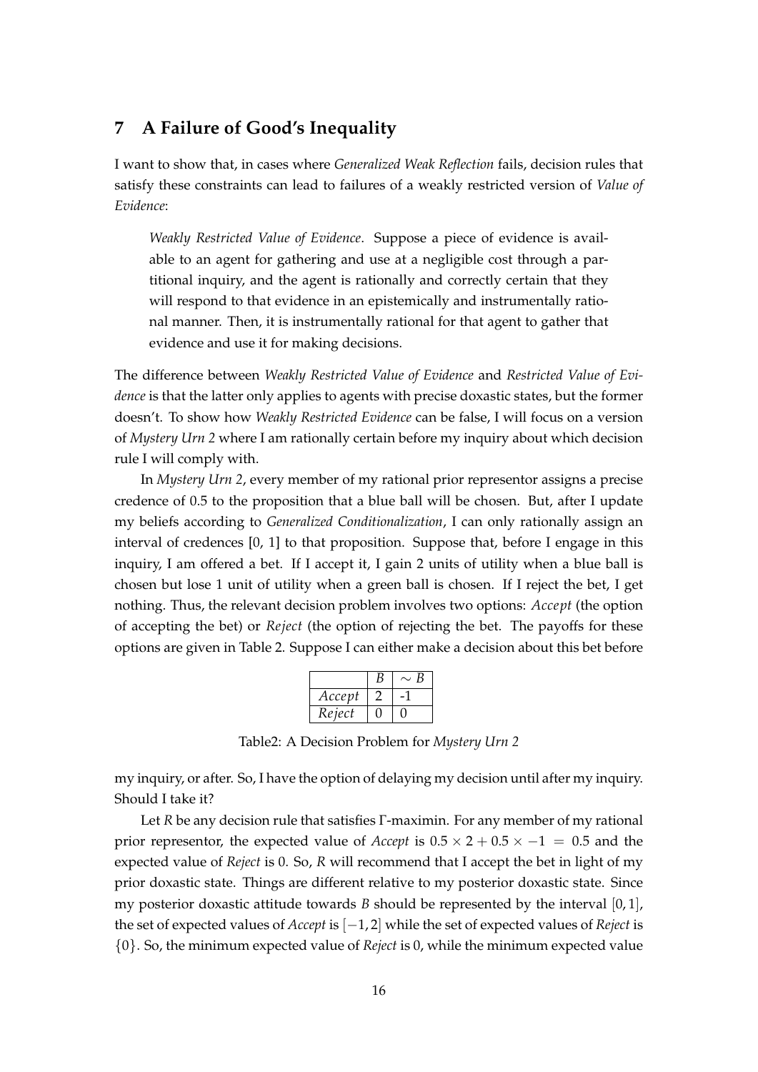## 7 A Failure of Good's Inequality

I want to show that, in cases where *Generalized Weak Reflection* fails, decision rules that satisfy these constraints can lead to failures of a weakly restricted version of *Value of Evidence*:

> *Weakly Restricted Value of Evidence*. Suppose a piece of evidence is available to an agent for gathering and use at a negligible cost through a partitional inquiry, and the agent is rationally and correctly certain that they will respond to that evidence in an epistemically and instrumentally rational manner. Then, it is instrumentally rational for that agent to gather that evidence and use it for making decisions.

The difference between *Weakly Restricted Value of Evidence* and *Restricted Value of Evidence* is that the latter only applies to agents with precise doxastic states, but the former doesn't. To show how *Weakly Restricted Evidence* can be false, I will focus on a version of *Mystery Urn 2* where I am rationally certain before my inquiry about which decision rule I will comply with.

In *Mystery Urn 2*, every member of my rational prior representor assigns a precise credence of 0.5 to the proposition that a blue ball will be chosen. But, after I update my beliefs according to *Generalized Conditionalization*, I can only rationally assign an interval of credences [0, 1] to that proposition. Suppose that, before I engage in this inquiry, I am offered a bet. If I accept it, I gain 2 units of utility when a blue ball is chosen but lose 1 unit of utility when a green ball is chosen. If I reject the bet, I get nothing. Thus, the relevant decision problem involves two options: *Accept* (the option of accepting the bet) or *Reject* (the option of rejecting the bet. The payoffs for these options are given in Table 2. Suppose I can either make a decision about this bet before

| | $B$ | $\sim B$ |
|---|---|---|
| *Accept* | 2 | -1 |
| *Reject* | 0 | 0 |

Table2: A Decision Problem for *Mystery Urn 2*

my inquiry, or after. So, I have the option of delaying my decision until after my inquiry. Should I take it?

Let $R$ be any decision rule that satisfies Γ-maximin. For any member of my rational prior representor, the expected value of *Accept* is $0.5 \times 2 + 0.5 \times -1 = 0.5$ and the expected value of *Reject* is 0. So, $R$ will recommend that I accept the bet in light of my prior doxastic state. Things are different relative to my posterior doxastic state. Since my posterior doxastic attitude towards $B$ should be represented by the interval $[0, 1]$, the set of expected values of *Accept* is $[-1, 2]$ while the set of expected values of *Reject* is $\{0\}$. So, the minimum expected value of *Reject* is 0, while the minimum expected value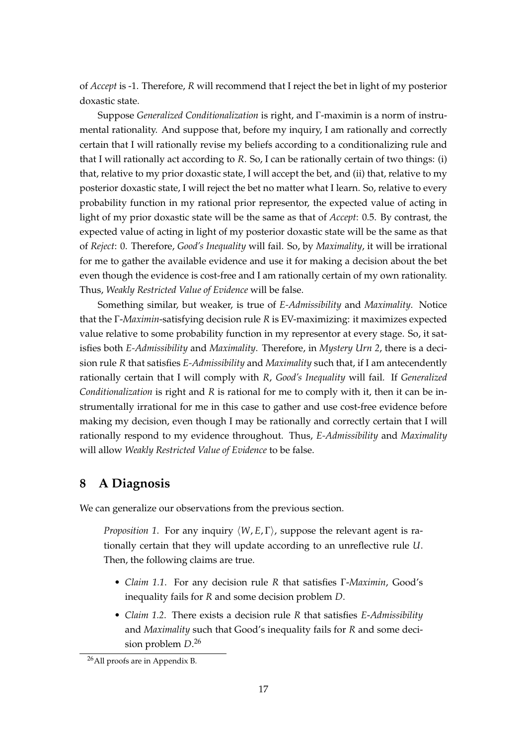of *Accept* is -1. Therefore, $R$ will recommend that I reject the bet in light of my posterior doxastic state.

Suppose *Generalized Conditionalization* is right, and Γ-maximin is a norm of instrumental rationality. And suppose that, before my inquiry, I am rationally and correctly certain that I will rationally revise my beliefs according to a conditionalizing rule and that I will rationally act according to $R$. So, I can be rationally certain of two things: (i) that, relative to my prior doxastic state, I will accept the bet, and (ii) that, relative to my posterior doxastic state, I will reject the bet no matter what I learn. So, relative to every probability function in my rational prior representor, the expected value of acting in light of my prior doxastic state will be the same as that of *Accept*: 0.5. By contrast, the expected value of acting in light of my posterior doxastic state will be the same as that of *Reject*: 0. Therefore, *Good's Inequality* will fail. So, by *Maximality*, it will be irrational for me to gather the available evidence and use it for making a decision about the bet even though the evidence is cost-free and I am rationally certain of my own rationality. Thus, *Weakly Restricted Value of Evidence* will be false.

Something similar, but weaker, is true of *E-Admissibility* and *Maximality*. Notice that the Γ-*Maximin*-satisfying decision rule $R$ is EV-maximizing: it maximizes expected value relative to some probability function in my representor at every stage. So, it satisfies both *E-Admissibility* and *Maximality*. Therefore, in *Mystery Urn 2*, there is a decision rule $R$ that satisfies *E-Admissibility* and *Maximality* such that, if I am antecendently rationally certain that I will comply with $R$, *Good's Inequality* will fail. If *Generalized Conditionalization* is right and $R$ is rational for me to comply with it, then it can be instrumentally irrational for me in this case to gather and use cost-free evidence before making my decision, even though I may be rationally and correctly certain that I will rationally respond to my evidence throughout. Thus, *E-Admissibility* and *Maximality* will allow *Weakly Restricted Value of Evidence* to be false.

## 8 A Diagnosis

We can generalize our observations from the previous section.

> *Proposition 1.* For any inquiry $\langle W, E, \Gamma \rangle$, suppose the relevant agent is rationally certain that they will update according to an unreflective rule $U$. Then, the following claims are true.
>
> - *Claim 1.1.* For any decision rule $R$ that satisfies Γ-*Maximin*, Good's inequality fails for $R$ and some decision problem $D$.
> - *Claim 1.2.* There exists a decision rule $R$ that satisfies *E-Admissibility* and *Maximality* such that Good's inequality fails for $R$ and some decision problem $D$.[26]

[26] All proofs are in Appendix B.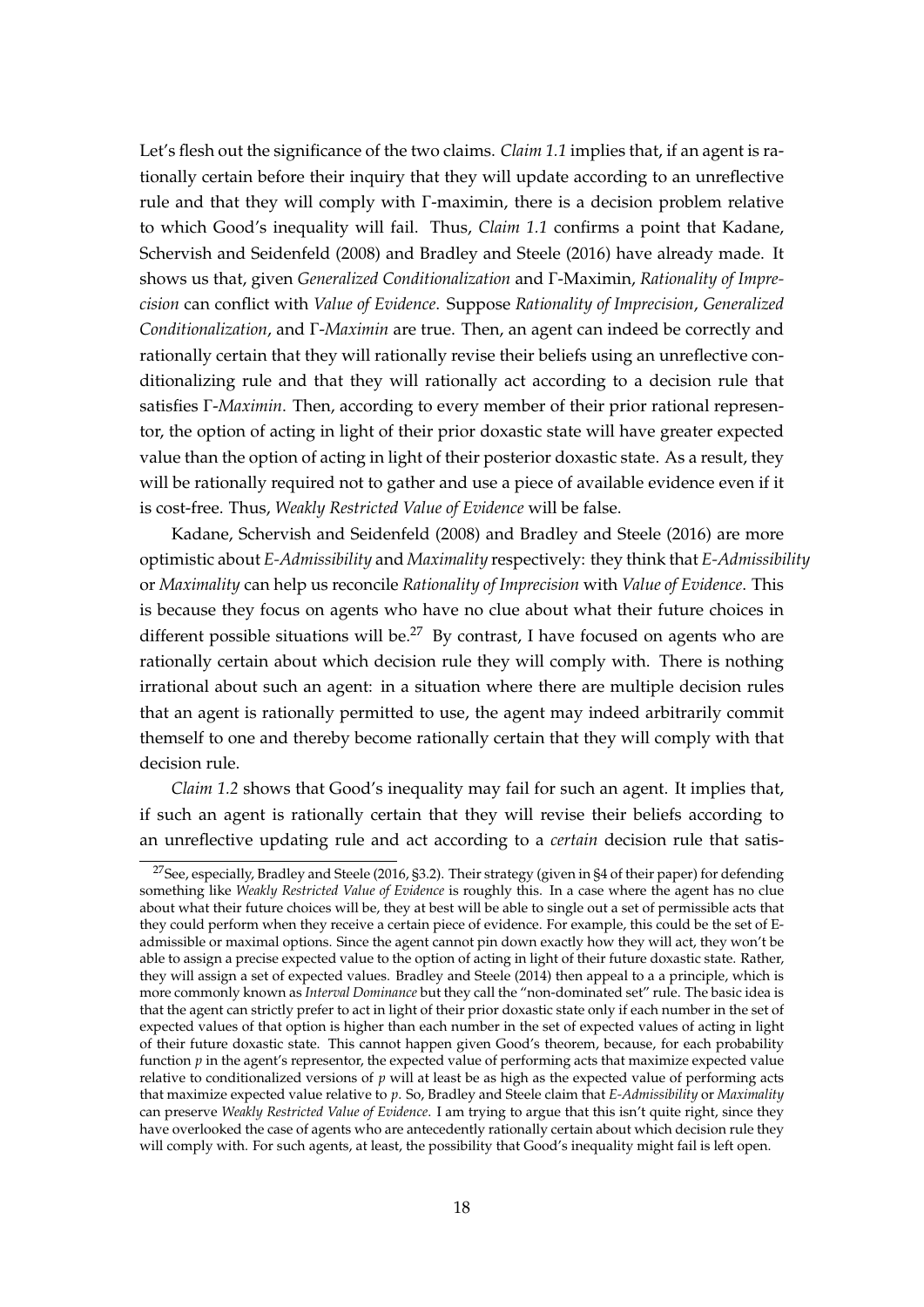Let's flesh out the significance of the two claims. *Claim 1.1* implies that, if an agent is rationally certain before their inquiry that they will update according to an unreflective rule and that they will comply with Γ-maximin, there is a decision problem relative to which Good's inequality will fail. Thus, *Claim 1.1* confirms a point that Kadane, Schervish and Seidenfeld (2008) and Bradley and Steele (2016) have already made. It shows us that, given *Generalized Conditionalization* and Γ-Maximin, *Rationality of Imprecision* can conflict with *Value of Evidence*. Suppose *Rationality of Imprecision*, *Generalized Conditionalization*, and Γ-*Maximin* are true. Then, an agent can indeed be correctly and rationally certain that they will rationally revise their beliefs using an unreflective conditionalizing rule and that they will rationally act according to a decision rule that satisfies Γ-*Maximin*. Then, according to every member of their prior rational representor, the option of acting in light of their prior doxastic state will have greater expected value than the option of acting in light of their posterior doxastic state. As a result, they will be rationally required not to gather and use a piece of available evidence even if it is cost-free. Thus, *Weakly Restricted Value of Evidence* will be false.

Kadane, Schervish and Seidenfeld (2008) and Bradley and Steele (2016) are more optimistic about *E-Admissibility* and *Maximality* respectively: they think that *E-Admissibility* or *Maximality* can help us reconcile *Rationality of Imprecision* with *Value of Evidence*. This is because they focus on agents who have no clue about what their future choices in different possible situations will be.[27] By contrast, I have focused on agents who are rationally certain about which decision rule they will comply with. There is nothing irrational about such an agent: in a situation where there are multiple decision rules that an agent is rationally permitted to use, the agent may indeed arbitrarily commit themself to one and thereby become rationally certain that they will comply with that decision rule.

*Claim 1.2* shows that Good's inequality may fail for such an agent. It implies that, if such an agent is rationally certain that they will revise their beliefs according to an unreflective updating rule and act according to a *certain* decision rule that satis-

[27] See, especially, Bradley and Steele (2016, §3.2). Their strategy (given in §4 of their paper) for defending something like *Weakly Restricted Value of Evidence* is roughly this. In a case where the agent has no clue about what their future choices will be, they at best will be able to single out a set of permissible acts that they could perform when they receive a certain piece of evidence. For example, this could be the set of E-admissible or maximal options. Since the agent cannot pin down exactly how they will act, they won't be able to assign a precise expected value to the option of acting in light of their future doxastic state. Rather, they will assign a set of expected values. Bradley and Steele (2014) then appeal to a a principle, which is more commonly known as *Interval Dominance* but they call the "non-dominated set" rule. The basic idea is that the agent can strictly prefer to act in light of their prior doxastic state only if each number in the set of expected values of that option is higher than each number in the set of expected values of acting in light of their future doxastic state. This cannot happen given Good's theorem, because, for each probability function $p$ in the agent's representor, the expected value of performing acts that maximize expected value relative to conditionalized versions of $p$ will at least be as high as the expected value of performing acts that maximize expected value relative to $p$. So, Bradley and Steele claim that *E-Admissibility* or *Maximality* can preserve *Weakly Restricted Value of Evidence*. I am trying to argue that this isn't quite right, since they have overlooked the case of agents who are antecedently rationally certain about which decision rule they will comply with. For such agents, at least, the possibility that Good's inequality might fail is left open.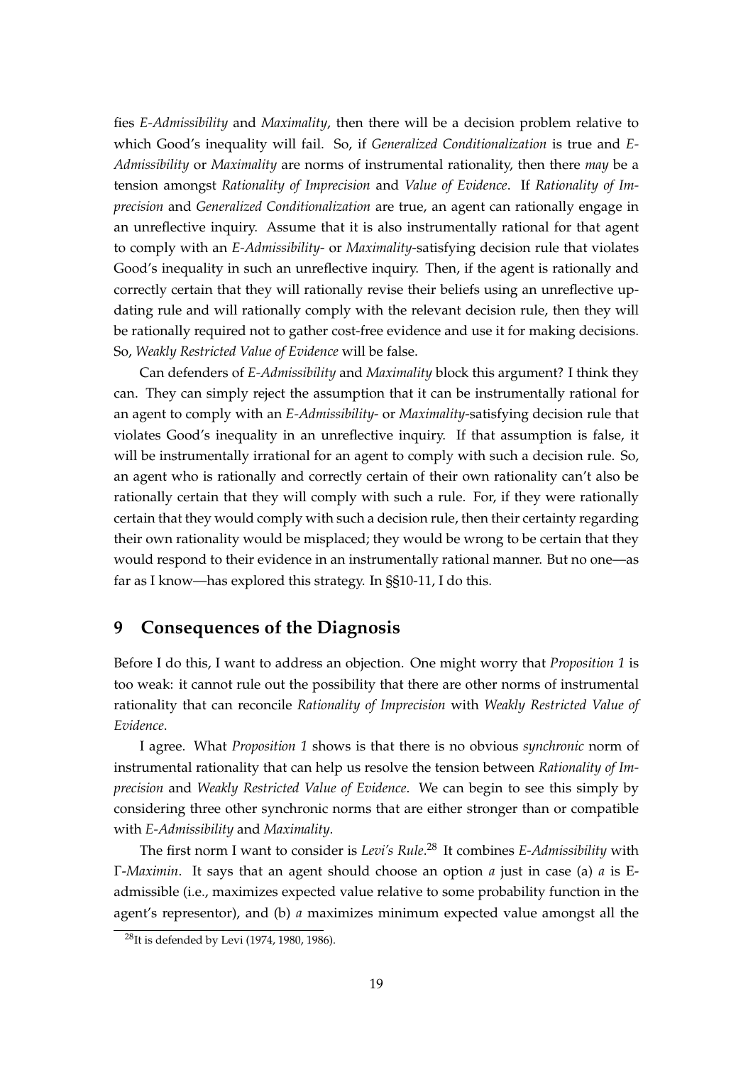fies *E-Admissibility* and *Maximality*, then there will be a decision problem relative to which Good's inequality will fail. So, if *Generalized Conditionalization* is true and *E-Admissibility* or *Maximality* are norms of instrumental rationality, then there *may* be a tension amongst *Rationality of Imprecision* and *Value of Evidence*. If *Rationality of Imprecision* and *Generalized Conditionalization* are true, an agent can rationally engage in an unreflective inquiry. Assume that it is also instrumentally rational for that agent to comply with an *E-Admissibility-* or *Maximality*-satisfying decision rule that violates Good's inequality in such an unreflective inquiry. Then, if the agent is rationally and correctly certain that they will rationally revise their beliefs using an unreflective updating rule and will rationally comply with the relevant decision rule, then they will be rationally required not to gather cost-free evidence and use it for making decisions. So, *Weakly Restricted Value of Evidence* will be false.

Can defenders of *E-Admissibility* and *Maximality* block this argument? I think they can. They can simply reject the assumption that it can be instrumentally rational for an agent to comply with an *E-Admissibility-* or *Maximality*-satisfying decision rule that violates Good's inequality in an unreflective inquiry. If that assumption is false, it will be instrumentally irrational for an agent to comply with such a decision rule. So, an agent who is rationally and correctly certain of their own rationality can't also be rationally certain that they will comply with such a rule. For, if they were rationally certain that they would comply with such a decision rule, then their certainty regarding their own rationality would be misplaced; they would be wrong to be certain that they would respond to their evidence in an instrumentally rational manner. But no one—as far as I know—has explored this strategy. In §§10-11, I do this.

## 9 Consequences of the Diagnosis

Before I do this, I want to address an objection. One might worry that *Proposition 1* is too weak: it cannot rule out the possibility that there are other norms of instrumental rationality that can reconcile *Rationality of Imprecision* with *Weakly Restricted Value of Evidence*.

I agree. What *Proposition 1* shows is that there is no obvious *synchronic* norm of instrumental rationality that can help us resolve the tension between *Rationality of Imprecision* and *Weakly Restricted Value of Evidence*. We can begin to see this simply by considering three other synchronic norms that are either stronger than or compatible with *E-Admissibility* and *Maximality*.

The first norm I want to consider is *Levi's Rule*.[28] It combines *E-Admissibility* with $\Gamma$-*Maximin*. It says that an agent should choose an option $a$ just in case (a) $a$ is E-admissible (i.e., maximizes expected value relative to some probability function in the agent's representor), and (b) $a$ maximizes minimum expected value amongst all the

[28]It is defended by Levi (1974, 1980, 1986).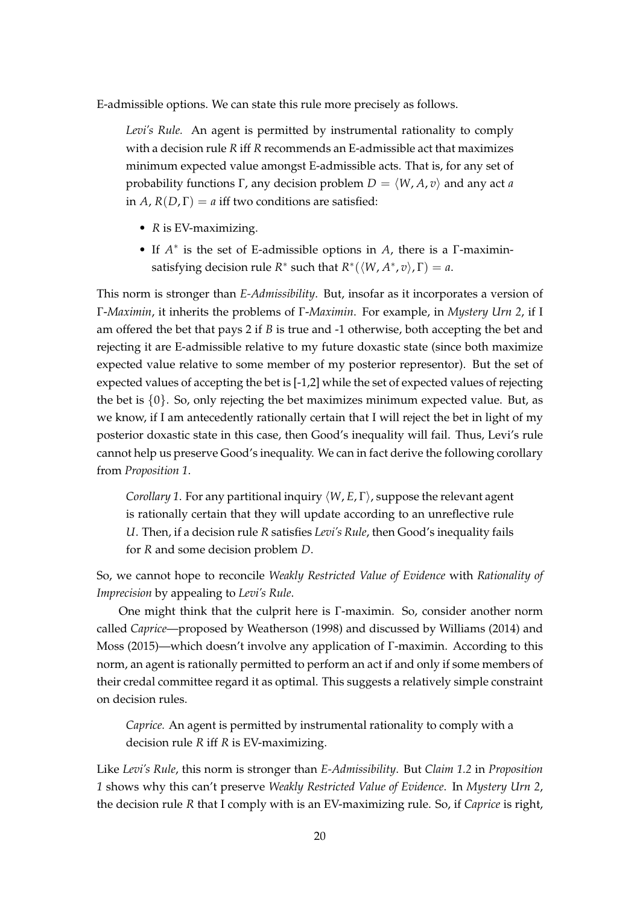E-admissible options. We can state this rule more precisely as follows.

> *Levi's Rule.* An agent is permitted by instrumental rationality to comply with a decision rule $R$ iff $R$ recommends an E-admissible act that maximizes minimum expected value amongst E-admissible acts. That is, for any set of probability functions $\Gamma$, any decision problem $D = \langle W, A, v \rangle$ and any act $a$ in $A$, $R(D, \Gamma) = a$ iff two conditions are satisfied:
>
> - $R$ is EV-maximizing.
> - If $A^*$ is the set of E-admissible options in $A$, there is a $\Gamma$-maximin-satisfying decision rule $R^*$ such that $R^*(\langle W, A^*, v \rangle, \Gamma) = a$.

This norm is stronger than *E-Admissibility*. But, insofar as it incorporates a version of $\Gamma$*-Maximin*, it inherits the problems of $\Gamma$*-Maximin*. For example, in *Mystery Urn 2*, if I am offered the bet that pays 2 if $B$ is true and -1 otherwise, both accepting the bet and rejecting it are E-admissible relative to my future doxastic state (since both maximize expected value relative to some member of my posterior representor). But the set of expected values of accepting the bet is [-1,2] while the set of expected values of rejecting the bet is $\{0\}$. So, only rejecting the bet maximizes minimum expected value. But, as we know, if I am antecedently rationally certain that I will reject the bet in light of my posterior doxastic state in this case, then Good's inequality will fail. Thus, Levi's rule cannot help us preserve Good's inequality. We can in fact derive the following corollary from *Proposition 1*.

> *Corollary 1.* For any partitional inquiry $\langle W, E, \Gamma \rangle$, suppose the relevant agent is rationally certain that they will update according to an unreflective rule $U$. Then, if a decision rule $R$ satisfies *Levi's Rule*, then Good's inequality fails for $R$ and some decision problem $D$.

So, we cannot hope to reconcile *Weakly Restricted Value of Evidence* with *Rationality of Imprecision* by appealing to *Levi's Rule*.

One might think that the culprit here is $\Gamma$-maximin. So, consider another norm called *Caprice*—proposed by Weatherson (1998) and discussed by Williams (2014) and Moss (2015)—which doesn't involve any application of $\Gamma$-maximin. According to this norm, an agent is rationally permitted to perform an act if and only if some members of their credal committee regard it as optimal. This suggests a relatively simple constraint on decision rules.

> *Caprice.* An agent is permitted by instrumental rationality to comply with a decision rule $R$ iff $R$ is EV-maximizing.

Like *Levi's Rule*, this norm is stronger than *E-Admissibility*. But *Claim 1.2* in *Proposition 1* shows why this can't preserve *Weakly Restricted Value of Evidence*. In *Mystery Urn 2*, the decision rule $R$ that I comply with is an EV-maximizing rule. So, if *Caprice* is right,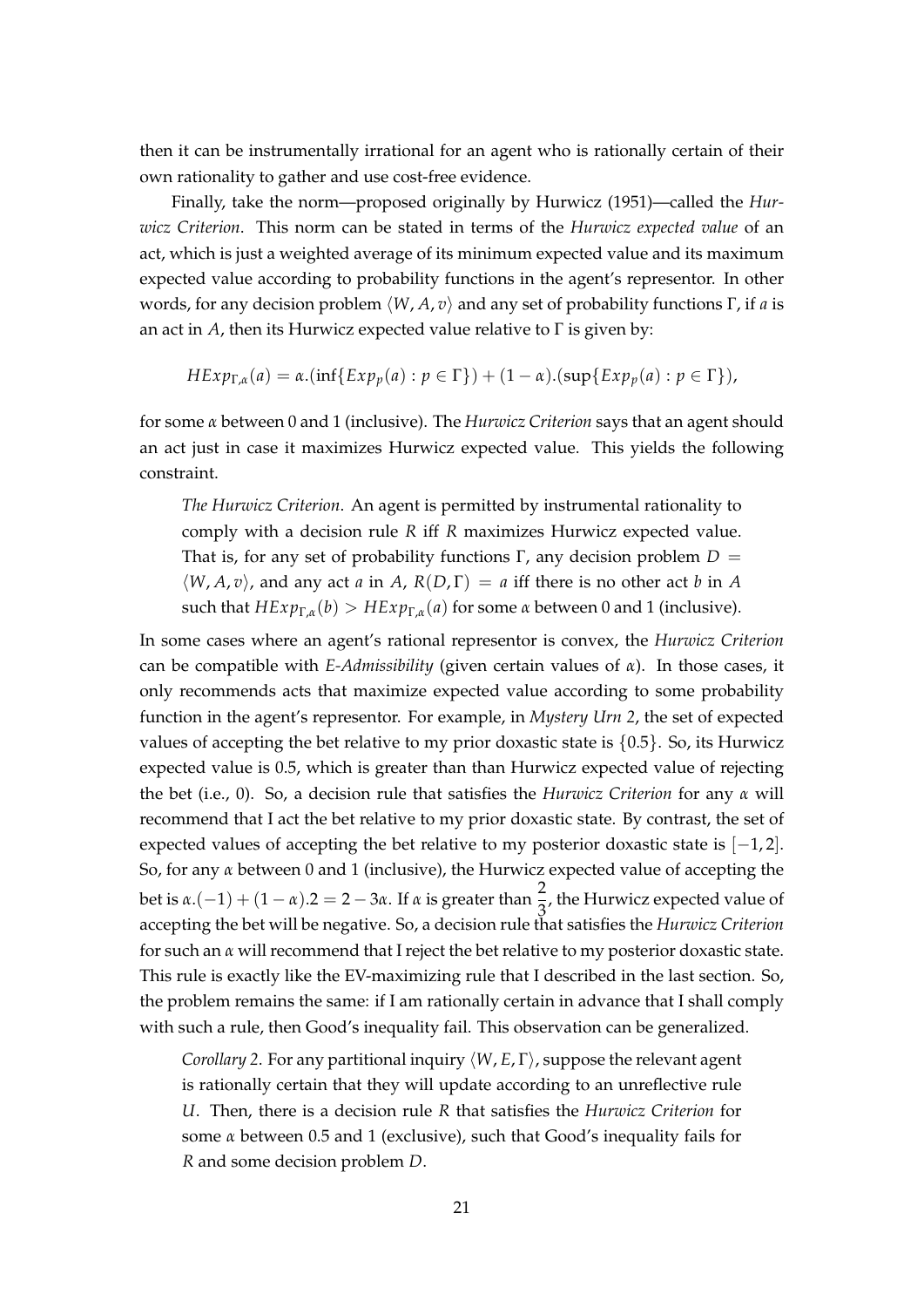then it can be instrumentally irrational for an agent who is rationally certain of their own rationality to gather and use cost-free evidence.

Finally, take the norm—proposed originally by Hurwicz (1951)—called the *Hurwicz Criterion*. This norm can be stated in terms of the *Hurwicz expected value* of an act, which is just a weighted average of its minimum expected value and its maximum expected value according to probability functions in the agent's representor. In other words, for any decision problem $\langle W, A, v \rangle$ and any set of probability functions $\Gamma$, if $a$ is an act in $A$, then its Hurwicz expected value relative to $\Gamma$ is given by:

$$HExp_{\Gamma,\alpha}(a) = \alpha.(\inf\{Exp_p(a) : p \in \Gamma\}) + (1 - \alpha).(\sup\{Exp_p(a) : p \in \Gamma\}),$$

for some $\alpha$ between 0 and 1 (inclusive). The *Hurwicz Criterion* says that an agent should an act just in case it maximizes Hurwicz expected value. This yields the following constraint.

> *The Hurwicz Criterion*. An agent is permitted by instrumental rationality to comply with a decision rule $R$ iff $R$ maximizes Hurwicz expected value. That is, for any set of probability functions $\Gamma$, any decision problem $D = \langle W, A, v \rangle$, and any act $a$ in $A$, $R(D, \Gamma) = a$ iff there is no other act $b$ in $A$ such that $HExp_{\Gamma,\alpha}(b) > HExp_{\Gamma,\alpha}(a)$ for some $\alpha$ between 0 and 1 (inclusive).

In some cases where an agent's rational representor is convex, the *Hurwicz Criterion* can be compatible with *E-Admissibility* (given certain values of $\alpha$). In those cases, it only recommends acts that maximize expected value according to some probability function in the agent's representor. For example, in *Mystery Urn 2*, the set of expected values of accepting the bet relative to my prior doxastic state is $\{0.5\}$. So, its Hurwicz expected value is 0.5, which is greater than than Hurwicz expected value of rejecting the bet (i.e., 0). So, a decision rule that satisfies the *Hurwicz Criterion* for any $\alpha$ will recommend that I act the bet relative to my prior doxastic state. By contrast, the set of expected values of accepting the bet relative to my posterior doxastic state is $[-1, 2]$. So, for any $\alpha$ between 0 and 1 (inclusive), the Hurwicz expected value of accepting the bet is $\alpha.(-1) + (1 - \alpha).2 = 2 - 3\alpha$. If $\alpha$ is greater than $\frac{2}{3}$, the Hurwicz expected value of accepting the bet will be negative. So, a decision rule that satisfies the *Hurwicz Criterion* for such an $\alpha$ will recommend that I reject the bet relative to my posterior doxastic state. This rule is exactly like the EV-maximizing rule that I described in the last section. So, the problem remains the same: if I am rationally certain in advance that I shall comply with such a rule, then Good's inequality fail. This observation can be generalized.

> *Corollary 2*. For any partitional inquiry $\langle W, E, \Gamma \rangle$, suppose the relevant agent is rationally certain that they will update according to an unreflective rule $U$. Then, there is a decision rule $R$ that satisfies the *Hurwicz Criterion* for some $\alpha$ between 0.5 and 1 (exclusive), such that Good's inequality fails for $R$ and some decision problem $D$.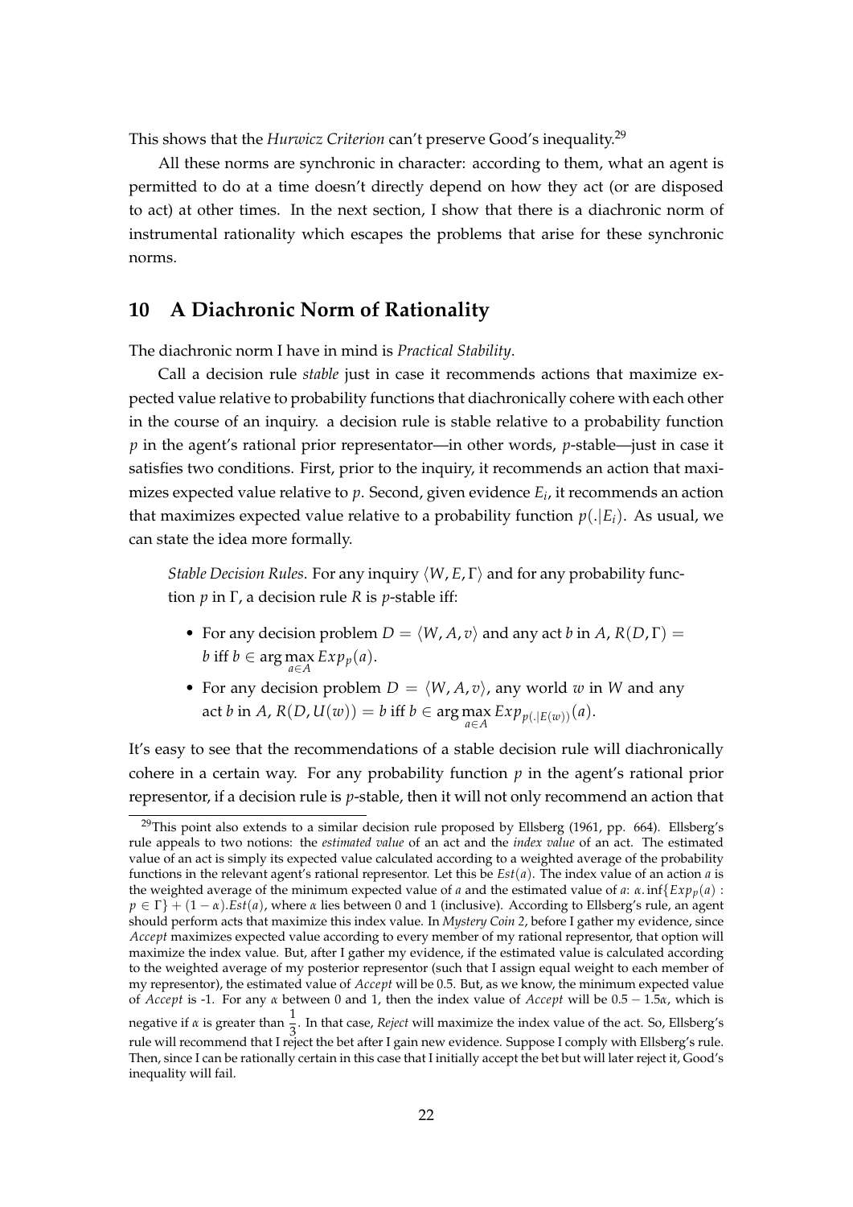This shows that the *Hurwicz Criterion* can't preserve Good's inequality.[29]

All these norms are synchronic in character: according to them, what an agent is permitted to do at a time doesn't directly depend on how they act (or are disposed to act) at other times. In the next section, I show that there is a diachronic norm of instrumental rationality which escapes the problems that arise for these synchronic norms.

## 10 A Diachronic Norm of Rationality

The diachronic norm I have in mind is *Practical Stability*.

Call a decision rule *stable* just in case it recommends actions that maximize expected value relative to probability functions that diachronically cohere with each other in the course of an inquiry. a decision rule is stable relative to a probability function $p$ in the agent's rational prior representator—in other words, $p$-stable—just in case it satisfies two conditions. First, prior to the inquiry, it recommends an action that maximizes expected value relative to $p$. Second, given evidence $E_i$, it recommends an action that maximizes expected value relative to a probability function $p(.|E_i)$. As usual, we can state the idea more formally.

> *Stable Decision Rules*. For any inquiry $\langle W, E, \Gamma \rangle$ and for any probability function $p$ in $\Gamma$, a decision rule $R$ is $p$-stable iff:
>
> - For any decision problem $D = \langle W, A, v \rangle$ and any act $b$ in $A$, $R(D, \Gamma) = b$ iff $b \in \arg\max_{a \in A} Exp_p(a)$.
> - For any decision problem $D = \langle W, A, v \rangle$, any world $w$ in $W$ and any act $b$ in $A$, $R(D, U(w)) = b$ iff $b \in \arg\max_{a \in A} Exp_{p(.|E(w))}(a)$.

It's easy to see that the recommendations of a stable decision rule will diachronically cohere in a certain way. For any probability function $p$ in the agent's rational prior representor, if a decision rule is $p$-stable, then it will not only recommend an action that

[29] This point also extends to a similar decision rule proposed by Ellsberg (1961, pp. 664). Ellsberg's rule appeals to two notions: the *estimated value* of an act and the *index value* of an act. The estimated value of an act is simply its expected value calculated according to a weighted average of the probability functions in the relevant agent's rational representor. Let this be $Est(a)$. The index value of an action $a$ is the weighted average of the minimum expected value of $a$ and the estimated value of $a$: $\alpha. \inf\{Exp_p(a) : p \in \Gamma\} + (1 - \alpha).Est(a)$, where $\alpha$ lies between 0 and 1 (inclusive). According to Ellsberg's rule, an agent should perform acts that maximize this index value. In *Mystery Coin 2*, before I gather my evidence, since *Accept* maximizes expected value according to every member of my rational representor, that option will maximize the index value. But, after I gather my evidence, if the estimated value is calculated according to the weighted average of my posterior representor (such that I assign equal weight to each member of my representor), the estimated value of *Accept* will be 0.5. But, as we know, the minimum expected value of *Accept* is -1. For any $\alpha$ between 0 and 1, then the index value of *Accept* will be $0.5 - 1.5\alpha$, which is negative if $\alpha$ is greater than $\frac{1}{3}$. In that case, *Reject* will maximize the index value of the act. So, Ellsberg's rule will recommend that I reject the bet after I gain new evidence. Suppose I comply with Ellsberg's rule. Then, since I can be rationally certain in this case that I initially accept the bet but will later reject it, Good's inequality will fail.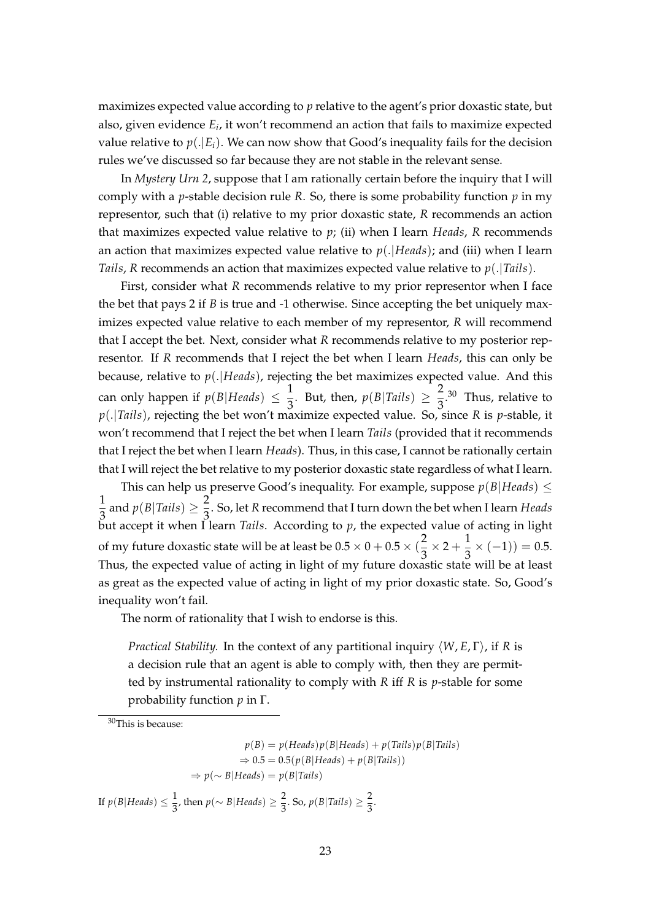maximizes expected value according to $p$ relative to the agent's prior doxastic state, but also, given evidence $E_i$, it won't recommend an action that fails to maximize expected value relative to $p(.|E_i)$. We can now show that Good's inequality fails for the decision rules we've discussed so far because they are not stable in the relevant sense.

In *Mystery Urn 2*, suppose that I am rationally certain before the inquiry that I will comply with a $p$-stable decision rule $R$. So, there is some probability function $p$ in my representor, such that (i) relative to my prior doxastic state, $R$ recommends an action that maximizes expected value relative to $p$; (ii) when I learn *Heads*, $R$ recommends an action that maximizes expected value relative to $p(.|Heads)$; and (iii) when I learn *Tails*, $R$ recommends an action that maximizes expected value relative to $p(.|Tails)$.

First, consider what $R$ recommends relative to my prior representor when I face the bet that pays 2 if $B$ is true and -1 otherwise. Since accepting the bet uniquely maximizes expected value relative to each member of my representor, $R$ will recommend that I accept the bet. Next, consider what $R$ recommends relative to my posterior representor. If $R$ recommends that I reject the bet when I learn *Heads*, this can only be because, relative to $p(.|Heads)$, rejecting the bet maximizes expected value. And this can only happen if $p(B|Heads) \leq \frac{1}{3}$. But, then, $p(B|Tails) \geq \frac{2}{3}$.[30] Thus, relative to $p(.|Tails)$, rejecting the bet won't maximize expected value. So, since $R$ is $p$-stable, it won't recommend that I reject the bet when I learn *Tails* (provided that it recommends that I reject the bet when I learn *Heads*). Thus, in this case, I cannot be rationally certain that I will reject the bet relative to my posterior doxastic state regardless of what I learn.

This can help us preserve Good's inequality. For example, suppose $p(B|Heads) \leq \frac{1}{3}$ and $p(B|Tails) \geq \frac{2}{3}$. So, let $R$ recommend that I turn down the bet when I learn *Heads* but accept it when I learn *Tails*. According to $p$, the expected value of acting in light of my future doxastic state will be at least be $0.5 \times 0 + 0.5 \times (\frac{2}{3} \times 2 + \frac{1}{3} \times (-1)) = 0.5$. Thus, the expected value of acting in light of my future doxastic state will be at least as great as the expected value of acting in light of my prior doxastic state. So, Good's inequality won't fail.

The norm of rationality that I wish to endorse is this.

> *Practical Stability.* In the context of any partitional inquiry $\langle W, E, \Gamma \rangle$, if $R$ is a decision rule that an agent is able to comply with, then they are permitted by instrumental rationality to comply with $R$ iff $R$ is $p$-stable for some probability function $p$ in $\Gamma$.

---

[30] This is because:

$$
\begin{aligned}
p(B) &= p(Heads)p(B|Heads) + p(Tails)p(B|Tails) \\
&\Rightarrow 0.5 = 0.5(p(B|Heads) + p(B|Tails)) \\
&\Rightarrow p(\sim B|Heads) = p(B|Tails)
\end{aligned}
$$

If $p(B|Heads) \leq \frac{1}{3}$, then $p(\sim B|Heads) \geq \frac{2}{3}$. So, $p(B|Tails) \geq \frac{2}{3}$.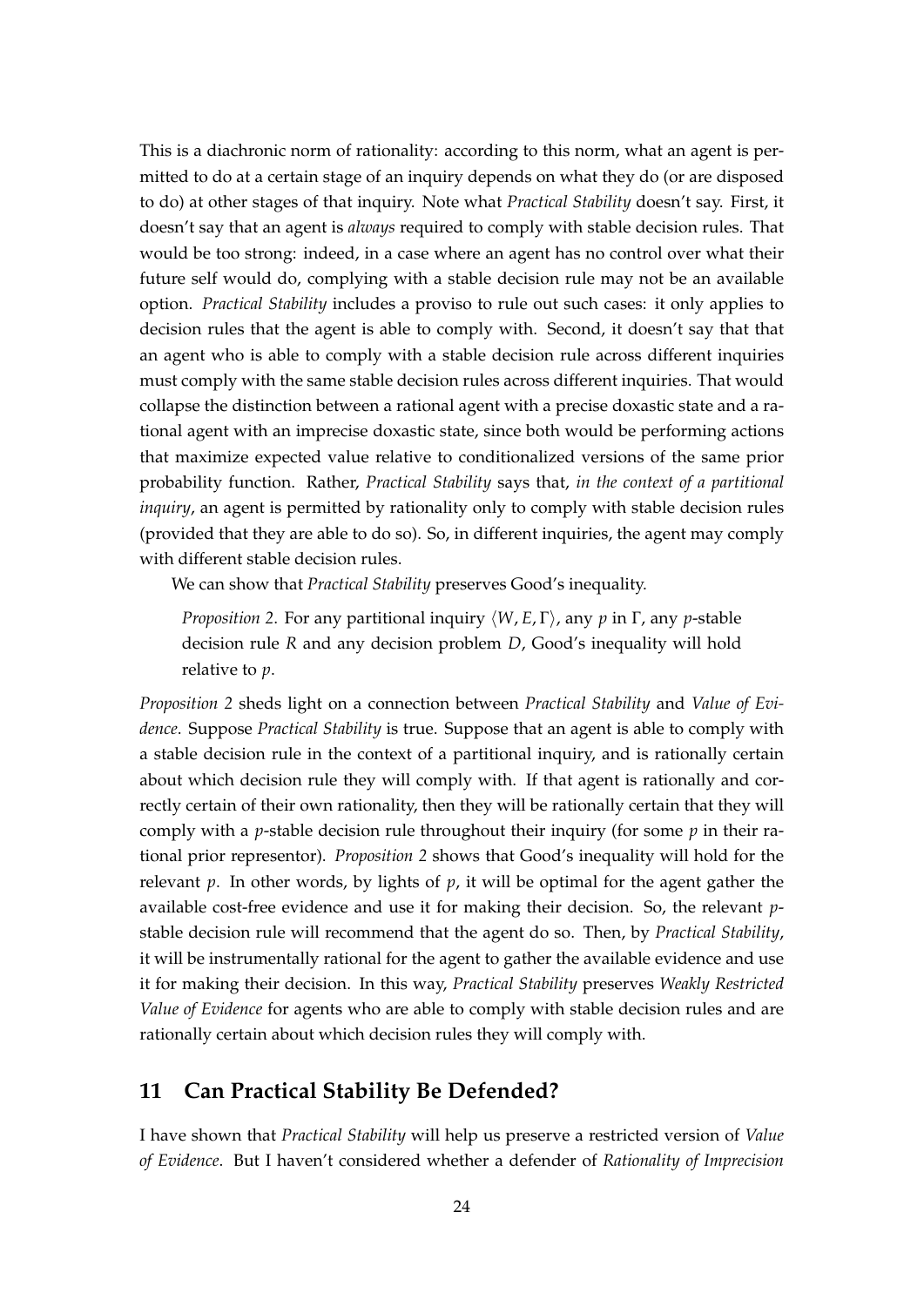This is a diachronic norm of rationality: according to this norm, what an agent is permitted to do at a certain stage of an inquiry depends on what they do (or are disposed to do) at other stages of that inquiry. Note what *Practical Stability* doesn't say. First, it doesn't say that an agent is *always* required to comply with stable decision rules. That would be too strong: indeed, in a case where an agent has no control over what their future self would do, complying with a stable decision rule may not be an available option. *Practical Stability* includes a proviso to rule out such cases: it only applies to decision rules that the agent is able to comply with. Second, it doesn't say that that an agent who is able to comply with a stable decision rule across different inquiries must comply with the same stable decision rules across different inquiries. That would collapse the distinction between a rational agent with a precise doxastic state and a rational agent with an imprecise doxastic state, since both would be performing actions that maximize expected value relative to conditionalized versions of the same prior probability function. Rather, *Practical Stability* says that, *in the context of a partitional inquiry*, an agent is permitted by rationality only to comply with stable decision rules (provided that they are able to do so). So, in different inquiries, the agent may comply with different stable decision rules.

We can show that *Practical Stability* preserves Good's inequality.

> *Proposition 2*. For any partitional inquiry $\langle W, E, \Gamma \rangle$, any $p$ in $\Gamma$, any $p$-stable decision rule $R$ and any decision problem $D$, Good's inequality will hold relative to $p$.

*Proposition 2* sheds light on a connection between *Practical Stability* and *Value of Evidence*. Suppose *Practical Stability* is true. Suppose that an agent is able to comply with a stable decision rule in the context of a partitional inquiry, and is rationally certain about which decision rule they will comply with. If that agent is rationally and correctly certain of their own rationality, then they will be rationally certain that they will comply with a $p$-stable decision rule throughout their inquiry (for some $p$ in their rational prior representor). *Proposition 2* shows that Good's inequality will hold for the relevant $p$. In other words, by lights of $p$, it will be optimal for the agent gather the available cost-free evidence and use it for making their decision. So, the relevant $p$-stable decision rule will recommend that the agent do so. Then, by *Practical Stability*, it will be instrumentally rational for the agent to gather the available evidence and use it for making their decision. In this way, *Practical Stability* preserves *Weakly Restricted Value of Evidence* for agents who are able to comply with stable decision rules and are rationally certain about which decision rules they will comply with.

## 11 Can Practical Stability Be Defended?

I have shown that *Practical Stability* will help us preserve a restricted version of *Value of Evidence*. But I haven't considered whether a defender of *Rationality of Imprecision*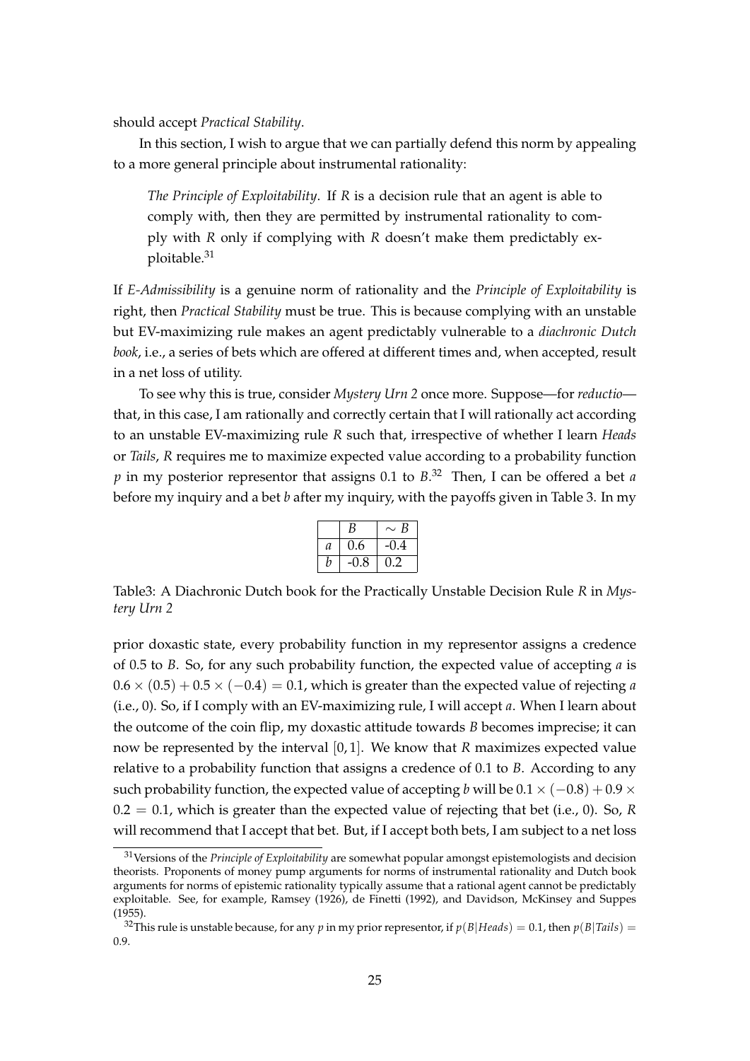should accept *Practical Stability*.

In this section, I wish to argue that we can partially defend this norm by appealing to a more general principle about instrumental rationality:

> *The Principle of Exploitability*. If *R* is a decision rule that an agent is able to comply with, then they are permitted by instrumental rationality to comply with *R* only if complying with *R* doesn't make them predictably exploitable.[31]

If *E-Admissibility* is a genuine norm of rationality and the *Principle of Exploitability* is right, then *Practical Stability* must be true. This is because complying with an unstable but EV-maximizing rule makes an agent predictably vulnerable to a *diachronic Dutch book*, i.e., a series of bets which are offered at different times and, when accepted, result in a net loss of utility.

To see why this is true, consider *Mystery Urn 2* once more. Suppose—for *reductio*—that, in this case, I am rationally and correctly certain that I will rationally act according to an unstable EV-maximizing rule *R* such that, irrespective of whether I learn *Heads* or *Tails*, *R* requires me to maximize expected value according to a probability function $p$ in my posterior representor that assigns 0.1 to $B$.[32] Then, I can be offered a bet $a$ before my inquiry and a bet $b$ after my inquiry, with the payoffs given in Table 3. In my

| | $B$ | $\sim B$ |
|---|---|---|
| $a$ | 0.6 | -0.4 |
| $b$ | -0.8 | 0.2 |

Table3: A Diachronic Dutch book for the Practically Unstable Decision Rule *R* in *Mystery Urn 2*

prior doxastic state, every probability function in my representor assigns a credence of 0.5 to $B$. So, for any such probability function, the expected value of accepting $a$ is $0.6 \times (0.5) + 0.5 \times (-0.4) = 0.1$, which is greater than the expected value of rejecting $a$ (i.e., 0). So, if I comply with an EV-maximizing rule, I will accept $a$. When I learn about the outcome of the coin flip, my doxastic attitude towards $B$ becomes imprecise; it can now be represented by the interval $[0, 1]$. We know that *R* maximizes expected value relative to a probability function that assigns a credence of 0.1 to $B$. According to any such probability function, the expected value of accepting $b$ will be $0.1 \times (-0.8) + 0.9 \times 0.2 = 0.1$, which is greater than the expected value of rejecting that bet (i.e., 0). So, *R* will recommend that I accept that bet. But, if I accept both bets, I am subject to a net loss

[31] Versions of the *Principle of Exploitability* are somewhat popular amongst epistemologists and decision theorists. Proponents of money pump arguments for norms of instrumental rationality and Dutch book arguments for norms of epistemic rationality typically assume that a rational agent cannot be predictably exploitable. See, for example, Ramsey (1926), de Finetti (1992), and Davidson, McKinsey and Suppes (1955).

[32] This rule is unstable because, for any $p$ in my prior representor, if $p(B|Heads) = 0.1$, then $p(B|Tails) = 0.9$.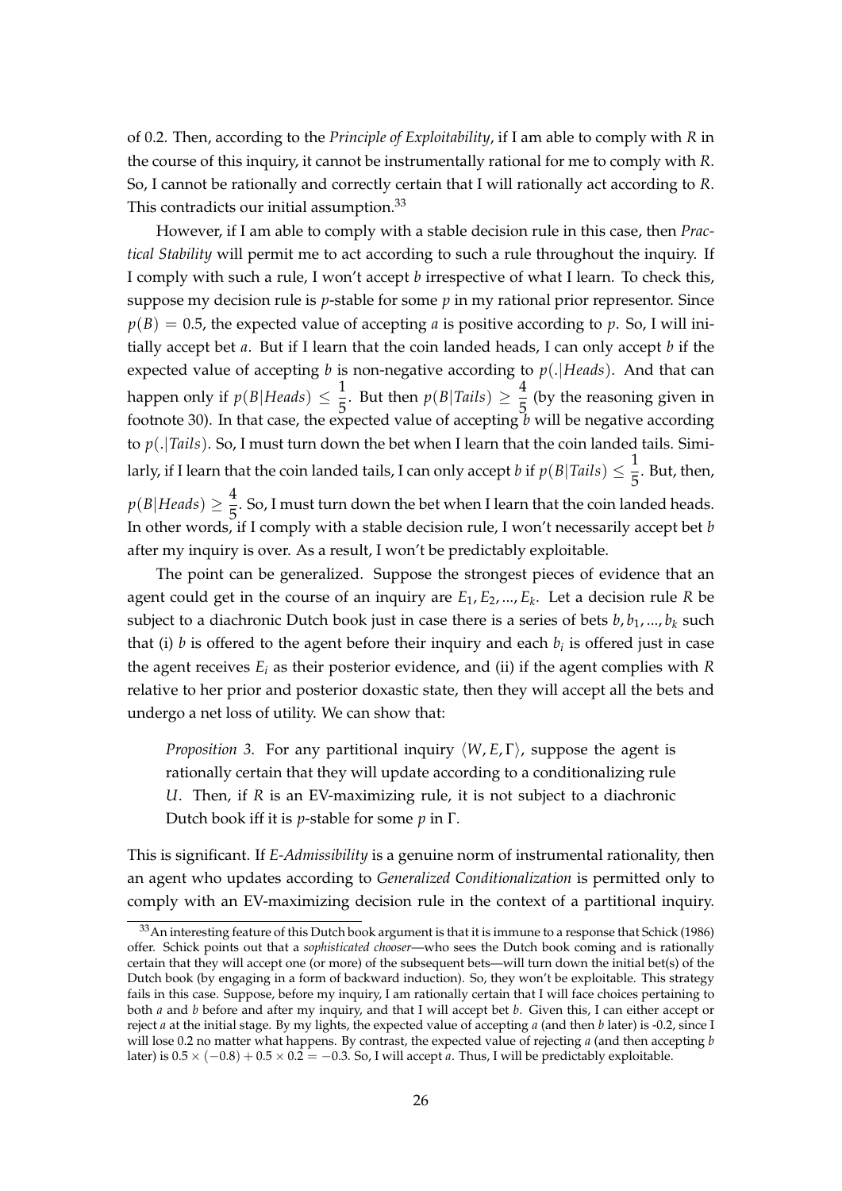of 0.2. Then, according to the *Principle of Exploitability*, if I am able to comply with $R$ in the course of this inquiry, it cannot be instrumentally rational for me to comply with $R$. So, I cannot be rationally and correctly certain that I will rationally act according to $R$. This contradicts our initial assumption.[33]

However, if I am able to comply with a stable decision rule in this case, then *Practical Stability* will permit me to act according to such a rule throughout the inquiry. If I comply with such a rule, I won't accept $b$ irrespective of what I learn. To check this, suppose my decision rule is $p$-stable for some $p$ in my rational prior representor. Since $p(B) = 0.5$, the expected value of accepting $a$ is positive according to $p$. So, I will initially accept bet $a$. But if I learn that the coin landed heads, I can only accept $b$ if the expected value of accepting $b$ is non-negative according to $p(.|Heads)$. And that can happen only if $p(B|Heads) \leq \frac{1}{5}$. But then $p(B|Tails) \geq \frac{4}{5}$ (by the reasoning given in footnote 30). In that case, the expected value of accepting $b$ will be negative according to $p(.|Tails)$. So, I must turn down the bet when I learn that the coin landed tails. Similarly, if I learn that the coin landed tails, I can only accept $b$ if $p(B|Tails) \leq \frac{1}{5}$. But, then, $p(B|Heads) \geq \frac{4}{5}$. So, I must turn down the bet when I learn that the coin landed heads. In other words, if I comply with a stable decision rule, I won't necessarily accept bet $b$ after my inquiry is over. As a result, I won't be predictably exploitable.

The point can be generalized. Suppose the strongest pieces of evidence that an agent could get in the course of an inquiry are $E_1, E_2, ..., E_k$. Let a decision rule $R$ be subject to a diachronic Dutch book just in case there is a series of bets $b, b_1, ..., b_k$ such that (i) $b$ is offered to the agent before their inquiry and each $b_i$ is offered just in case the agent receives $E_i$ as their posterior evidence, and (ii) if the agent complies with $R$ relative to her prior and posterior doxastic state, then they will accept all the bets and undergo a net loss of utility. We can show that:

> *Proposition 3.* For any partitional inquiry $\langle W, E, \Gamma \rangle$, suppose the agent is rationally certain that they will update according to a conditionalizing rule $U$. Then, if $R$ is an EV-maximizing rule, it is not subject to a diachronic Dutch book iff it is $p$-stable for some $p$ in $\Gamma$.

This is significant. If *E-Admissibility* is a genuine norm of instrumental rationality, then an agent who updates according to *Generalized Conditionalization* is permitted only to comply with an EV-maximizing decision rule in the context of a partitional inquiry.

[33] An interesting feature of this Dutch book argument is that it is immune to a response that Schick (1986) offer. Schick points out that a *sophisticated chooser*—who sees the Dutch book coming and is rationally certain that they will accept one (or more) of the subsequent bets—will turn down the initial bet(s) of the Dutch book (by engaging in a form of backward induction). So, they won't be exploitable. This strategy fails in this case. Suppose, before my inquiry, I am rationally certain that I will face choices pertaining to both $a$ and $b$ before and after my inquiry, and that I will accept bet $b$. Given this, I can either accept or reject $a$ at the initial stage. By my lights, the expected value of accepting $a$ (and then $b$ later) is -0.2, since I will lose 0.2 no matter what happens. By contrast, the expected value of rejecting $a$ (and then accepting $b$ later) is $0.5 \times (-0.8) + 0.5 \times 0.2 = -0.3$. So, I will accept $a$. Thus, I will be predictably exploitable.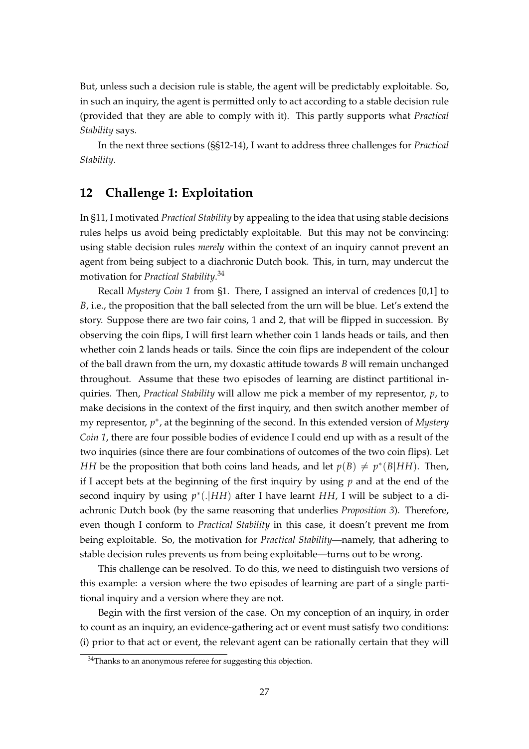But, unless such a decision rule is stable, the agent will be predictably exploitable. So, in such an inquiry, the agent is permitted only to act according to a stable decision rule (provided that they are able to comply with it). This partly supports what *Practical Stability* says.

In the next three sections (§§12-14), I want to address three challenges for *Practical Stability*.

## 12 Challenge 1: Exploitation

In §11, I motivated *Practical Stability* by appealing to the idea that using stable decisions rules helps us avoid being predictably exploitable. But this may not be convincing: using stable decision rules *merely* within the context of an inquiry cannot prevent an agent from being subject to a diachronic Dutch book. This, in turn, may undercut the motivation for *Practical Stability*.[34]

Recall *Mystery Coin 1* from §1. There, I assigned an interval of credences [0,1] to $B$, i.e., the proposition that the ball selected from the urn will be blue. Let's extend the story. Suppose there are two fair coins, 1 and 2, that will be flipped in succession. By observing the coin flips, I will first learn whether coin 1 lands heads or tails, and then whether coin 2 lands heads or tails. Since the coin flips are independent of the colour of the ball drawn from the urn, my doxastic attitude towards $B$ will remain unchanged throughout. Assume that these two episodes of learning are distinct partitional inquiries. Then, *Practical Stability* will allow me pick a member of my representor, $p$, to make decisions in the context of the first inquiry, and then switch another member of my representor, $p^*$, at the beginning of the second. In this extended version of *Mystery Coin 1*, there are four possible bodies of evidence I could end up with as a result of the two inquiries (since there are four combinations of outcomes of the two coin flips). Let $HH$ be the proposition that both coins land heads, and let $p(B) \neq p^*(B|HH)$. Then, if I accept bets at the beginning of the first inquiry by using $p$ and at the end of the second inquiry by using $p^*(.|HH)$ after I have learnt $HH$, I will be subject to a diachronic Dutch book (by the same reasoning that underlies *Proposition 3*). Therefore, even though I conform to *Practical Stability* in this case, it doesn't prevent me from being exploitable. So, the motivation for *Practical Stability*—namely, that adhering to stable decision rules prevents us from being exploitable—turns out to be wrong.

This challenge can be resolved. To do this, we need to distinguish two versions of this example: a version where the two episodes of learning are part of a single partitional inquiry and a version where they are not.

Begin with the first version of the case. On my conception of an inquiry, in order to count as an inquiry, an evidence-gathering act or event must satisfy two conditions: (i) prior to that act or event, the relevant agent can be rationally certain that they will

[34] Thanks to an anonymous referee for suggesting this objection.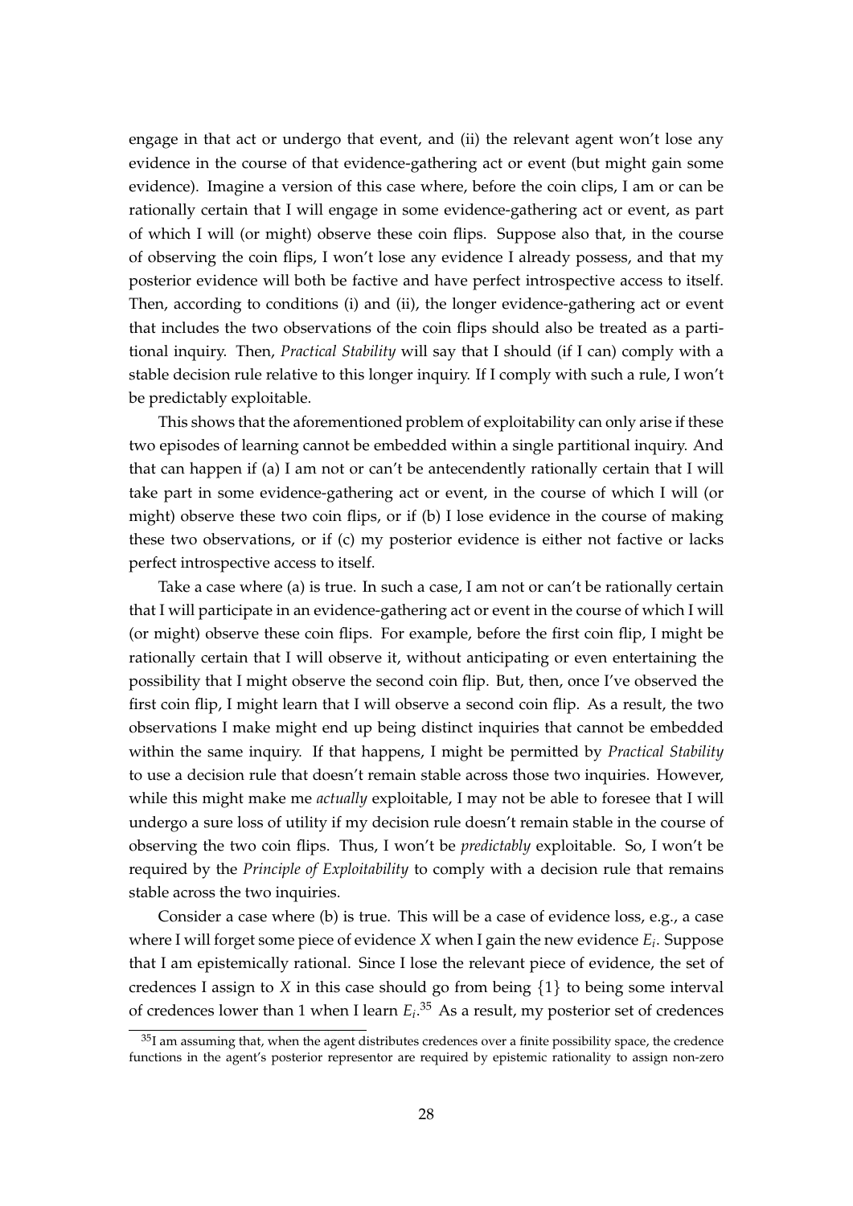engage in that act or undergo that event, and (ii) the relevant agent won't lose any evidence in the course of that evidence-gathering act or event (but might gain some evidence). Imagine a version of this case where, before the coin clips, I am or can be rationally certain that I will engage in some evidence-gathering act or event, as part of which I will (or might) observe these coin flips. Suppose also that, in the course of observing the coin flips, I won't lose any evidence I already possess, and that my posterior evidence will both be factive and have perfect introspective access to itself. Then, according to conditions (i) and (ii), the longer evidence-gathering act or event that includes the two observations of the coin flips should also be treated as a partitional inquiry. Then, *Practical Stability* will say that I should (if I can) comply with a stable decision rule relative to this longer inquiry. If I comply with such a rule, I won't be predictably exploitable.

This shows that the aforementioned problem of exploitability can only arise if these two episodes of learning cannot be embedded within a single partitional inquiry. And that can happen if (a) I am not or can't be antecendently rationally certain that I will take part in some evidence-gathering act or event, in the course of which I will (or might) observe these two coin flips, or if (b) I lose evidence in the course of making these two observations, or if (c) my posterior evidence is either not factive or lacks perfect introspective access to itself.

Take a case where (a) is true. In such a case, I am not or can't be rationally certain that I will participate in an evidence-gathering act or event in the course of which I will (or might) observe these coin flips. For example, before the first coin flip, I might be rationally certain that I will observe it, without anticipating or even entertaining the possibility that I might observe the second coin flip. But, then, once I've observed the first coin flip, I might learn that I will observe a second coin flip. As a result, the two observations I make might end up being distinct inquiries that cannot be embedded within the same inquiry. If that happens, I might be permitted by *Practical Stability* to use a decision rule that doesn't remain stable across those two inquiries. However, while this might make me *actually* exploitable, I may not be able to foresee that I will undergo a sure loss of utility if my decision rule doesn't remain stable in the course of observing the two coin flips. Thus, I won't be *predictably* exploitable. So, I won't be required by the *Principle of Exploitability* to comply with a decision rule that remains stable across the two inquiries.

Consider a case where (b) is true. This will be a case of evidence loss, e.g., a case where I will forget some piece of evidence $X$ when I gain the new evidence $E_i$. Suppose that I am epistemically rational. Since I lose the relevant piece of evidence, the set of credences I assign to $X$ in this case should go from being $\{1\}$ to being some interval of credences lower than 1 when I learn $E_i$.[35] As a result, my posterior set of credences

[35] I am assuming that, when the agent distributes credences over a finite possibility space, the credence functions in the agent's posterior representor are required by epistemic rationality to assign non-zero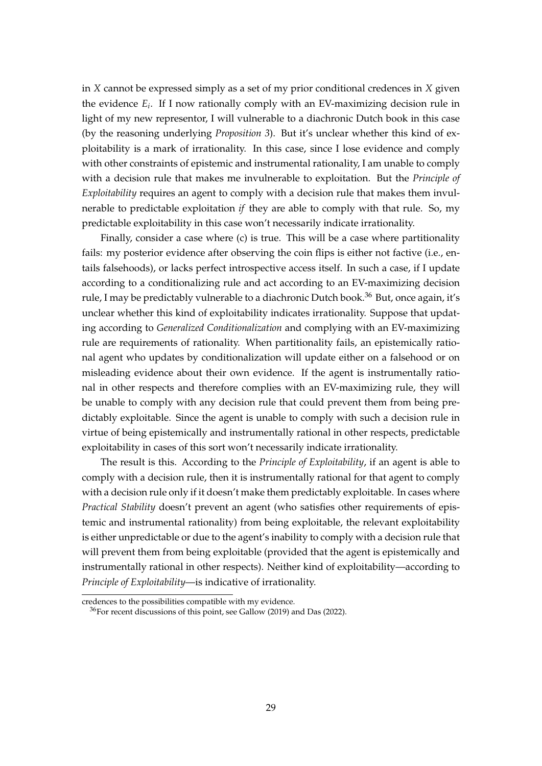in $X$ cannot be expressed simply as a set of my prior conditional credences in $X$ given the evidence $E_i$. If I now rationally comply with an EV-maximizing decision rule in light of my new representor, I will vulnerable to a diachronic Dutch book in this case (by the reasoning underlying *Proposition 3*). But it's unclear whether this kind of exploitability is a mark of irrationality. In this case, since I lose evidence and comply with other constraints of epistemic and instrumental rationality, I am unable to comply with a decision rule that makes me invulnerable to exploitation. But the *Principle of Exploitability* requires an agent to comply with a decision rule that makes them invulnerable to predictable exploitation *if* they are able to comply with that rule. So, my predictable exploitability in this case won't necessarily indicate irrationality.

Finally, consider a case where (c) is true. This will be a case where partitionality fails: my posterior evidence after observing the coin flips is either not factive (i.e., entails falsehoods), or lacks perfect introspective access itself. In such a case, if I update according to a conditionalizing rule and act according to an EV-maximizing decision rule, I may be predictably vulnerable to a diachronic Dutch book.[36] But, once again, it's unclear whether this kind of exploitability indicates irrationality. Suppose that updating according to *Generalized Conditionalization* and complying with an EV-maximizing rule are requirements of rationality. When partitionality fails, an epistemically rational agent who updates by conditionalization will update either on a falsehood or on misleading evidence about their own evidence. If the agent is instrumentally rational in other respects and therefore complies with an EV-maximizing rule, they will be unable to comply with any decision rule that could prevent them from being predictably exploitable. Since the agent is unable to comply with such a decision rule in virtue of being epistemically and instrumentally rational in other respects, predictable exploitability in cases of this sort won't necessarily indicate irrationality.

The result is this. According to the *Principle of Exploitability*, if an agent is able to comply with a decision rule, then it is instrumentally rational for that agent to comply with a decision rule only if it doesn't make them predictably exploitable. In cases where *Practical Stability* doesn't prevent an agent (who satisfies other requirements of epistemic and instrumental rationality) from being exploitable, the relevant exploitability is either unpredictable or due to the agent's inability to comply with a decision rule that will prevent them from being exploitable (provided that the agent is epistemically and instrumentally rational in other respects). Neither kind of exploitability—according to *Principle of Exploitability*—is indicative of irrationality.

---

credences to the possibilities compatible with my evidence.

[36] For recent discussions of this point, see Gallow (2019) and Das (2022).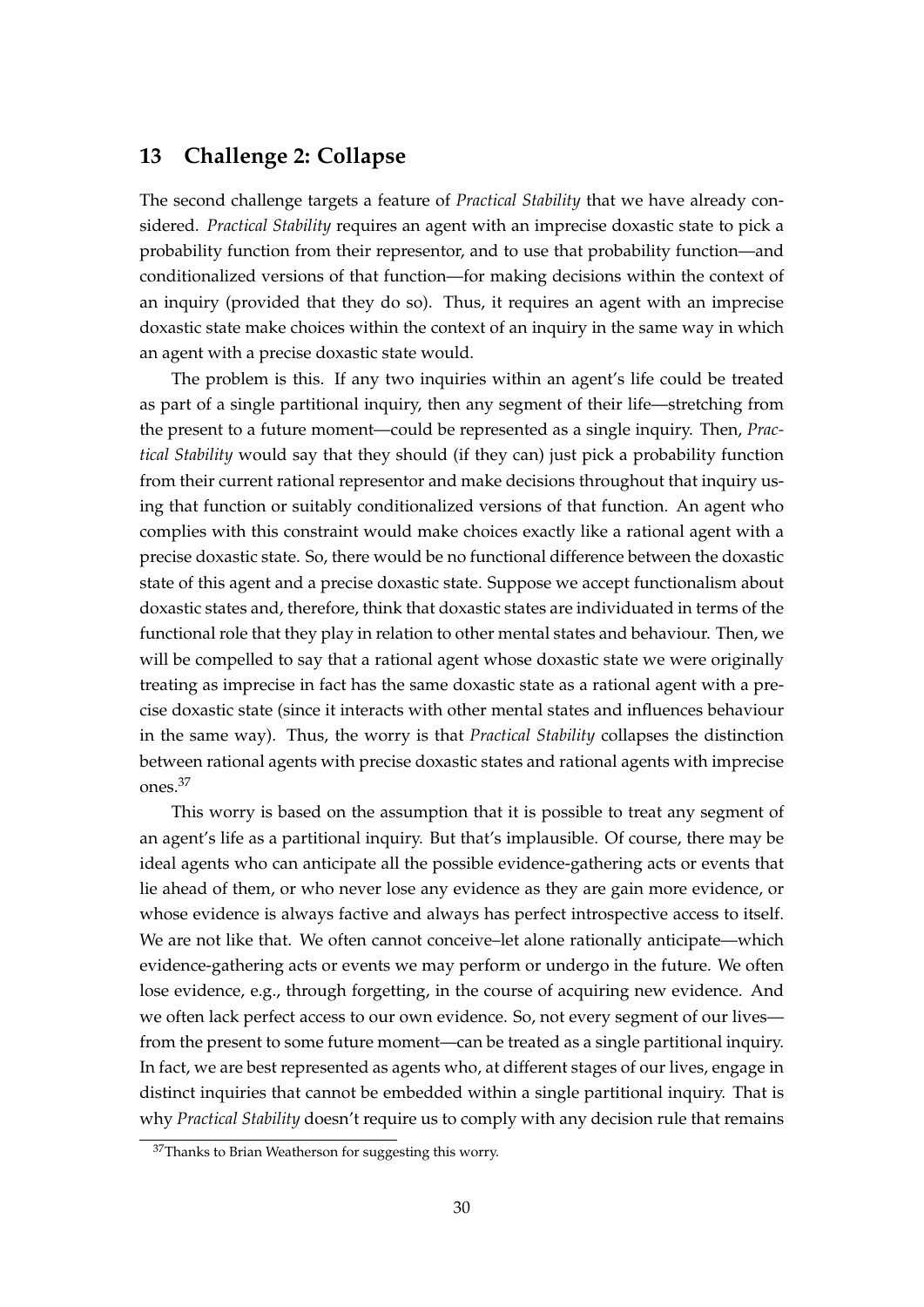## 13 Challenge 2: Collapse

The second challenge targets a feature of *Practical Stability* that we have already considered. *Practical Stability* requires an agent with an imprecise doxastic state to pick a probability function from their representor, and to use that probability function—and conditionalized versions of that function—for making decisions within the context of an inquiry (provided that they do so). Thus, it requires an agent with an imprecise doxastic state make choices within the context of an inquiry in the same way in which an agent with a precise doxastic state would.

The problem is this. If any two inquiries within an agent's life could be treated as part of a single partitional inquiry, then any segment of their life—stretching from the present to a future moment—could be represented as a single inquiry. Then, *Practical Stability* would say that they should (if they can) just pick a probability function from their current rational representor and make decisions throughout that inquiry using that function or suitably conditionalized versions of that function. An agent who complies with this constraint would make choices exactly like a rational agent with a precise doxastic state. So, there would be no functional difference between the doxastic state of this agent and a precise doxastic state. Suppose we accept functionalism about doxastic states and, therefore, think that doxastic states are individuated in terms of the functional role that they play in relation to other mental states and behaviour. Then, we will be compelled to say that a rational agent whose doxastic state we were originally treating as imprecise in fact has the same doxastic state as a rational agent with a precise doxastic state (since it interacts with other mental states and influences behaviour in the same way). Thus, the worry is that *Practical Stability* collapses the distinction between rational agents with precise doxastic states and rational agents with imprecise ones.[37]

This worry is based on the assumption that it is possible to treat any segment of an agent's life as a partitional inquiry. But that's implausible. Of course, there may be ideal agents who can anticipate all the possible evidence-gathering acts or events that lie ahead of them, or who never lose any evidence as they are gain more evidence, or whose evidence is always factive and always has perfect introspective access to itself. We are not like that. We often cannot conceive–let alone rationally anticipate—which evidence-gathering acts or events we may perform or undergo in the future. We often lose evidence, e.g., through forgetting, in the course of acquiring new evidence. And we often lack perfect access to our own evidence. So, not every segment of our lives—from the present to some future moment—can be treated as a single partitional inquiry. In fact, we are best represented as agents who, at different stages of our lives, engage in distinct inquiries that cannot be embedded within a single partitional inquiry. That is why *Practical Stability* doesn't require us to comply with any decision rule that remains

[37] Thanks to Brian Weatherson for suggesting this worry.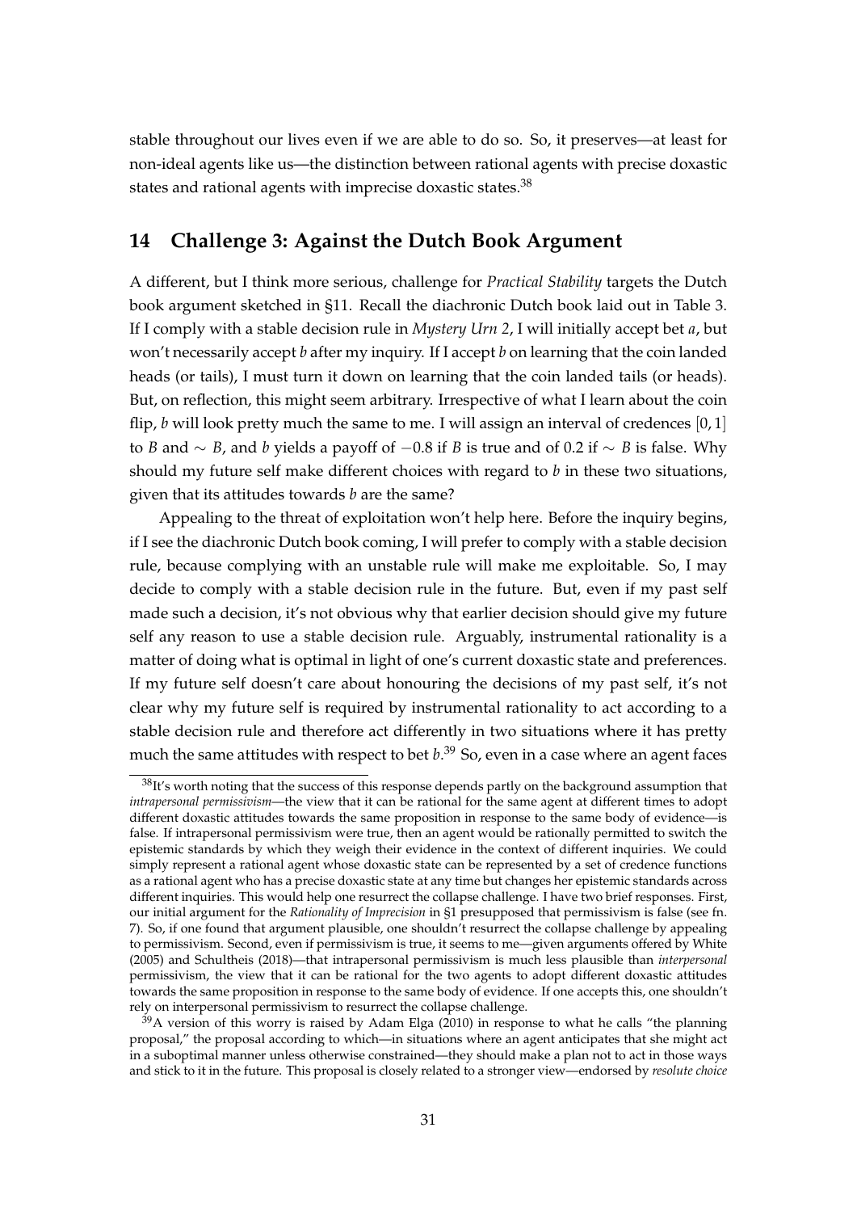stable throughout our lives even if we are able to do so. So, it preserves—at least for non-ideal agents like us—the distinction between rational agents with precise doxastic states and rational agents with imprecise doxastic states.[38]

## 14 Challenge 3: Against the Dutch Book Argument

A different, but I think more serious, challenge for *Practical Stability* targets the Dutch book argument sketched in §11. Recall the diachronic Dutch book laid out in Table 3. If I comply with a stable decision rule in *Mystery Urn 2*, I will initially accept bet *a*, but won't necessarily accept *b* after my inquiry. If I accept *b* on learning that the coin landed heads (or tails), I must turn it down on learning that the coin landed tails (or heads). But, on reflection, this might seem arbitrary. Irrespective of what I learn about the coin flip, *b* will look pretty much the same to me. I will assign an interval of credences $[0, 1]$ to $B$ and $\sim B$, and *b* yields a payoff of $-0.8$ if $B$ is true and of $0.2$ if $\sim B$ is false. Why should my future self make different choices with regard to *b* in these two situations, given that its attitudes towards *b* are the same?

Appealing to the threat of exploitation won't help here. Before the inquiry begins, if I see the diachronic Dutch book coming, I will prefer to comply with a stable decision rule, because complying with an unstable rule will make me exploitable. So, I may decide to comply with a stable decision rule in the future. But, even if my past self made such a decision, it's not obvious why that earlier decision should give my future self any reason to use a stable decision rule. Arguably, instrumental rationality is a matter of doing what is optimal in light of one's current doxastic state and preferences. If my future self doesn't care about honouring the decisions of my past self, it's not clear why my future self is required by instrumental rationality to act according to a stable decision rule and therefore act differently in two situations where it has pretty much the same attitudes with respect to bet *b*.[39] So, even in a case where an agent faces

[38] It's worth noting that the success of this response depends partly on the background assumption that *intrapersonal permissivism*—the view that it can be rational for the same agent at different times to adopt different doxastic attitudes towards the same proposition in response to the same body of evidence—is false. If intrapersonal permissivism were true, then an agent would be rationally permitted to switch the epistemic standards by which they weigh their evidence in the context of different inquiries. We could simply represent a rational agent whose doxastic state can be represented by a set of credence functions as a rational agent who has a precise doxastic state at any time but changes her epistemic standards across different inquiries. This would help one resurrect the collapse challenge. I have two brief responses. First, our initial argument for the *Rationality of Imprecision* in §1 presupposed that permissivism is false (see fn. 7). So, if one found that argument plausible, one shouldn't resurrect the collapse challenge by appealing to permissivism. Second, even if permissivism is true, it seems to me—given arguments offered by White (2005) and Schultheis (2018)—that intrapersonal permissivism is much less plausible than *interpersonal* permissivism, the view that it can be rational for the two agents to adopt different doxastic attitudes towards the same proposition in response to the same body of evidence. If one accepts this, one shouldn't rely on interpersonal permissivism to resurrect the collapse challenge.

[39] A version of this worry is raised by Adam Elga (2010) in response to what he calls "the planning proposal," the proposal according to which—in situations where an agent anticipates that she might act in a suboptimal manner unless otherwise constrained—they should make a plan not to act in those ways and stick to it in the future. This proposal is closely related to a stronger view—endorsed by *resolute choice*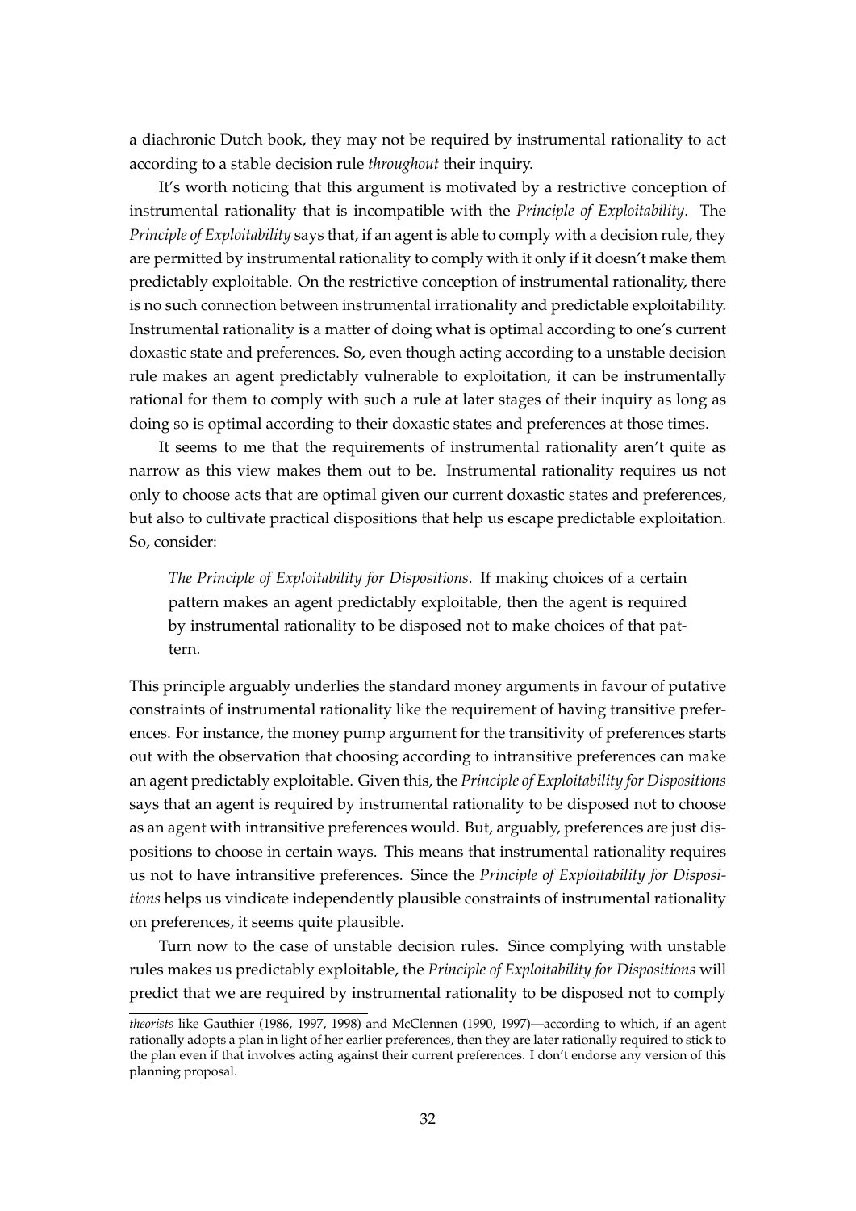a diachronic Dutch book, they may not be required by instrumental rationality to act according to a stable decision rule *throughout* their inquiry.

It's worth noticing that this argument is motivated by a restrictive conception of instrumental rationality that is incompatible with the *Principle of Exploitability*. The *Principle of Exploitability* says that, if an agent is able to comply with a decision rule, they are permitted by instrumental rationality to comply with it only if it doesn't make them predictably exploitable. On the restrictive conception of instrumental rationality, there is no such connection between instrumental irrationality and predictable exploitability. Instrumental rationality is a matter of doing what is optimal according to one's current doxastic state and preferences. So, even though acting according to a unstable decision rule makes an agent predictably vulnerable to exploitation, it can be instrumentally rational for them to comply with such a rule at later stages of their inquiry as long as doing so is optimal according to their doxastic states and preferences at those times.

It seems to me that the requirements of instrumental rationality aren't quite as narrow as this view makes them out to be. Instrumental rationality requires us not only to choose acts that are optimal given our current doxastic states and preferences, but also to cultivate practical dispositions that help us escape predictable exploitation. So, consider:

> *The Principle of Exploitability for Dispositions*. If making choices of a certain pattern makes an agent predictably exploitable, then the agent is required by instrumental rationality to be disposed not to make choices of that pattern.

This principle arguably underlies the standard money arguments in favour of putative constraints of instrumental rationality like the requirement of having transitive preferences. For instance, the money pump argument for the transitivity of preferences starts out with the observation that choosing according to intransitive preferences can make an agent predictably exploitable. Given this, the *Principle of Exploitability for Dispositions* says that an agent is required by instrumental rationality to be disposed not to choose as an agent with intransitive preferences would. But, arguably, preferences are just dispositions to choose in certain ways. This means that instrumental rationality requires us not to have intransitive preferences. Since the *Principle of Exploitability for Dispositions* helps us vindicate independently plausible constraints of instrumental rationality on preferences, it seems quite plausible.

Turn now to the case of unstable decision rules. Since complying with unstable rules makes us predictably exploitable, the *Principle of Exploitability for Dispositions* will predict that we are required by instrumental rationality to be disposed not to comply

---

*theorists* like Gauthier (1986, 1997, 1998) and McClennen (1990, 1997)—according to which, if an agent rationally adopts a plan in light of her earlier preferences, then they are later rationally required to stick to the plan even if that involves acting against their current preferences. I don't endorse any version of this planning proposal.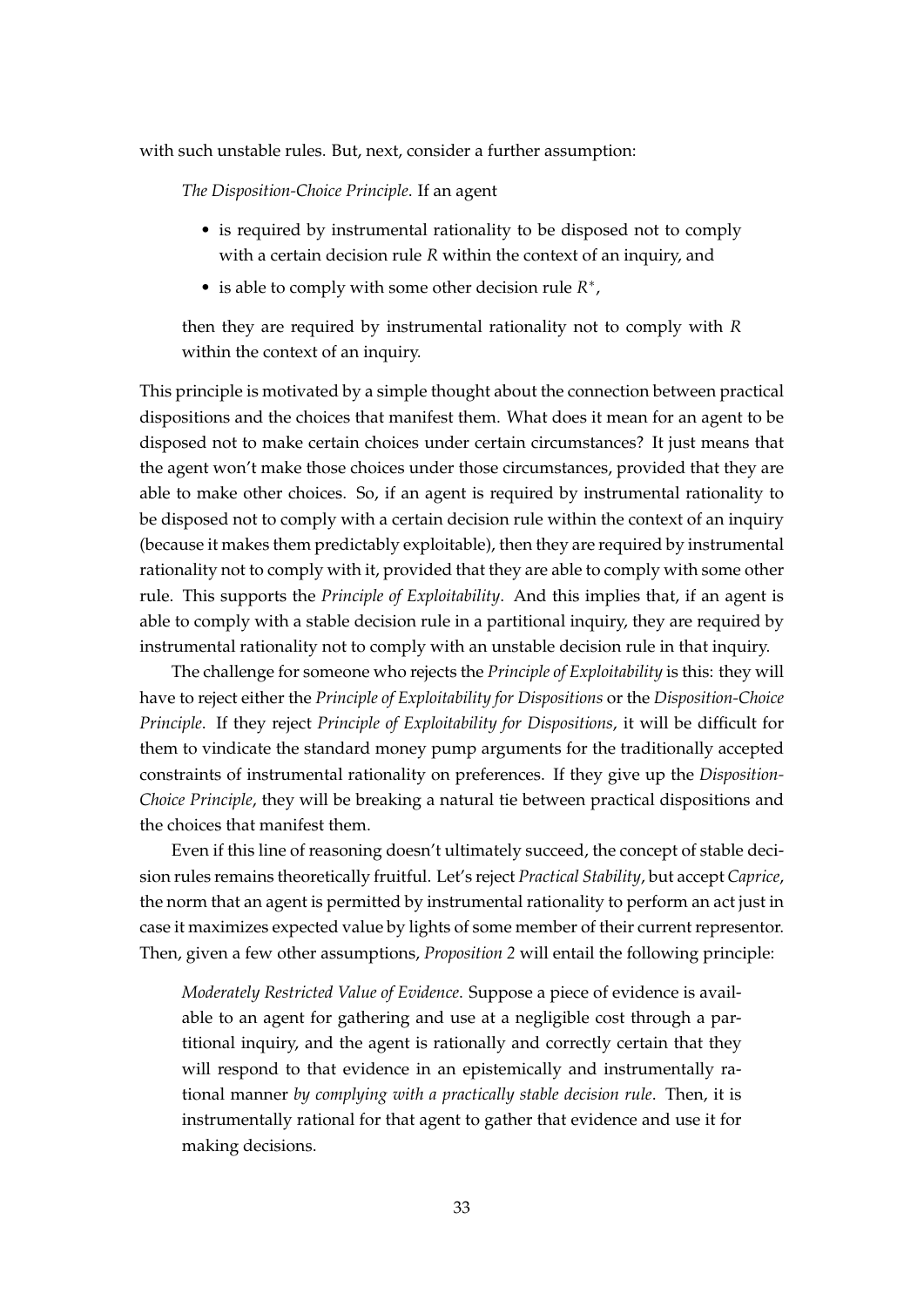with such unstable rules. But, next, consider a further assumption:

> *The Disposition-Choice Principle.* If an agent
>
> - is required by instrumental rationality to be disposed not to comply with a certain decision rule $R$ within the context of an inquiry, and
> - is able to comply with some other decision rule $R^*$,
>
> then they are required by instrumental rationality not to comply with $R$ within the context of an inquiry.

This principle is motivated by a simple thought about the connection between practical dispositions and the choices that manifest them. What does it mean for an agent to be disposed not to make certain choices under certain circumstances? It just means that the agent won't make those choices under those circumstances, provided that they are able to make other choices. So, if an agent is required by instrumental rationality to be disposed not to comply with a certain decision rule within the context of an inquiry (because it makes them predictably exploitable), then they are required by instrumental rationality not to comply with it, provided that they are able to comply with some other rule. This supports the *Principle of Exploitability*. And this implies that, if an agent is able to comply with a stable decision rule in a partitional inquiry, they are required by instrumental rationality not to comply with an unstable decision rule in that inquiry.

The challenge for someone who rejects the *Principle of Exploitability* is this: they will have to reject either the *Principle of Exploitability for Dispositions* or the *Disposition-Choice Principle*. If they reject *Principle of Exploitability for Dispositions*, it will be difficult for them to vindicate the standard money pump arguments for the traditionally accepted constraints of instrumental rationality on preferences. If they give up the *Disposition-Choice Principle*, they will be breaking a natural tie between practical dispositions and the choices that manifest them.

Even if this line of reasoning doesn't ultimately succeed, the concept of stable decision rules remains theoretically fruitful. Let's reject *Practical Stability*, but accept *Caprice*, the norm that an agent is permitted by instrumental rationality to perform an act just in case it maximizes expected value by lights of some member of their current representor. Then, given a few other assumptions, *Proposition 2* will entail the following principle:

> *Moderately Restricted Value of Evidence.* Suppose a piece of evidence is available to an agent for gathering and use at a negligible cost through a partitional inquiry, and the agent is rationally and correctly certain that they will respond to that evidence in an epistemically and instrumentally rational manner *by complying with a practically stable decision rule*. Then, it is instrumentally rational for that agent to gather that evidence and use it for making decisions.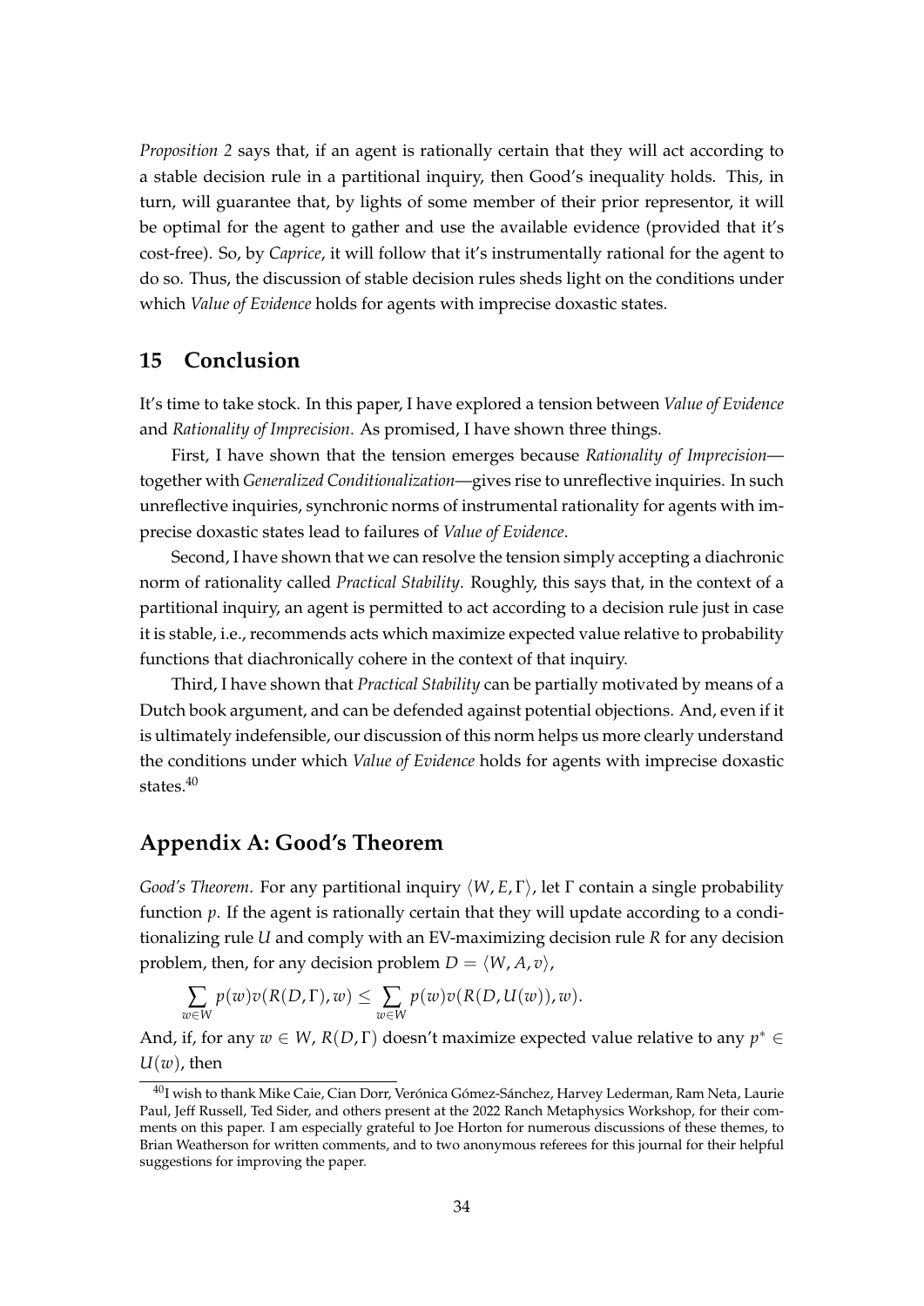*Proposition 2* says that, if an agent is rationally certain that they will act according to a stable decision rule in a partitional inquiry, then Good's inequality holds. This, in turn, will guarantee that, by lights of some member of their prior representor, it will be optimal for the agent to gather and use the available evidence (provided that it's cost-free). So, by *Caprice*, it will follow that it's instrumentally rational for the agent to do so. Thus, the discussion of stable decision rules sheds light on the conditions under which *Value of Evidence* holds for agents with imprecise doxastic states.

## 15 Conclusion

It's time to take stock. In this paper, I have explored a tension between *Value of Evidence* and *Rationality of Imprecision*. As promised, I have shown three things.

First, I have shown that the tension emerges because *Rationality of Imprecision*—together with *Generalized Conditionalization*—gives rise to unreflective inquiries. In such unreflective inquiries, synchronic norms of instrumental rationality for agents with imprecise doxastic states lead to failures of *Value of Evidence*.

Second, I have shown that we can resolve the tension simply accepting a diachronic norm of rationality called *Practical Stability*. Roughly, this says that, in the context of a partitional inquiry, an agent is permitted to act according to a decision rule just in case it is stable, i.e., recommends acts which maximize expected value relative to probability functions that diachronically cohere in the context of that inquiry.

Third, I have shown that *Practical Stability* can be partially motivated by means of a Dutch book argument, and can be defended against potential objections. And, even if it is ultimately indefensible, our discussion of this norm helps us more clearly understand the conditions under which *Value of Evidence* holds for agents with imprecise doxastic states.[40]

## Appendix A: Good's Theorem

*Good's Theorem*. For any partitional inquiry $\langle W, E, \Gamma \rangle$, let $\Gamma$ contain a single probability function $p$. If the agent is rationally certain that they will update according to a conditionalizing rule $U$ and comply with an EV-maximizing decision rule $R$ for any decision problem, then, for any decision problem $D = \langle W, A, v \rangle$,

$$\sum_{w \in W} p(w) v(R(D, \Gamma), w) \leq \sum_{w \in W} p(w) v(R(D, U(w)), w).$$

And, if, for any $w \in W$, $R(D, \Gamma)$ doesn't maximize expected value relative to any $p^* \in U(w)$, then

[40] I wish to thank Mike Caie, Cian Dorr, Verónica Gómez-Sánchez, Harvey Lederman, Ram Neta, Laurie Paul, Jeff Russell, Ted Sider, and others present at the 2022 Ranch Metaphysics Workshop, for their comments on this paper. I am especially grateful to Joe Horton for numerous discussions of these themes, to Brian Weatherson for written comments, and to two anonymous referees for this journal for their helpful suggestions for improving the paper.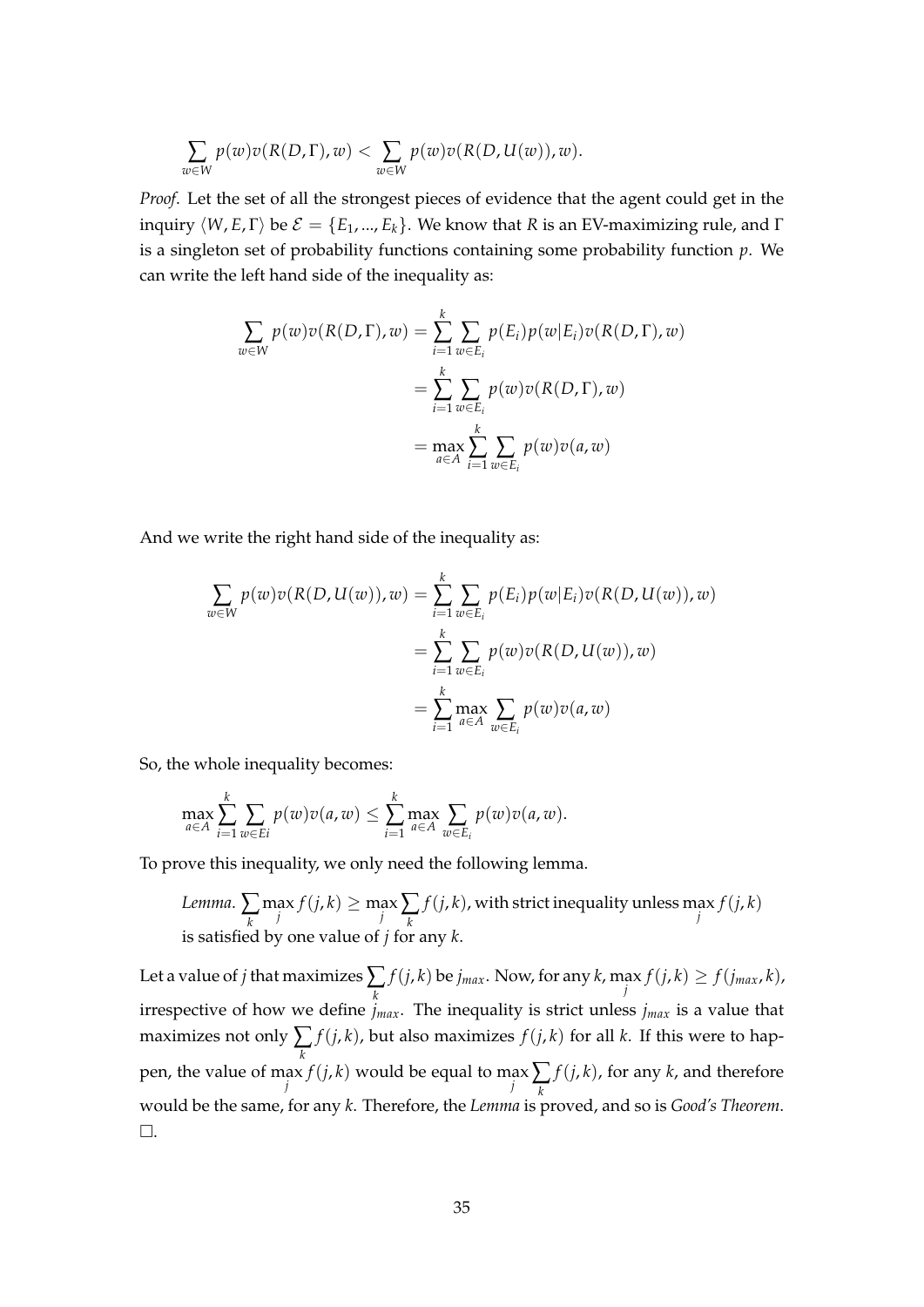$$\sum_{w \in W} p(w)v(R(D,\Gamma), w) < \sum_{w \in W} p(w)v(R(D, U(w)), w).$$

*Proof.* Let the set of all the strongest pieces of evidence that the agent could get in the inquiry $\langle W, E, \Gamma \rangle$ be $\mathcal{E} = \{E_1, ..., E_k\}$. We know that $R$ is an EV-maximizing rule, and $\Gamma$ is a singleton set of probability functions containing some probability function $p$. We can write the left hand side of the inequality as:

$$\begin{aligned}
\sum_{w \in W} p(w)v(R(D,\Gamma), w) &= \sum_{i=1}^{k} \sum_{w \in E_i} p(E_i)p(w|E_i)v(R(D,\Gamma), w) \\
&= \sum_{i=1}^{k} \sum_{w \in E_i} p(w)v(R(D,\Gamma), w) \\
&= \max_{a \in A} \sum_{i=1}^{k} \sum_{w \in E_i} p(w)v(a, w)
\end{aligned}$$

And we write the right hand side of the inequality as:

$$\begin{aligned}
\sum_{w \in W} p(w)v(R(D, U(w)), w) &= \sum_{i=1}^{k} \sum_{w \in E_i} p(E_i)p(w|E_i)v(R(D, U(w)), w) \\
&= \sum_{i=1}^{k} \sum_{w \in E_i} p(w)v(R(D, U(w)), w) \\
&= \sum_{i=1}^{k} \max_{a \in A} \sum_{w \in E_i} p(w)v(a, w)
\end{aligned}$$

So, the whole inequality becomes:

$$\max_{a \in A} \sum_{i=1}^{k} \sum_{w \in Ei} p(w)v(a, w) \leq \sum_{i=1}^{k} \max_{a \in A} \sum_{w \in E_i} p(w)v(a, w).$$

To prove this inequality, we only need the following lemma.

> *Lemma.* $\sum_k \max_j f(j,k) \geq \max_j \sum_k f(j,k)$, with strict inequality unless $\max_j f(j,k)$ is satisfied by one value of $j$ for any $k$.

Let a value of $j$ that maximizes $\sum_k f(j,k)$ be $j_{max}$. Now, for any $k$, $\max_j f(j,k) \geq f(j_{max}, k)$, irrespective of how we define $j_{max}$. The inequality is strict unless $j_{max}$ is a value that maximizes not only $\sum_k f(j,k)$, but also maximizes $f(j,k)$ for all $k$. If this were to happen, the value of $\max_j f(j,k)$ would be equal to $\max_j \sum_k f(j,k)$, for any $k$, and therefore would be the same, for any $k$. Therefore, the *Lemma* is proved, and so is *Good's Theorem*. $\square$.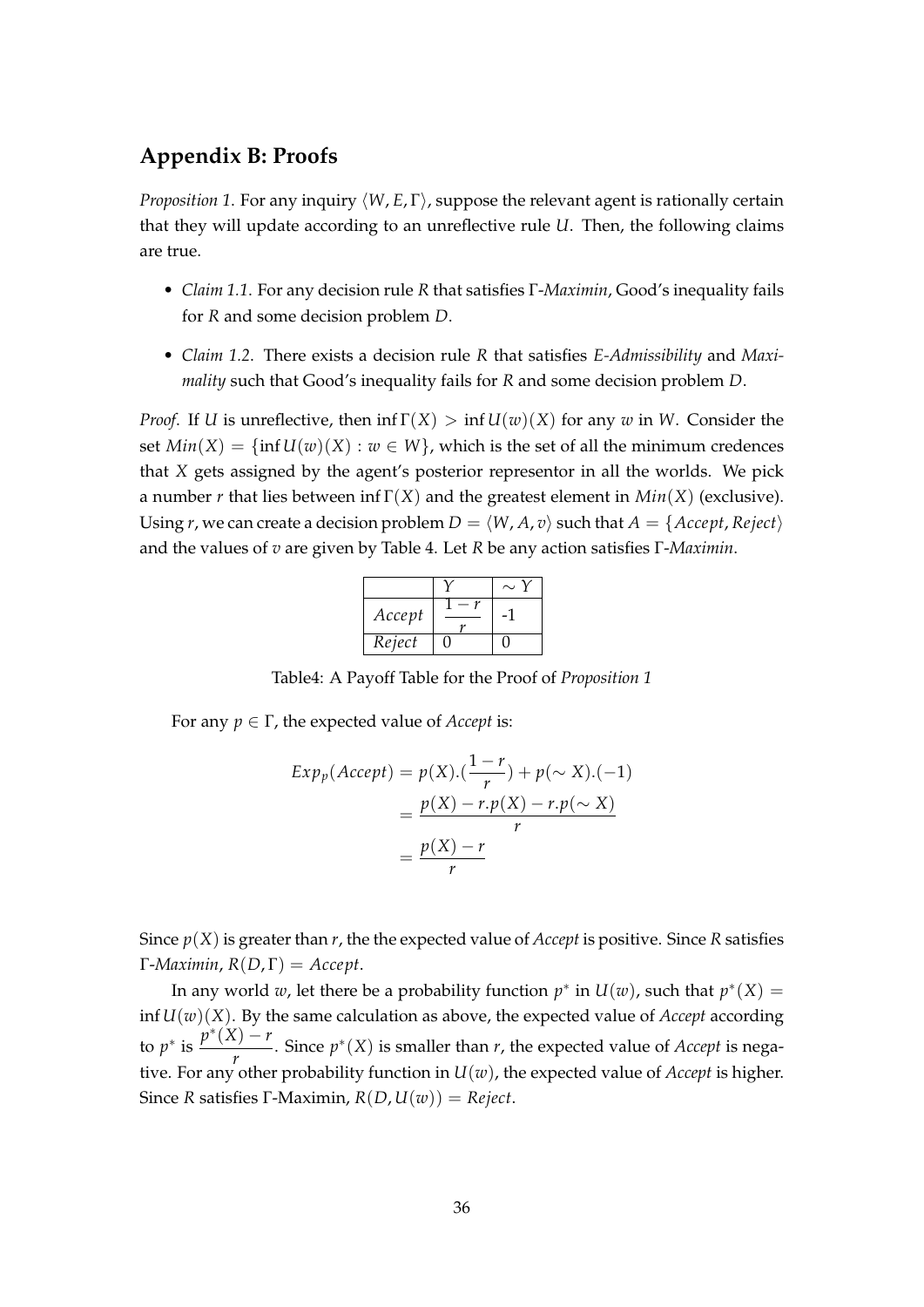## Appendix B: Proofs

*Proposition 1.* For any inquiry $\langle W, E, \Gamma\rangle$, suppose the relevant agent is rationally certain that they will update according to an unreflective rule $U$. Then, the following claims are true.

- *Claim 1.1.* For any decision rule $R$ that satisfies Γ-*Maximin*, Good's inequality fails for $R$ and some decision problem $D$.
- *Claim 1.2.* There exists a decision rule $R$ that satisfies *E-Admissibility* and *Maximality* such that Good's inequality fails for $R$ and some decision problem $D$.

*Proof.* If $U$ is unreflective, then $\inf \Gamma(X) > \inf U(w)(X)$ for any $w$ in $W$. Consider the set $Min(X) = \{\inf U(w)(X) : w \in W\}$, which is the set of all the minimum credences that $X$ gets assigned by the agent's posterior representor in all the worlds. We pick a number $r$ that lies between $\inf \Gamma(X)$ and the greatest element in $Min(X)$ (exclusive). Using $r$, we can create a decision problem $D = \langle W, A, v\rangle$ such that $A = \{Accept, Reject\rangle$ and the values of $v$ are given by Table 4. Let $R$ be any action satisfies Γ-*Maximin*.

| | $Y$ | $\sim Y$ |
|---|---|---|
| *Accept* | $\dfrac{1-r}{r}$ | -1 |
| *Reject* | 0 | 0 |

Table4: A Payoff Table for the Proof of *Proposition 1*

For any $p \in \Gamma$, the expected value of *Accept* is:

$$
\begin{aligned}
Exp_p(Accept) &= p(X).(\frac{1-r}{r}) + p(\sim X).(-1) \\
&= \frac{p(X) - r.p(X) - r.p(\sim X)}{r} \\
&= \frac{p(X) - r}{r}
\end{aligned}
$$

Since $p(X)$ is greater than $r$, the the expected value of *Accept* is positive. Since $R$ satisfies Γ-*Maximin*, $R(D, \Gamma) = Accept$.

In any world $w$, let there be a probability function $p^*$ in $U(w)$, such that $p^*(X) = \inf U(w)(X)$. By the same calculation as above, the expected value of *Accept* according to $p^*$ is $\dfrac{p^*(X) - r}{r}$. Since $p^*(X)$ is smaller than $r$, the expected value of *Accept* is negative. For any other probability function in $U(w)$, the expected value of *Accept* is higher. Since $R$ satisfies Γ-Maximin, $R(D, U(w)) = Reject$.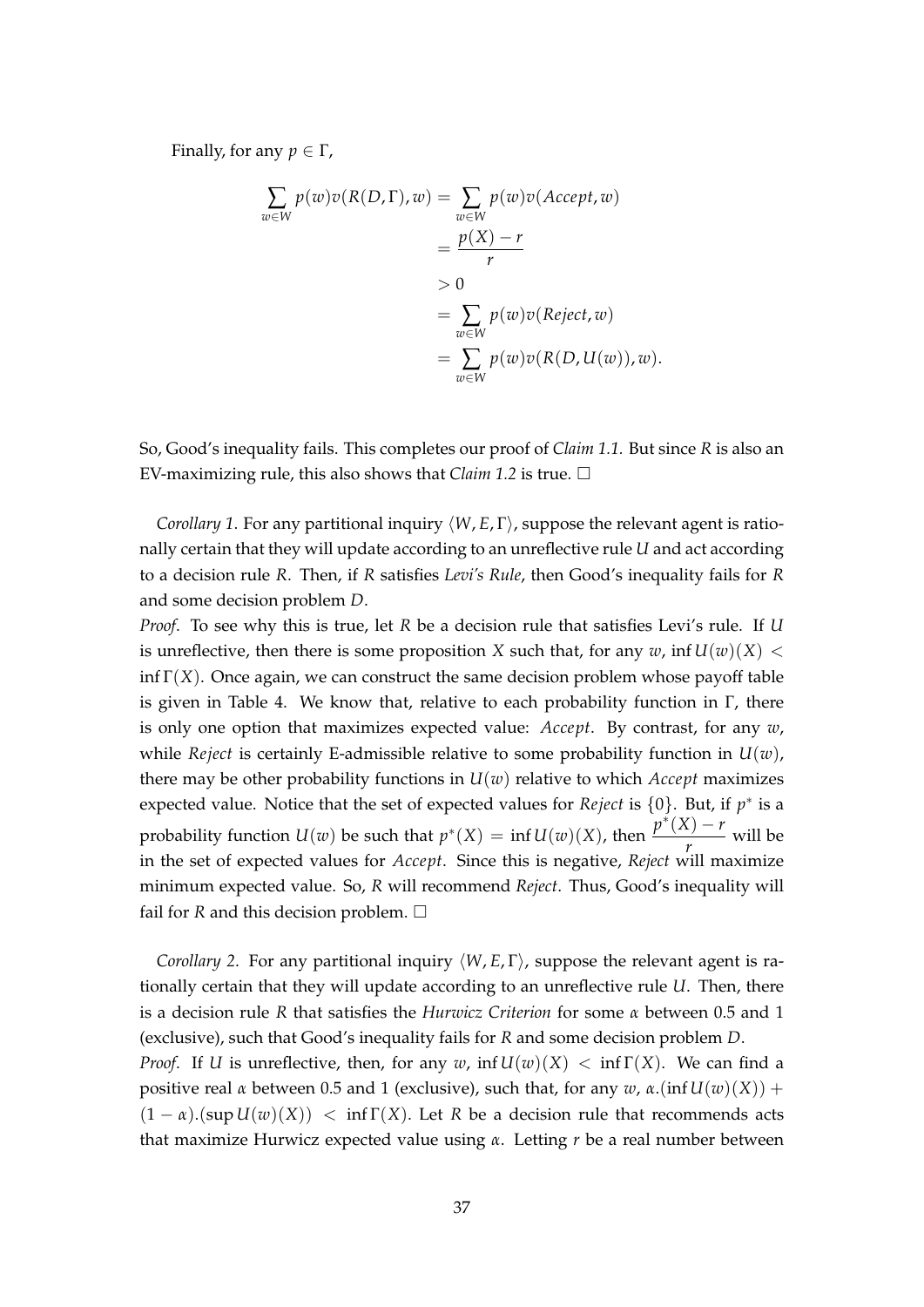Finally, for any $p \in \Gamma$,

$$
\begin{aligned}
\sum_{w \in W} p(w) v(R(D, \Gamma), w) &= \sum_{w \in W} p(w) v(Accept, w) \\
&= \frac{p(X) - r}{r} \\
&> 0 \\
&= \sum_{w \in W} p(w) v(Reject, w) \\
&= \sum_{w \in W} p(w) v(R(D, U(w)), w).
\end{aligned}
$$

So, Good's inequality fails. This completes our proof of *Claim 1.1*. But since $R$ is also an EV-maximizing rule, this also shows that *Claim 1.2* is true. □

*Corollary 1*. For any partitional inquiry $\langle W, E, \Gamma \rangle$, suppose the relevant agent is rationally certain that they will update according to an unreflective rule $U$ and act according to a decision rule $R$. Then, if $R$ satisfies *Levi's Rule*, then Good's inequality fails for $R$ and some decision problem $D$.

*Proof*. To see why this is true, let $R$ be a decision rule that satisfies Levi's rule. If $U$ is unreflective, then there is some proposition $X$ such that, for any $w$, $\inf U(w)(X) < \inf \Gamma(X)$. Once again, we can construct the same decision problem whose payoff table is given in Table 4. We know that, relative to each probability function in $\Gamma$, there is only one option that maximizes expected value: *Accept*. By contrast, for any $w$, while *Reject* is certainly E-admissible relative to some probability function in $U(w)$, there may be other probability functions in $U(w)$ relative to which *Accept* maximizes expected value. Notice that the set of expected values for *Reject* is $\{0\}$. But, if $p^*$ is a probability function $U(w)$ be such that $p^*(X) = \inf U(w)(X)$, then $\dfrac{p^*(X) - r}{r}$ will be in the set of expected values for *Accept*. Since this is negative, *Reject* will maximize minimum expected value. So, $R$ will recommend *Reject*. Thus, Good's inequality will fail for $R$ and this decision problem. □

*Corollary 2*. For any partitional inquiry $\langle W, E, \Gamma \rangle$, suppose the relevant agent is rationally certain that they will update according to an unreflective rule $U$. Then, there is a decision rule $R$ that satisfies the *Hurwicz Criterion* for some $\alpha$ between 0.5 and 1 (exclusive), such that Good's inequality fails for $R$ and some decision problem $D$.

*Proof*. If $U$ is unreflective, then, for any $w$, $\inf U(w)(X) < \inf \Gamma(X)$. We can find a positive real $\alpha$ between 0.5 and 1 (exclusive), such that, for any $w$, $\alpha.(\inf U(w)(X)) + (1 - \alpha).(\sup U(w)(X)) < \inf \Gamma(X)$. Let $R$ be a decision rule that recommends acts that maximize Hurwicz expected value using $\alpha$. Letting $r$ be a real number between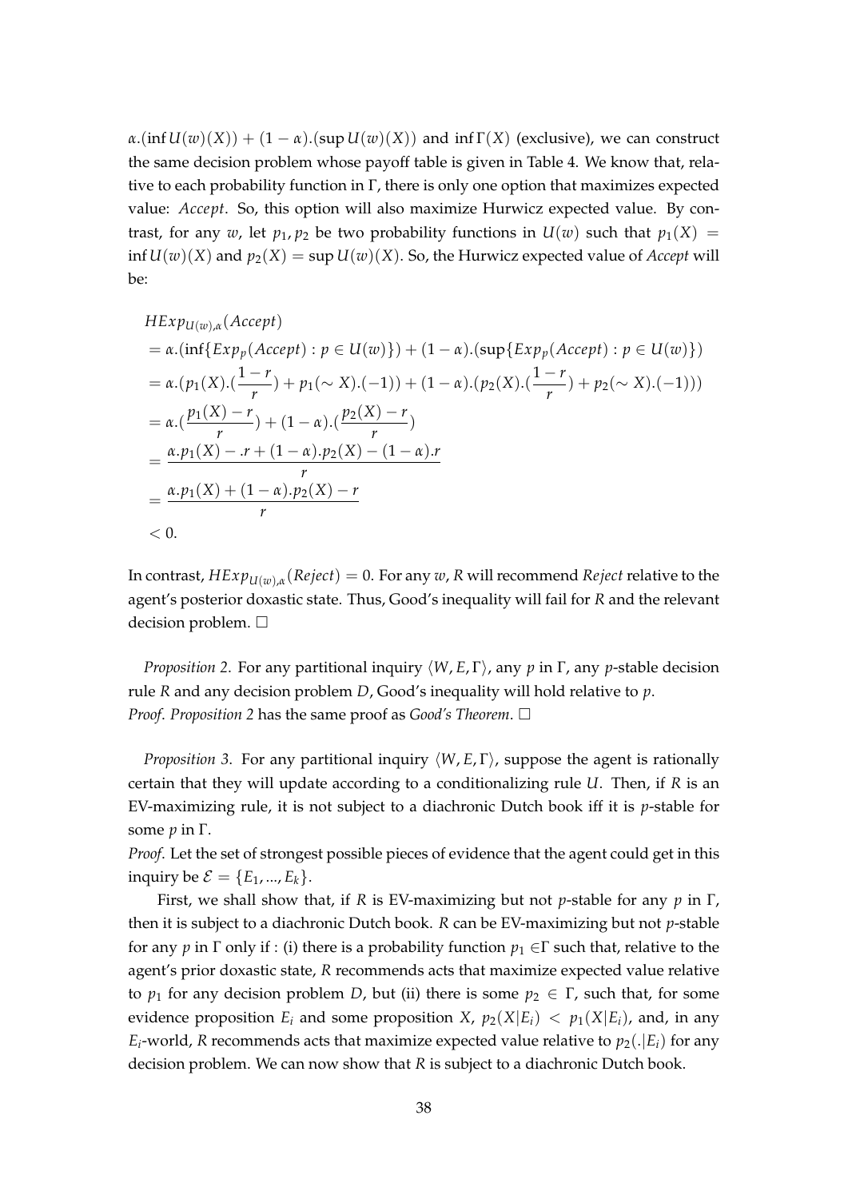$\alpha.(\inf U(w)(X)) + (1-\alpha).(\sup U(w)(X))$ and $\inf \Gamma(X)$ (exclusive), we can construct the same decision problem whose payoff table is given in Table 4. We know that, relative to each probability function in $\Gamma$, there is only one option that maximizes expected value: *Accept*. So, this option will also maximize Hurwicz expected value. By contrast, for any $w$, let $p_1, p_2$ be two probability functions in $U(w)$ such that $p_1(X) = \inf U(w)(X)$ and $p_2(X) = \sup U(w)(X)$. So, the Hurwicz expected value of *Accept* will be:

$$
\begin{aligned}
& HExp_{U(w),\alpha}(Accept) \\
&= \alpha.(\inf\{Exp_p(Accept) : p \in U(w)\}) + (1-\alpha).(\sup\{Exp_p(Accept) : p \in U(w)\}) \\
&= \alpha.(p_1(X).(\frac{1-r}{r}) + p_1(\sim X).(-1)) + (1-\alpha).(p_2(X).(\frac{1-r}{r}) + p_2(\sim X).(-1))) \\
&= \alpha.(\frac{p_1(X)-r}{r}) + (1-\alpha).(\frac{p_2(X)-r}{r}) \\
&= \frac{\alpha.p_1(X) - .r + (1-\alpha).p_2(X) - (1-\alpha).r}{r} \\
&= \frac{\alpha.p_1(X) + (1-\alpha).p_2(X) - r}{r} \\
&< 0.
\end{aligned}
$$

In contrast, $HExp_{U(w),\alpha}(Reject) = 0$. For any $w$, $R$ will recommend *Reject* relative to the agent's posterior doxastic state. Thus, Good's inequality will fail for $R$ and the relevant decision problem. □

*Proposition 2*. For any partitional inquiry $\langle W, E, \Gamma \rangle$, any $p$ in $\Gamma$, any $p$-stable decision rule $R$ and any decision problem $D$, Good's inequality will hold relative to $p$.
*Proof*. *Proposition 2* has the same proof as *Good's Theorem*. □

*Proposition 3*. For any partitional inquiry $\langle W, E, \Gamma \rangle$, suppose the agent is rationally certain that they will update according to a conditionalizing rule $U$. Then, if $R$ is an EV-maximizing rule, it is not subject to a diachronic Dutch book iff it is $p$-stable for some $p$ in $\Gamma$.
*Proof*. Let the set of strongest possible pieces of evidence that the agent could get in this inquiry be $\mathcal{E} = \{E_1, ..., E_k\}$.

First, we shall show that, if $R$ is EV-maximizing but not $p$-stable for any $p$ in $\Gamma$, then it is subject to a diachronic Dutch book. $R$ can be EV-maximizing but not $p$-stable for any $p$ in $\Gamma$ only if : (i) there is a probability function $p_1 \in \Gamma$ such that, relative to the agent's prior doxastic state, $R$ recommends acts that maximize expected value relative to $p_1$ for any decision problem $D$, but (ii) there is some $p_2 \in \Gamma$, such that, for some evidence proposition $E_i$ and some proposition $X$, $p_2(X|E_i) < p_1(X|E_i)$, and, in any $E_i$-world, $R$ recommends acts that maximize expected value relative to $p_2(.|E_i)$ for any decision problem. We can now show that $R$ is subject to a diachronic Dutch book.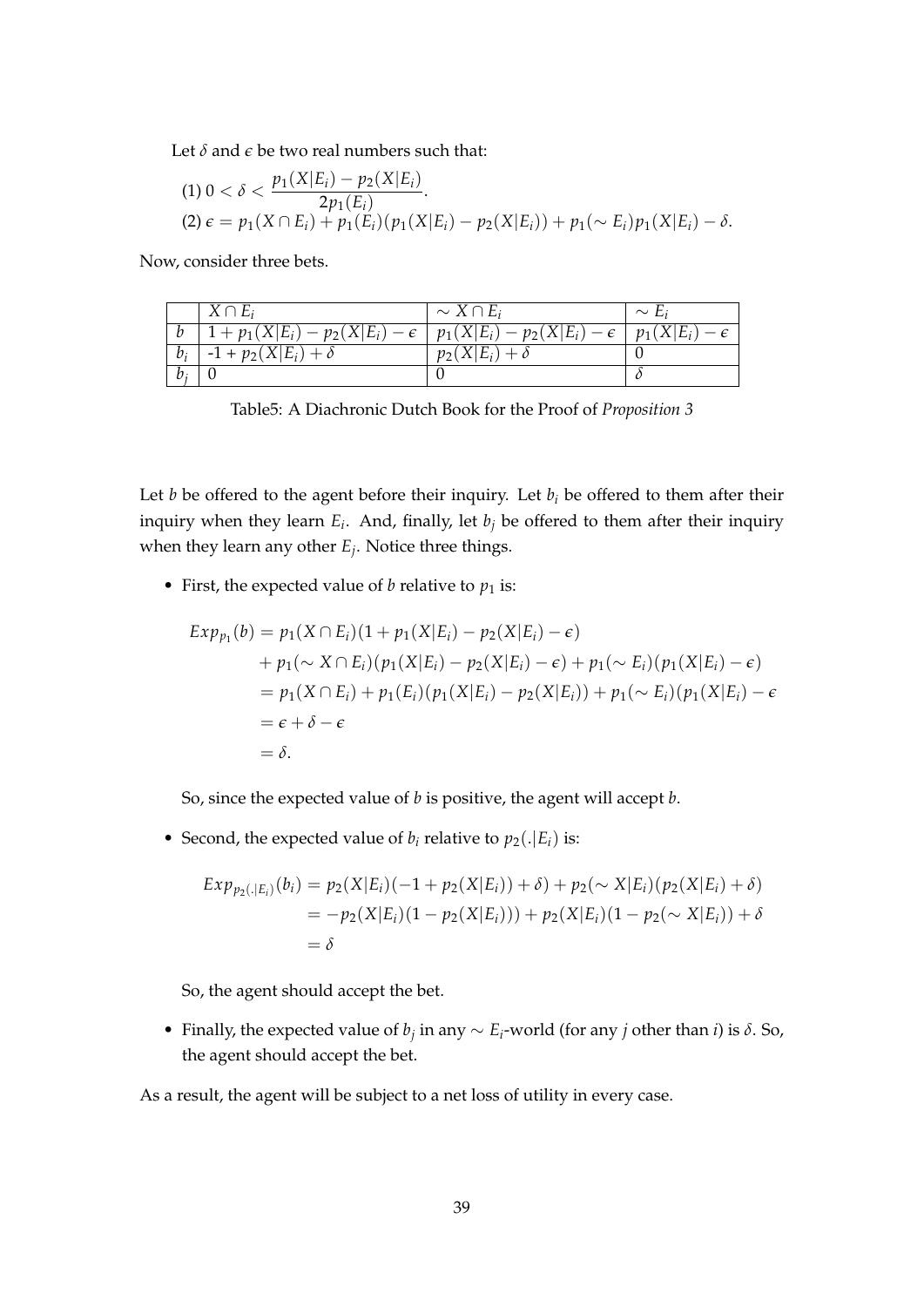Let $\delta$ and $\epsilon$ be two real numbers such that:

(1) $0 < \delta < \dfrac{p_1(X|E_i) - p_2(X|E_i)}{2p_1(E_i)}$.

(2) $\epsilon = p_1(X \cap E_i) + p_1(E_i)(p_1(X|E_i) - p_2(X|E_i)) + p_1(\sim E_i)p_1(X|E_i) - \delta$.

Now, consider three bets.

| | $X \cap E_i$ | $\sim X \cap E_i$ | $\sim E_i$ |
|---|---|---|---|
| $b$ | $1 + p_1(X|E_i) - p_2(X|E_i) - \epsilon$ | $p_1(X|E_i) - p_2(X|E_i) - \epsilon$ | $p_1(X|E_i) - \epsilon$ |
| $b_i$ | -1 + $p_2(X|E_i) + \delta$ | $p_2(X|E_i) + \delta$ | 0 |
| $b_j$ | 0 | 0 | $\delta$ |

Table5: A Diachronic Dutch Book for the Proof of *Proposition 3*

Let $b$ be offered to the agent before their inquiry. Let $b_i$ be offered to them after their inquiry when they learn $E_i$. And, finally, let $b_j$ be offered to them after their inquiry when they learn any other $E_j$. Notice three things.

- First, the expected value of $b$ relative to $p_1$ is:

$$
\begin{aligned}
Exp_{p_1}(b) &= p_1(X \cap E_i)(1 + p_1(X|E_i) - p_2(X|E_i) - \epsilon) \\
&\quad + p_1(\sim X \cap E_i)(p_1(X|E_i) - p_2(X|E_i) - \epsilon) + p_1(\sim E_i)(p_1(X|E_i) - \epsilon) \\
&= p_1(X \cap E_i) + p_1(E_i)(p_1(X|E_i) - p_2(X|E_i)) + p_1(\sim E_i)(p_1(X|E_i) - \epsilon \\
&= \epsilon + \delta - \epsilon \\
&= \delta.
\end{aligned}
$$

  So, since the expected value of $b$ is positive, the agent will accept $b$.

- Second, the expected value of $b_i$ relative to $p_2(.|E_i)$ is:

$$
\begin{aligned}
Exp_{p_{2(.|E_i)}}(b_i) &= p_2(X|E_i)(-1 + p_2(X|E_i)) + \delta) + p_2(\sim X|E_i)(p_2(X|E_i) + \delta) \\
&= -p_2(X|E_i)(1 - p_2(X|E_i))) + p_2(X|E_i)(1 - p_2(\sim X|E_i)) + \delta \\
&= \delta
\end{aligned}
$$

  So, the agent should accept the bet.

- Finally, the expected value of $b_j$ in any $\sim E_i$-world (for any $j$ other than $i$) is $\delta$. So, the agent should accept the bet.

As a result, the agent will be subject to a net loss of utility in every case.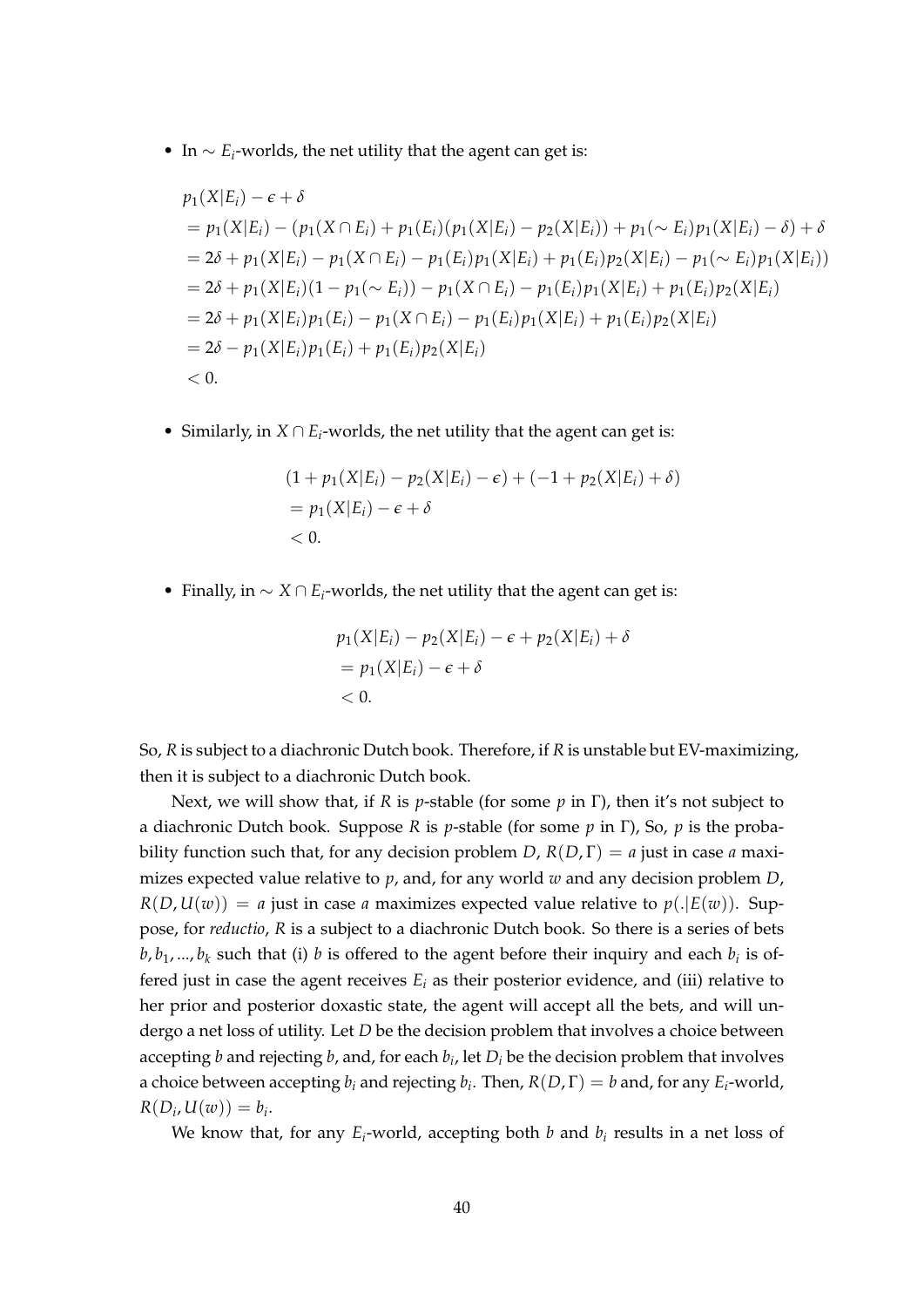- In $\sim E_i$-worlds, the net utility that the agent can get is:

$$
\begin{aligned}
& p_1(X|E_i) - \epsilon + \delta \\
&= p_1(X|E_i) - (p_1(X \cap E_i) + p_1(E_i)(p_1(X|E_i) - p_2(X|E_i)) + p_1(\sim E_i)p_1(X|E_i) - \delta) + \delta \\
&= 2\delta + p_1(X|E_i) - p_1(X \cap E_i) - p_1(E_i)p_1(X|E_i) + p_1(E_i)p_2(X|E_i) - p_1(\sim E_i)p_1(X|E_i)) \\
&= 2\delta + p_1(X|E_i)(1 - p_1(\sim E_i)) - p_1(X \cap E_i) - p_1(E_i)p_1(X|E_i) + p_1(E_i)p_2(X|E_i) \\
&= 2\delta + p_1(X|E_i)p_1(E_i) - p_1(X \cap E_i) - p_1(E_i)p_1(X|E_i) + p_1(E_i)p_2(X|E_i) \\
&= 2\delta - p_1(X|E_i)p_1(E_i) + p_1(E_i)p_2(X|E_i) \\
&< 0.
\end{aligned}
$$

- Similarly, in $X \cap E_i$-worlds, the net utility that the agent can get is:

$$
\begin{aligned}
& (1 + p_1(X|E_i) - p_2(X|E_i) - \epsilon) + (-1 + p_2(X|E_i) + \delta) \\
&= p_1(X|E_i) - \epsilon + \delta \\
&< 0.
\end{aligned}
$$

- Finally, in $\sim X \cap E_i$-worlds, the net utility that the agent can get is:

$$
\begin{aligned}
& p_1(X|E_i) - p_2(X|E_i) - \epsilon + p_2(X|E_i) + \delta \\
&= p_1(X|E_i) - \epsilon + \delta \\
&< 0.
\end{aligned}
$$

So, $R$ is subject to a diachronic Dutch book. Therefore, if $R$ is unstable but EV-maximizing, then it is subject to a diachronic Dutch book.

Next, we will show that, if $R$ is $p$-stable (for some $p$ in $\Gamma$), then it's not subject to a diachronic Dutch book. Suppose $R$ is $p$-stable (for some $p$ in $\Gamma$), So, $p$ is the probability function such that, for any decision problem $D$, $R(D, \Gamma) = a$ just in case $a$ maximizes expected value relative to $p$, and, for any world $w$ and any decision problem $D$, $R(D, U(w)) = a$ just in case $a$ maximizes expected value relative to $p(.|E(w))$. Suppose, for *reductio*, $R$ is a subject to a diachronic Dutch book. So there is a series of bets $b, b_1, ..., b_k$ such that (i) $b$ is offered to the agent before their inquiry and each $b_i$ is offered just in case the agent receives $E_i$ as their posterior evidence, and (iii) relative to her prior and posterior doxastic state, the agent will accept all the bets, and will undergo a net loss of utility. Let $D$ be the decision problem that involves a choice between accepting $b$ and rejecting $b$, and, for each $b_i$, let $D_i$ be the decision problem that involves a choice between accepting $b_i$ and rejecting $b_i$. Then, $R(D, \Gamma) = b$ and, for any $E_i$-world, $R(D_i, U(w)) = b_i$.

We know that, for any $E_i$-world, accepting both $b$ and $b_i$ results in a net loss of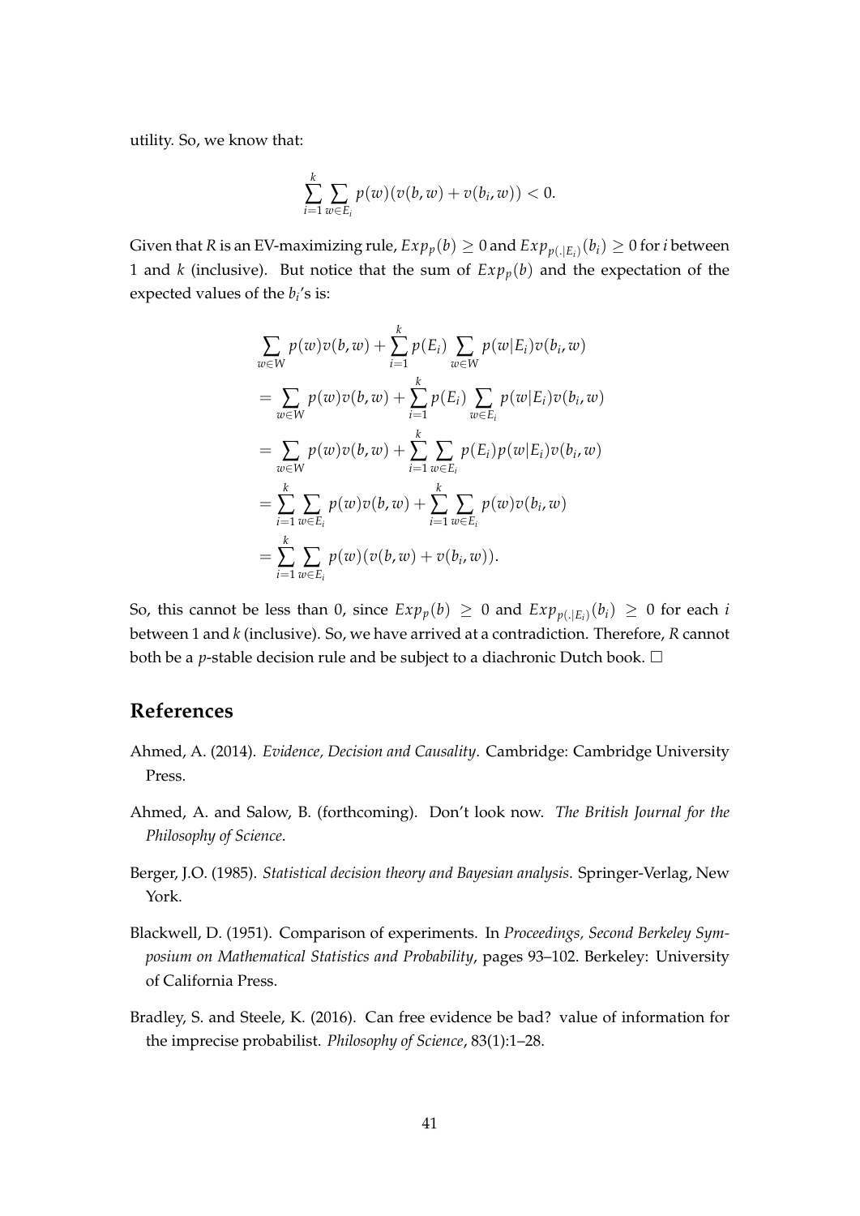utility. So, we know that:

$$\sum_{i=1}^{k} \sum_{w \in E_i} p(w)(v(b,w) + v(b_i,w)) < 0.$$

Given that $R$ is an EV-maximizing rule, $Exp_p(b) \geq 0$ and $Exp_{p(.|E_i)}(b_i) \geq 0$ for $i$ between 1 and $k$ (inclusive). But notice that the sum of $Exp_p(b)$ and the expectation of the expected values of the $b_i$'s is:

$$\begin{aligned}
&\sum_{w \in W} p(w)v(b,w) + \sum_{i=1}^{k} p(E_i) \sum_{w \in W} p(w|E_i)v(b_i,w) \\
&= \sum_{w \in W} p(w)v(b,w) + \sum_{i=1}^{k} p(E_i) \sum_{w \in E_i} p(w|E_i)v(b_i,w) \\
&= \sum_{w \in W} p(w)v(b,w) + \sum_{i=1}^{k} \sum_{w \in E_i} p(E_i)p(w|E_i)v(b_i,w) \\
&= \sum_{i=1}^{k} \sum_{w \in E_i} p(w)v(b,w) + \sum_{i=1}^{k} \sum_{w \in E_i} p(w)v(b_i,w) \\
&= \sum_{i=1}^{k} \sum_{w \in E_i} p(w)(v(b,w) + v(b_i,w)).
\end{aligned}$$

So, this cannot be less than 0, since $Exp_p(b) \geq 0$ and $Exp_{p(.|E_i)}(b_i) \geq 0$ for each $i$ between 1 and $k$ (inclusive). So, we have arrived at a contradiction. Therefore, $R$ cannot both be a $p$-stable decision rule and be subject to a diachronic Dutch book. □

## References

Ahmed, A. (2014). *Evidence, Decision and Causality*. Cambridge: Cambridge University Press.

Ahmed, A. and Salow, B. (forthcoming). Don't look now. *The British Journal for the Philosophy of Science*.

Berger, J.O. (1985). *Statistical decision theory and Bayesian analysis*. Springer-Verlag, New York.

Blackwell, D. (1951). Comparison of experiments. In *Proceedings, Second Berkeley Symposium on Mathematical Statistics and Probability*, pages 93–102. Berkeley: University of California Press.

Bradley, S. and Steele, K. (2016). Can free evidence be bad? value of information for the imprecise probabilist. *Philosophy of Science*, 83(1):1–28.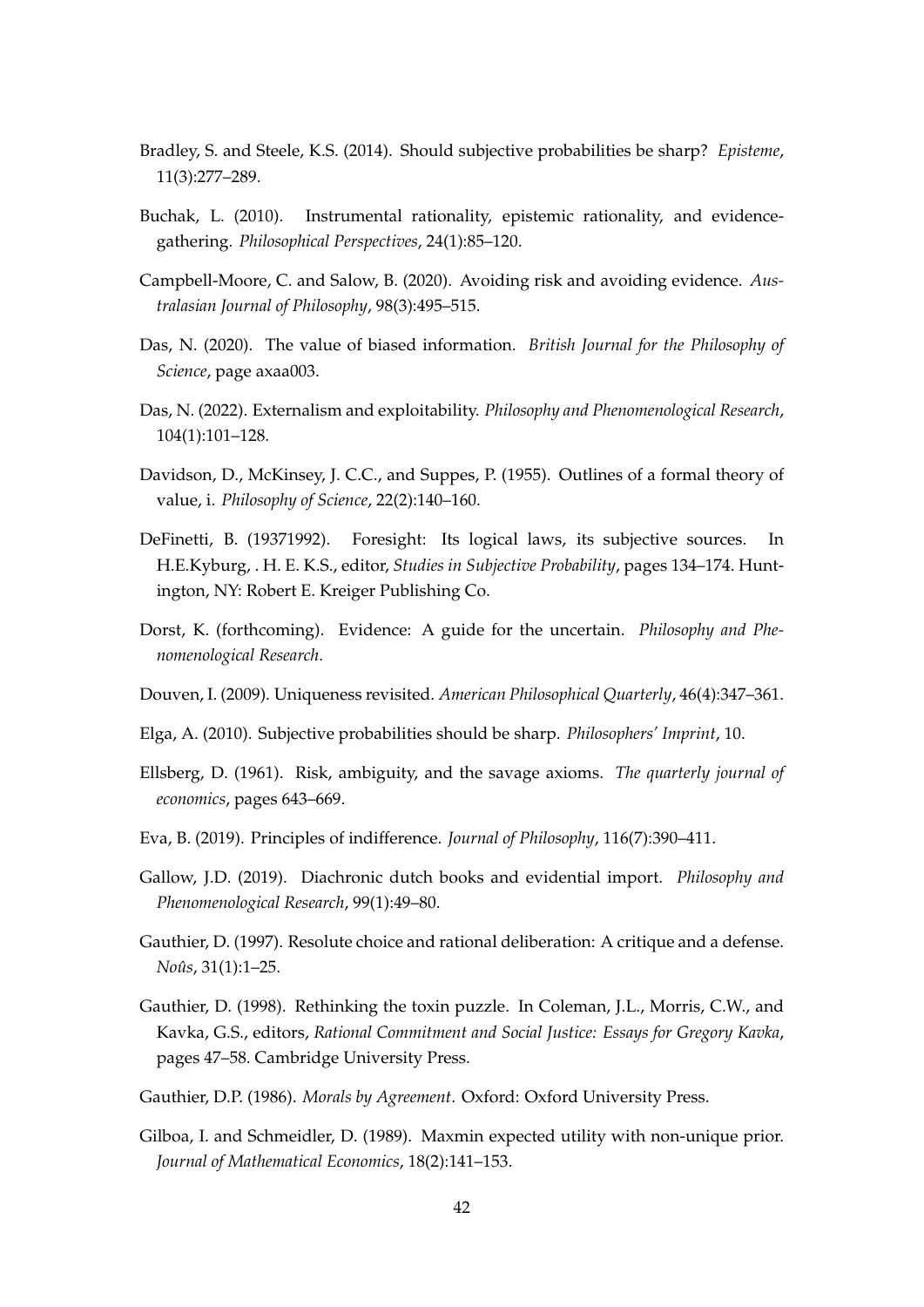Bradley, S. and Steele, K.S. (2014). Should subjective probabilities be sharp? *Episteme*, 11(3):277–289.

Buchak, L. (2010). Instrumental rationality, epistemic rationality, and evidence-gathering. *Philosophical Perspectives*, 24(1):85–120.

Campbell-Moore, C. and Salow, B. (2020). Avoiding risk and avoiding evidence. *Australasian Journal of Philosophy*, 98(3):495–515.

Das, N. (2020). The value of biased information. *British Journal for the Philosophy of Science*, page axaa003.

Das, N. (2022). Externalism and exploitability. *Philosophy and Phenomenological Research*, 104(1):101–128.

Davidson, D., McKinsey, J. C.C., and Suppes, P. (1955). Outlines of a formal theory of value, i. *Philosophy of Science*, 22(2):140–160.

DeFinetti, B. (19371992). Foresight: Its logical laws, its subjective sources. In H.E.Kyburg, . H. E. K.S., editor, *Studies in Subjective Probability*, pages 134–174. Huntington, NY: Robert E. Kreiger Publishing Co.

Dorst, K. (forthcoming). Evidence: A guide for the uncertain. *Philosophy and Phenomenological Research*.

Douven, I. (2009). Uniqueness revisited. *American Philosophical Quarterly*, 46(4):347–361.

Elga, A. (2010). Subjective probabilities should be sharp. *Philosophers' Imprint*, 10.

Ellsberg, D. (1961). Risk, ambiguity, and the savage axioms. *The quarterly journal of economics*, pages 643–669.

Eva, B. (2019). Principles of indifference. *Journal of Philosophy*, 116(7):390–411.

Gallow, J.D. (2019). Diachronic dutch books and evidential import. *Philosophy and Phenomenological Research*, 99(1):49–80.

Gauthier, D. (1997). Resolute choice and rational deliberation: A critique and a defense. *Noûs*, 31(1):1–25.

Gauthier, D. (1998). Rethinking the toxin puzzle. In Coleman, J.L., Morris, C.W., and Kavka, G.S., editors, *Rational Commitment and Social Justice: Essays for Gregory Kavka*, pages 47–58. Cambridge University Press.

Gauthier, D.P. (1986). *Morals by Agreement*. Oxford: Oxford University Press.

Gilboa, I. and Schmeidler, D. (1989). Maxmin expected utility with non-unique prior. *Journal of Mathematical Economics*, 18(2):141–153.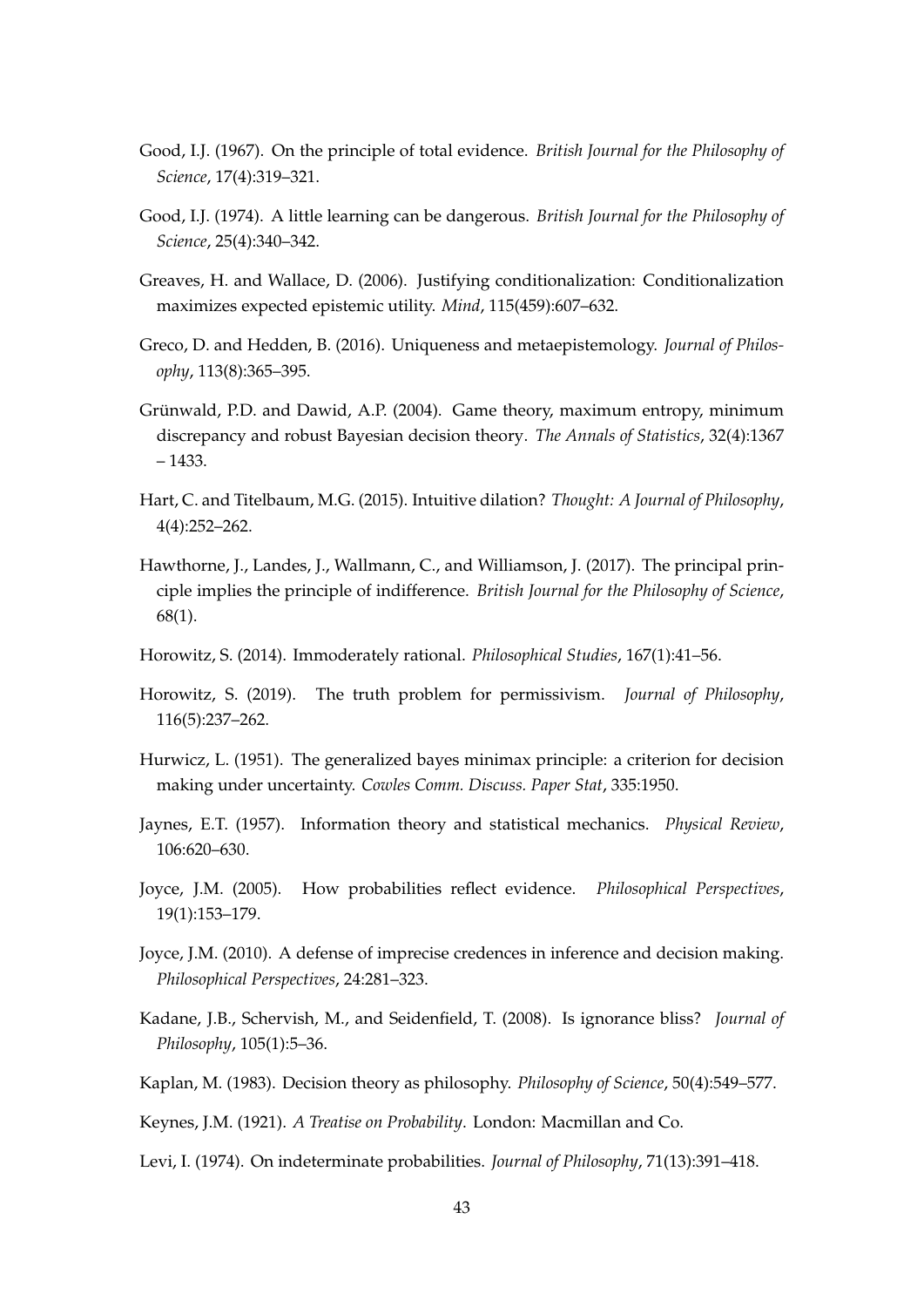Good, I.J. (1967). On the principle of total evidence. *British Journal for the Philosophy of Science*, 17(4):319–321.

Good, I.J. (1974). A little learning can be dangerous. *British Journal for the Philosophy of Science*, 25(4):340–342.

Greaves, H. and Wallace, D. (2006). Justifying conditionalization: Conditionalization maximizes expected epistemic utility. *Mind*, 115(459):607–632.

Greco, D. and Hedden, B. (2016). Uniqueness and metaepistemology. *Journal of Philosophy*, 113(8):365–395.

Grünwald, P.D. and Dawid, A.P. (2004). Game theory, maximum entropy, minimum discrepancy and robust Bayesian decision theory. *The Annals of Statistics*, 32(4):1367 – 1433.

Hart, C. and Titelbaum, M.G. (2015). Intuitive dilation? *Thought: A Journal of Philosophy*, 4(4):252–262.

Hawthorne, J., Landes, J., Wallmann, C., and Williamson, J. (2017). The principal principle implies the principle of indifference. *British Journal for the Philosophy of Science*, 68(1).

Horowitz, S. (2014). Immoderately rational. *Philosophical Studies*, 167(1):41–56.

Horowitz, S. (2019). The truth problem for permissivism. *Journal of Philosophy*, 116(5):237–262.

Hurwicz, L. (1951). The generalized bayes minimax principle: a criterion for decision making under uncertainty. *Cowles Comm. Discuss. Paper Stat*, 335:1950.

Jaynes, E.T. (1957). Information theory and statistical mechanics. *Physical Review*, 106:620–630.

Joyce, J.M. (2005). How probabilities reflect evidence. *Philosophical Perspectives*, 19(1):153–179.

Joyce, J.M. (2010). A defense of imprecise credences in inference and decision making. *Philosophical Perspectives*, 24:281–323.

Kadane, J.B., Schervish, M., and Seidenfield, T. (2008). Is ignorance bliss? *Journal of Philosophy*, 105(1):5–36.

Kaplan, M. (1983). Decision theory as philosophy. *Philosophy of Science*, 50(4):549–577.

Keynes, J.M. (1921). *A Treatise on Probability*. London: Macmillan and Co.

Levi, I. (1974). On indeterminate probabilities. *Journal of Philosophy*, 71(13):391–418.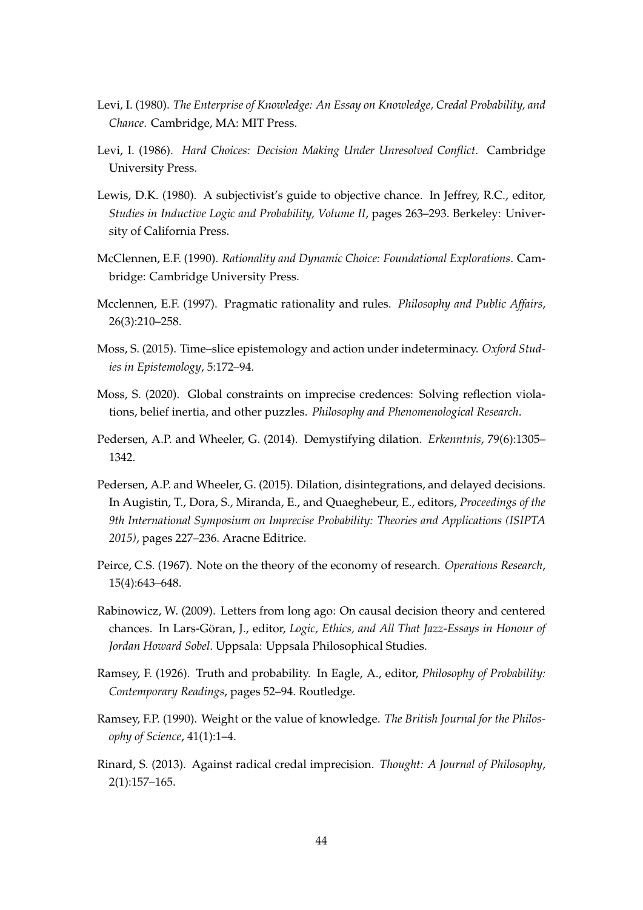Levi, I. (1980). *The Enterprise of Knowledge: An Essay on Knowledge, Credal Probability, and Chance*. Cambridge, MA: MIT Press.

Levi, I. (1986). *Hard Choices: Decision Making Under Unresolved Conflict*. Cambridge University Press.

Lewis, D.K. (1980). A subjectivist's guide to objective chance. In Jeffrey, R.C., editor, *Studies in Inductive Logic and Probability, Volume II*, pages 263–293. Berkeley: University of California Press.

McClennen, E.F. (1990). *Rationality and Dynamic Choice: Foundational Explorations*. Cambridge: Cambridge University Press.

Mcclennen, E.F. (1997). Pragmatic rationality and rules. *Philosophy and Public Affairs*, 26(3):210–258.

Moss, S. (2015). Time–slice epistemology and action under indeterminacy. *Oxford Studies in Epistemology*, 5:172–94.

Moss, S. (2020). Global constraints on imprecise credences: Solving reflection violations, belief inertia, and other puzzles. *Philosophy and Phenomenological Research*.

Pedersen, A.P. and Wheeler, G. (2014). Demystifying dilation. *Erkenntnis*, 79(6):1305–1342.

Pedersen, A.P. and Wheeler, G. (2015). Dilation, disintegrations, and delayed decisions. In Augistin, T., Dora, S., Miranda, E., and Quaeghebeur, E., editors, *Proceedings of the 9th International Symposium on Imprecise Probability: Theories and Applications (ISIPTA 2015)*, pages 227–236. Aracne Editrice.

Peirce, C.S. (1967). Note on the theory of the economy of research. *Operations Research*, 15(4):643–648.

Rabinowicz, W. (2009). Letters from long ago: On causal decision theory and centered chances. In Lars-Göran, J., editor, *Logic, Ethics, and All That Jazz-Essays in Honour of Jordan Howard Sobel*. Uppsala: Uppsala Philosophical Studies.

Ramsey, F. (1926). Truth and probability. In Eagle, A., editor, *Philosophy of Probability: Contemporary Readings*, pages 52–94. Routledge.

Ramsey, F.P. (1990). Weight or the value of knowledge. *The British Journal for the Philosophy of Science*, 41(1):1–4.

Rinard, S. (2013). Against radical credal imprecision. *Thought: A Journal of Philosophy*, 2(1):157–165.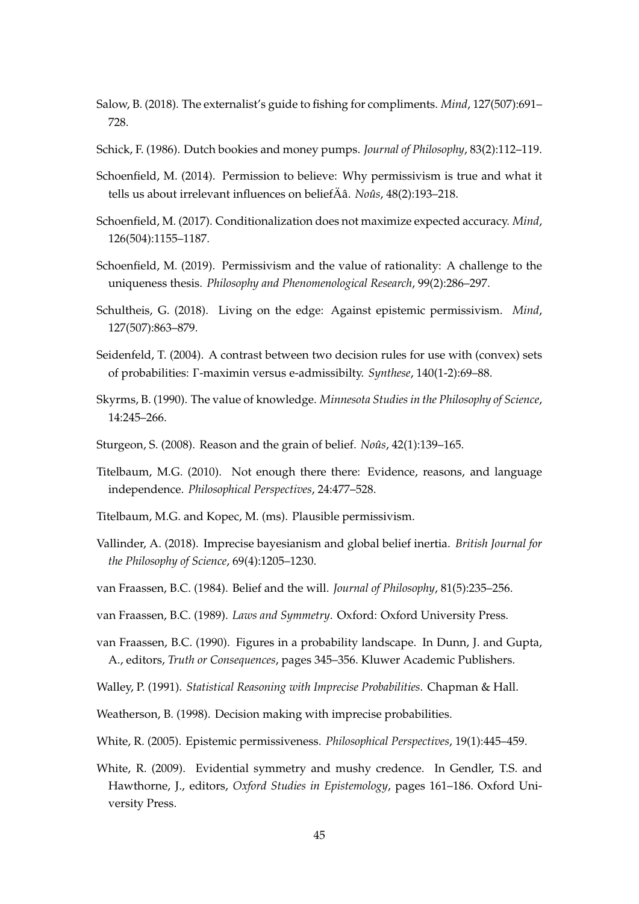Salow, B. (2018). The externalist's guide to fishing for compliments. *Mind*, 127(507):691–728.

Schick, F. (1986). Dutch bookies and money pumps. *Journal of Philosophy*, 83(2):112–119.

Schoenfield, M. (2014). Permission to believe: Why permissivism is true and what it tells us about irrelevant influences on beliefÄâ. *Noûs*, 48(2):193–218.

Schoenfield, M. (2017). Conditionalization does not maximize expected accuracy. *Mind*, 126(504):1155–1187.

Schoenfield, M. (2019). Permissivism and the value of rationality: A challenge to the uniqueness thesis. *Philosophy and Phenomenological Research*, 99(2):286–297.

Schultheis, G. (2018). Living on the edge: Against epistemic permissivism. *Mind*, 127(507):863–879.

Seidenfeld, T. (2004). A contrast between two decision rules for use with (convex) sets of probabilities: Γ-maximin versus e-admissibilty. *Synthese*, 140(1-2):69–88.

Skyrms, B. (1990). The value of knowledge. *Minnesota Studies in the Philosophy of Science*, 14:245–266.

Sturgeon, S. (2008). Reason and the grain of belief. *Noûs*, 42(1):139–165.

Titelbaum, M.G. (2010). Not enough there there: Evidence, reasons, and language independence. *Philosophical Perspectives*, 24:477–528.

Titelbaum, M.G. and Kopec, M. (ms). Plausible permissivism.

Vallinder, A. (2018). Imprecise bayesianism and global belief inertia. *British Journal for the Philosophy of Science*, 69(4):1205–1230.

van Fraassen, B.C. (1984). Belief and the will. *Journal of Philosophy*, 81(5):235–256.

van Fraassen, B.C. (1989). *Laws and Symmetry*. Oxford: Oxford University Press.

van Fraassen, B.C. (1990). Figures in a probability landscape. In Dunn, J. and Gupta, A., editors, *Truth or Consequences*, pages 345–356. Kluwer Academic Publishers.

Walley, P. (1991). *Statistical Reasoning with Imprecise Probabilities*. Chapman & Hall.

Weatherson, B. (1998). Decision making with imprecise probabilities.

White, R. (2005). Epistemic permissiveness. *Philosophical Perspectives*, 19(1):445–459.

White, R. (2009). Evidential symmetry and mushy credence. In Gendler, T.S. and Hawthorne, J., editors, *Oxford Studies in Epistemology*, pages 161–186. Oxford University Press.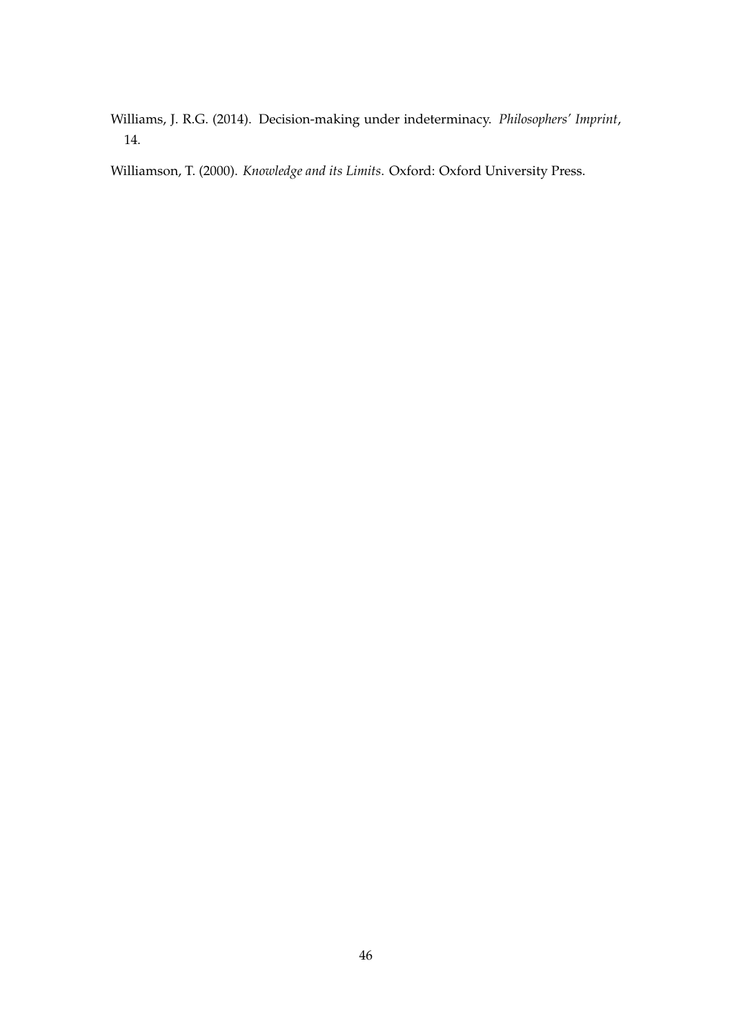Williams, J. R.G. (2014). Decision-making under indeterminacy. *Philosophers' Imprint*, 14.

Williamson, T. (2000). *Knowledge and its Limits*. Oxford: Oxford University Press.